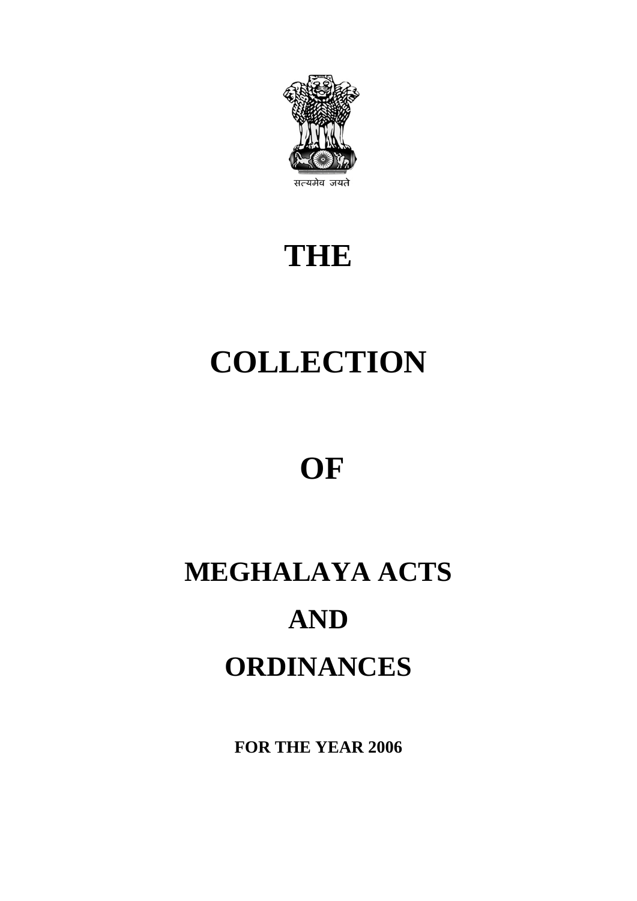सत्यमेव जयते

# THE

# COLLECTION

# OF

# MEGHALAYA ACTS

# AND

# ORDINANCES

**FOR THE YEAR 2006**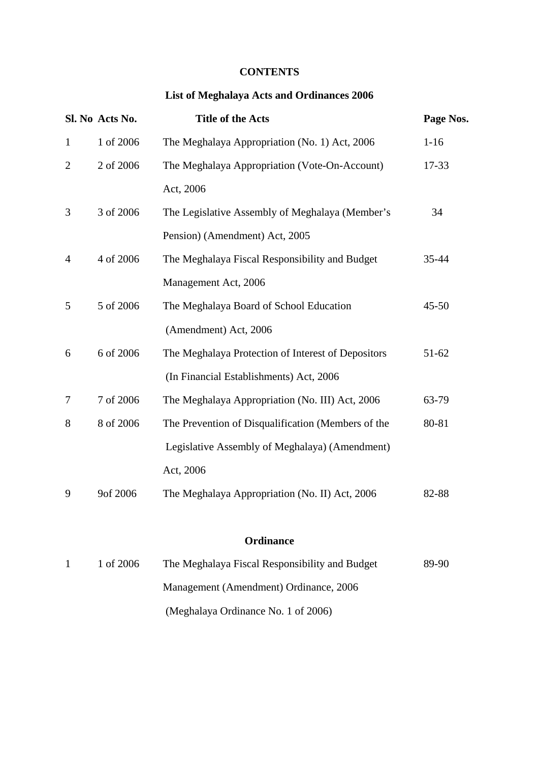# CONTENTS

## List of Meghalaya Acts and Ordinances 2006

| Sl. No | Acts No. | Title of the Acts | Page Nos. |
|---|---|---|---|
| 1 | 1 of 2006 | The Meghalaya Appropriation (No. 1) Act, 2006 | 1-16 |
| 2 | 2 of 2006 | The Meghalaya Appropriation (Vote-On-Account) Act, 2006 | 17-33 |
| 3 | 3 of 2006 | The Legislative Assembly of Meghalaya (Member's Pension) (Amendment) Act, 2005 | 34 |
| 4 | 4 of 2006 | The Meghalaya Fiscal Responsibility and Budget Management Act, 2006 | 35-44 |
| 5 | 5 of 2006 | The Meghalaya Board of School Education (Amendment) Act, 2006 | 45-50 |
| 6 | 6 of 2006 | The Meghalaya Protection of Interest of Depositors (In Financial Establishments) Act, 2006 | 51-62 |
| 7 | 7 of 2006 | The Meghalaya Appropriation (No. III) Act, 2006 | 63-79 |
| 8 | 8 of 2006 | The Prevention of Disqualification (Members of the Legislative Assembly of Meghalaya) (Amendment) Act, 2006 | 80-81 |
| 9 | 9of 2006 | The Meghalaya Appropriation (No. II) Act, 2006 | 82-88 |

### Ordinance

| Sl. No | Acts No. | Title of the Acts | Page Nos. |
|---|---|---|---|
| 1 | 1 of 2006 | The Meghalaya Fiscal Responsibility and Budget Management (Amendment) Ordinance, 2006 (Meghalaya Ordinance No. 1 of 2006) | 89-90 |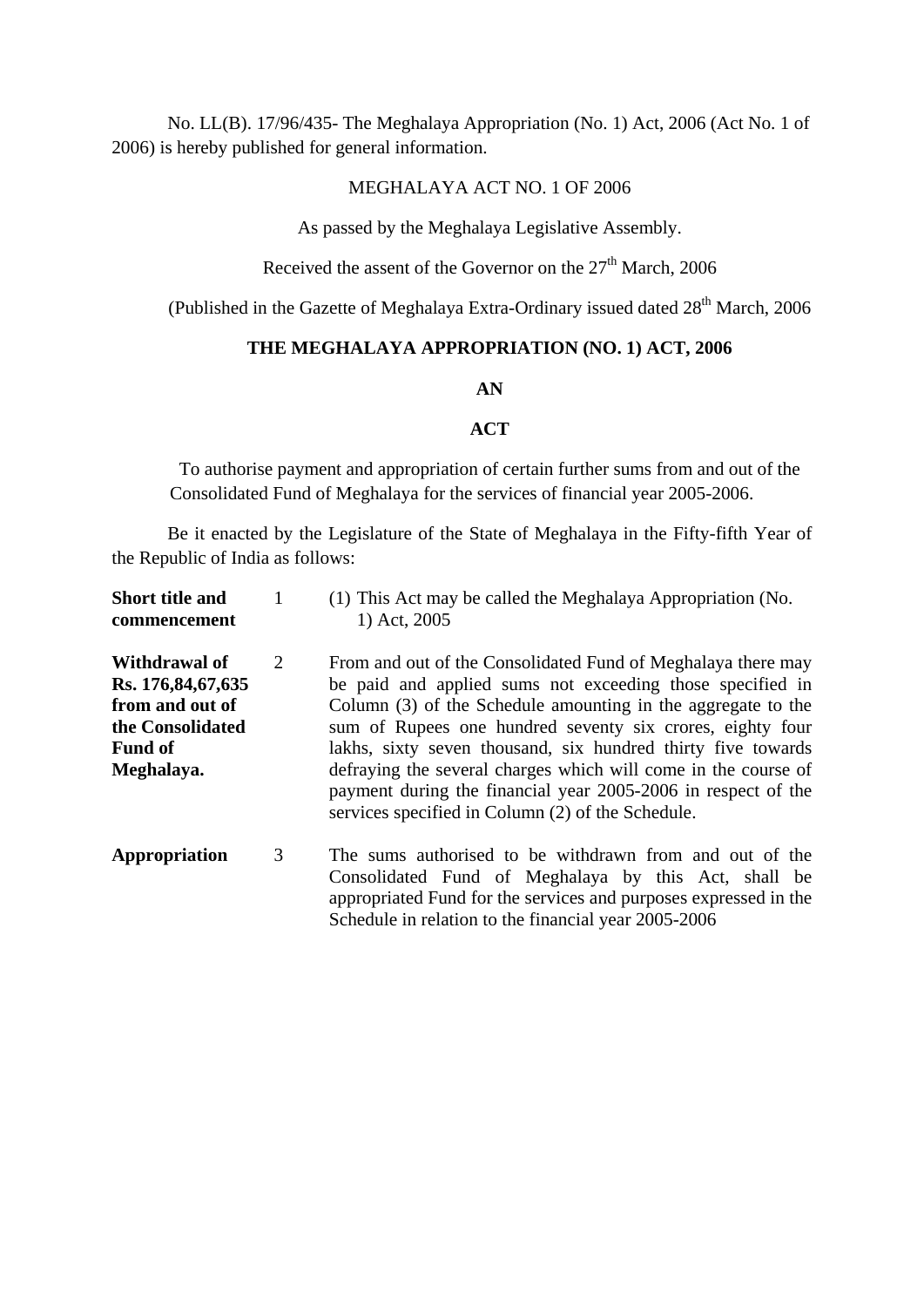No. LL(B). 17/96/435- The Meghalaya Appropriation (No. 1) Act, 2006 (Act No. 1 of 2006) is hereby published for general information.

MEGHALAYA ACT NO. 1 OF 2006

As passed by the Meghalaya Legislative Assembly.

Received the assent of the Governor on the 27th March, 2006

(Published in the Gazette of Meghalaya Extra-Ordinary issued dated 28th March, 2006

**THE MEGHALAYA APPROPRIATION (NO. 1) ACT, 2006**

**AN**

**ACT**

To authorise payment and appropriation of certain further sums from and out of the Consolidated Fund of Meghalaya for the services of financial year 2005-2006.

Be it enacted by the Legislature of the State of Meghalaya in the Fifty-fifth Year of the Republic of India as follows:

**Short title and commencement** 1 (1) This Act may be called the Meghalaya Appropriation (No. 1) Act, 2005

**Withdrawal of Rs. 176,84,67,635 from and out of the Consolidated Fund of Meghalaya.** 2 From and out of the Consolidated Fund of Meghalaya there may be paid and applied sums not exceeding those specified in Column (3) of the Schedule amounting in the aggregate to the sum of Rupees one hundred seventy six crores, eighty four lakhs, sixty seven thousand, six hundred thirty five towards defraying the several charges which will come in the course of payment during the financial year 2005-2006 in respect of the services specified in Column (2) of the Schedule.

**Appropriation** 3 The sums authorised to be withdrawn from and out of the Consolidated Fund of Meghalaya by this Act, shall be appropriated Fund for the services and purposes expressed in the Schedule in relation to the financial year 2005-2006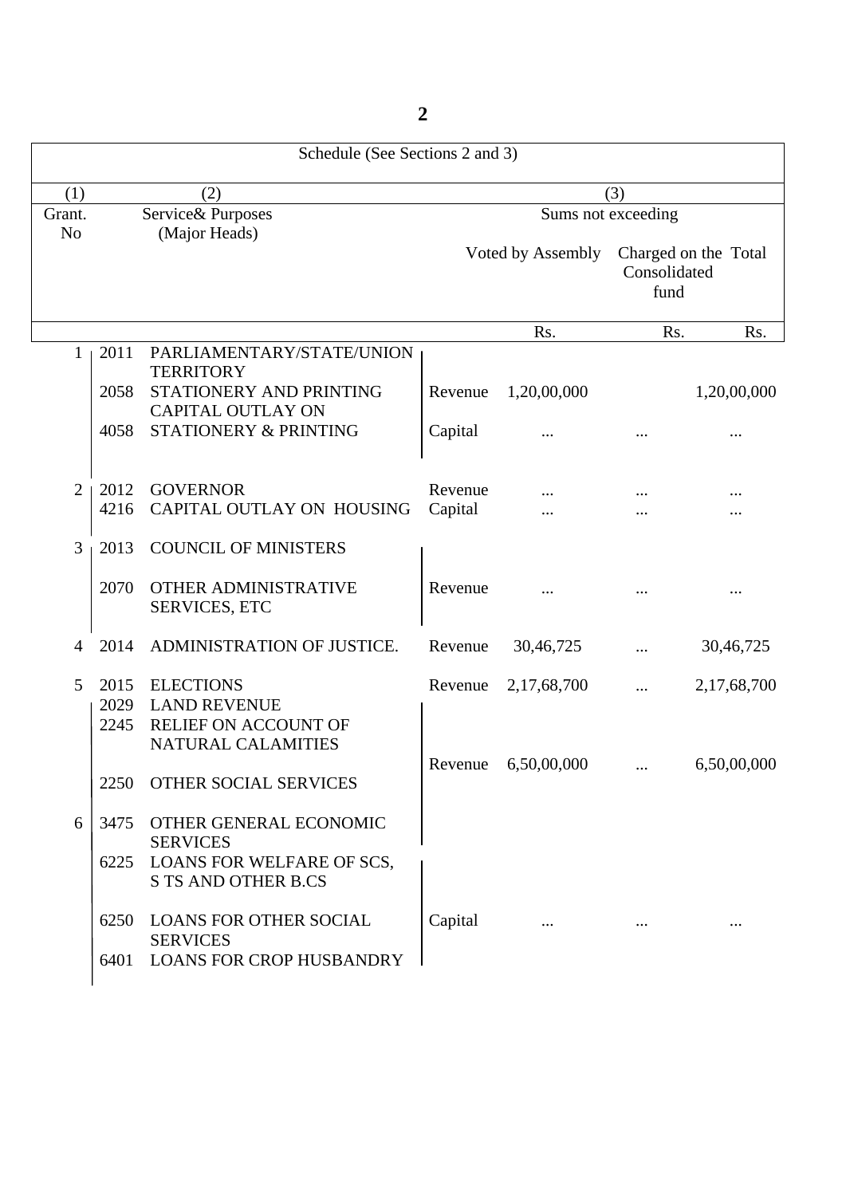Schedule (See Sections 2 and 3)

| (1) | (2) | | | (3) | | |
|---|---|---|---|---|---|---|
| Grant. No | Service& Purposes (Major Heads) | | | Sums not exceeding | | |
| | | | | Voted by Assembly | Charged on the Consolidated fund | Total |
| | | | | Rs. | Rs. | Rs. |
| 1 | 2011 | PARLIAMENTARY/STATE/UNION TERRITORY | | | | |
| | 2058 | STATIONERY AND PRINTING | Revenue | 1,20,00,000 | | 1,20,00,000 |
| | 4058 | CAPITAL OUTLAY ON STATIONERY & PRINTING | Capital | ... | ... | ... |
| 2 | 2012 | GOVERNOR | Revenue | ... | ... | ... |
| | 4216 | CAPITAL OUTLAY ON HOUSING | Capital | ... | ... | ... |
| 3 | 2013 | COUNCIL OF MINISTERS | | | | |
| | 2070 | OTHER ADMINISTRATIVE SERVICES, ETC | Revenue | ... | ... | ... |
| 4 | 2014 | ADMINISTRATION OF JUSTICE. | Revenue | 30,46,725 | ... | 30,46,725 |
| 5 | 2015 | ELECTIONS | Revenue | 2,17,68,700 | ... | 2,17,68,700 |
| 6 | 2029 | LAND REVENUE | | | | |
| | 2245 | RELIEF ON ACCOUNT OF NATURAL CALAMITIES | | | | |
| | 2250 | OTHER SOCIAL SERVICES | Revenue | 6,50,00,000 | ... | 6,50,00,000 |
| | 3475 | OTHER GENERAL ECONOMIC SERVICES | | | | |
| | 6225 | LOANS FOR WELFARE OF SCS, S TS AND OTHER B.CS | | | | |
| | 6250 | LOANS FOR OTHER SOCIAL SERVICES | Capital | ... | ... | ... |
| | 6401 | LOANS FOR CROP HUSBANDRY | | | | |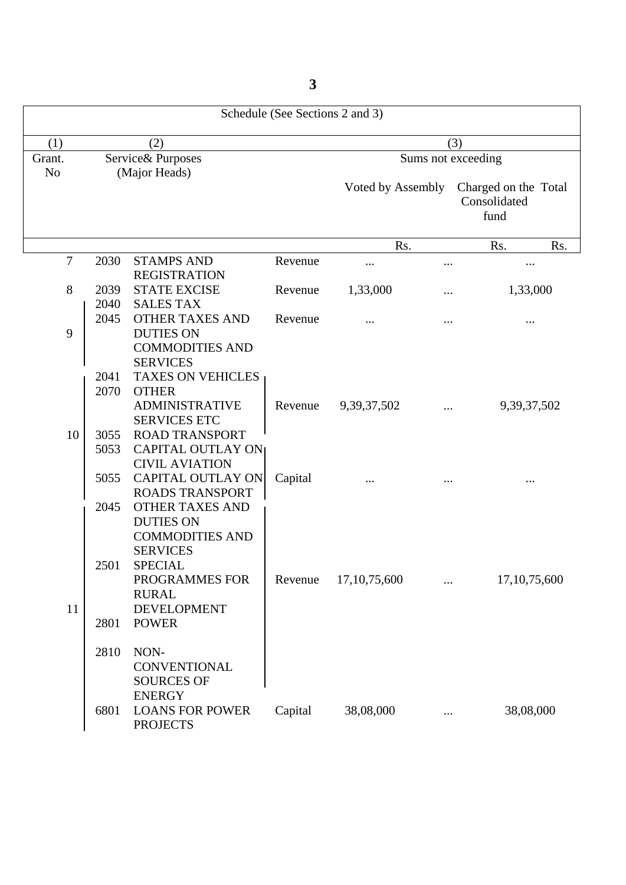Schedule (See Sections 2 and 3)

| (1) | (2) | | | (3) | | |
|---|---|---|---|---|---|---|
| Grant. No | Service& Purposes (Major Heads) | | | Sums not exceeding | | |
| | | | | Voted by Assembly | Charged on the Consolidated fund | Total |
| | | | | Rs. | Rs. | Rs. |
| 7 | 2030 | STAMPS AND REGISTRATION | Revenue | ... | ... | ... |
| 8 | 2039 | STATE EXCISE | Revenue | 1,33,000 | ... | 1,33,000 |
| 9 | 2040 | SALES TAX | Revenue | ... | ... | ... |
| | 2045 | OTHER TAXES AND DUTIES ON COMMODITIES AND SERVICES | | | | |
| 10 | 2041 | TAXES ON VEHICLES | Revenue | 9,39,37,502 | ... | 9,39,37,502 |
| | 2070 | OTHER ADMINISTRATIVE SERVICES ETC | | | | |
| | 3055 | ROAD TRANSPORT | | | | |
| | 5053 | CAPITAL OUTLAY ON CIVIL AVIATION | Capital | ... | ... | ... |
| | 5055 | CAPITAL OUTLAY ON ROADS TRANSPORT | | | | |
| 11 | 2045 | OTHER TAXES AND DUTIES ON COMMODITIES AND SERVICES | Revenue | 17,10,75,600 | ... | 17,10,75,600 |
| | 2501 | SPECIAL PROGRAMMES FOR RURAL DEVELOPMENT | | | | |
| | 2801 | POWER | | | | |
| | 2810 | NON-CONVENTIONAL SOURCES OF ENERGY | | | | |
| | 6801 | LOANS FOR POWER PROJECTS | Capital | 38,08,000 | ... | 38,08,000 |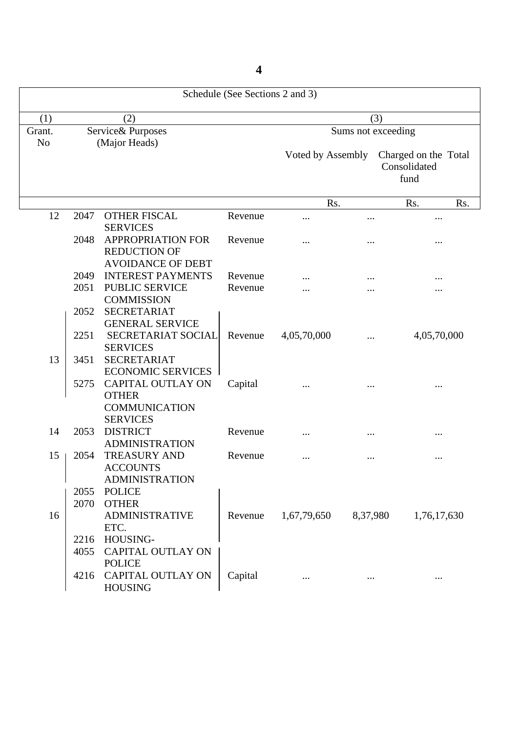Schedule (See Sections 2 and 3)

| (1) | (2) | | | (3) | | |
|---|---|---|---|---|---|---|
| Grant. No | Service& Purposes (Major Heads) | | | Sums not exceeding | | |
| | | | | Voted by Assembly | Charged on the Consolidated fund | Total |
| | | | | Rs. | Rs. | Rs. |
| 12 | 2047 | OTHER FISCAL SERVICES | Revenue | ... | ... | ... |
| | 2048 | APPROPRIATION FOR REDUCTION OF AVOIDANCE OF DEBT | Revenue | ... | ... | ... |
| | 2049 | INTEREST PAYMENTS | Revenue | ... | ... | ... |
| | 2051 | PUBLIC SERVICE COMMISSION | Revenue | ... | ... | ... |
| 13 | 2052 | SECRETARIAT GENERAL SERVICE | Revenue | 4,05,70,000 | ... | 4,05,70,000 |
| | 2251 | SECRETARIAT SOCIAL SERVICES | | | | |
| | 3451 | SECRETARIAT ECONOMIC SERVICES | | | | |
| | 5275 | CAPITAL OUTLAY ON OTHER COMMUNICATION SERVICES | Capital | ... | ... | ... |
| 14 | 2053 | DISTRICT ADMINISTRATION | Revenue | ... | ... | ... |
| 15 | 2054 | TREASURY AND ACCOUNTS ADMINISTRATION | Revenue | ... | ... | ... |
| 16 | 2055 | POLICE | Revenue | 1,67,79,650 | 8,37,980 | 1,76,17,630 |
| | 2070 | OTHER ADMINISTRATIVE ETC. | | | | |
| | 2216 | HOUSING- | | | | |
| | 4055 | CAPITAL OUTLAY ON POLICE | Capital | ... | ... | ... |
| | 4216 | CAPITAL OUTLAY ON HOUSING | | | | |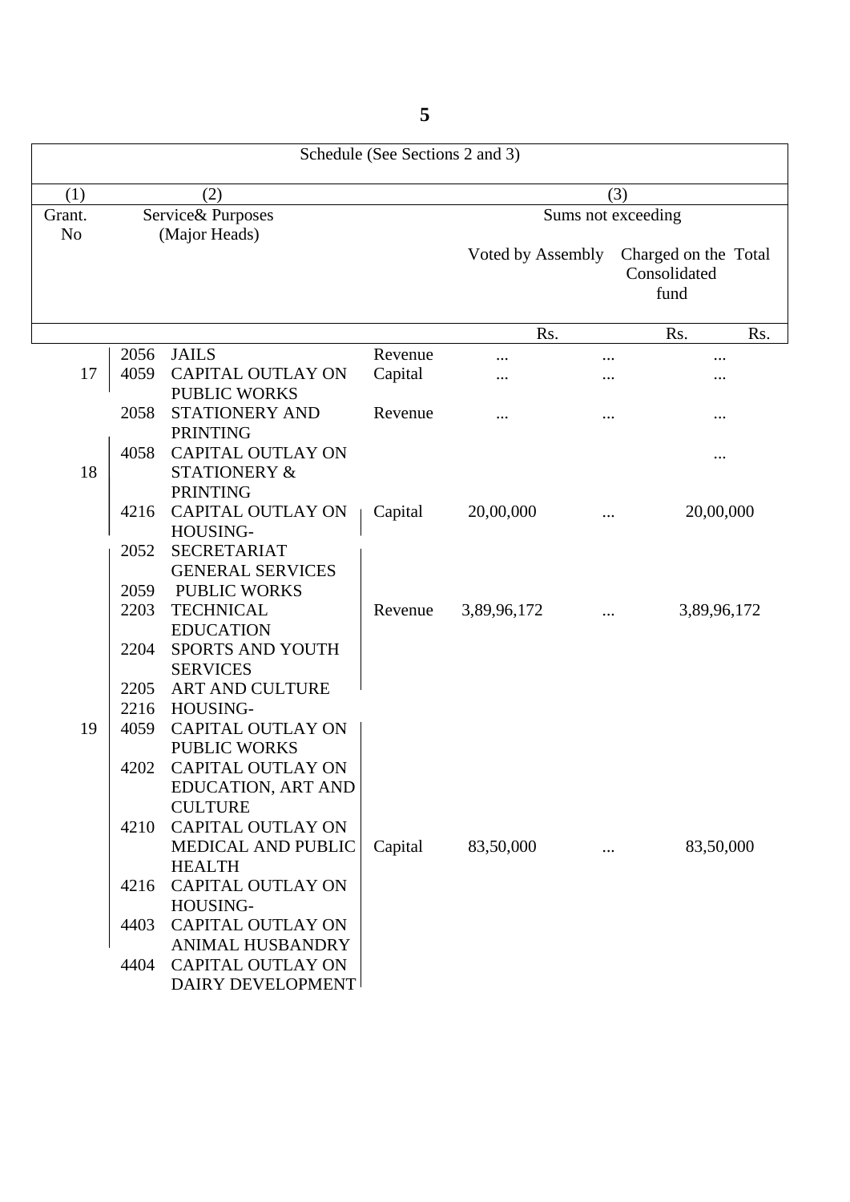| (1) | (2) | | | (3) | | |
|---|---|---|---|---|---|---|
| Grant. No | Service& Purposes (Major Heads) | | | Sums not exceeding | | |
| | | | | Voted by Assembly | Charged on the Consolidated fund | Total |
| | | | | Rs. | Rs. | Rs. |
| 17 | 2056 | JAILS | Revenue | ... | ... | ... |
| | 4059 | CAPITAL OUTLAY ON PUBLIC WORKS | Capital | ... | ... | ... |
| 18 | 2058 | STATIONERY AND PRINTING | Revenue | ... | ... | ... |
| | 4058 | CAPITAL OUTLAY ON STATIONERY & PRINTING | | | | ... |
| | 4216 | CAPITAL OUTLAY ON HOUSING- | Capital | 20,00,000 | ... | 20,00,000 |
| 19 | 2052 | SECRETARIAT GENERAL SERVICES | Revenue | 3,89,96,172 | ... | 3,89,96,172 |
| | 2059 | PUBLIC WORKS | | | | |
| | 2203 | TECHNICAL EDUCATION | | | | |
| | 2204 | SPORTS AND YOUTH SERVICES | | | | |
| | 2205 | ART AND CULTURE | | | | |
| | 2216 | HOUSING- | | | | |
| | 4059 | CAPITAL OUTLAY ON PUBLIC WORKS | Capital | 83,50,000 | ... | 83,50,000 |
| | 4202 | CAPITAL OUTLAY ON EDUCATION, ART AND CULTURE | | | | |
| | 4210 | CAPITAL OUTLAY ON MEDICAL AND PUBLIC HEALTH | | | | |
| | 4216 | CAPITAL OUTLAY ON HOUSING- | | | | |
| | 4403 | CAPITAL OUTLAY ON ANIMAL HUSBANDRY | | | | |
| | 4404 | CAPITAL OUTLAY ON DAIRY DEVELOPMENT | | | | |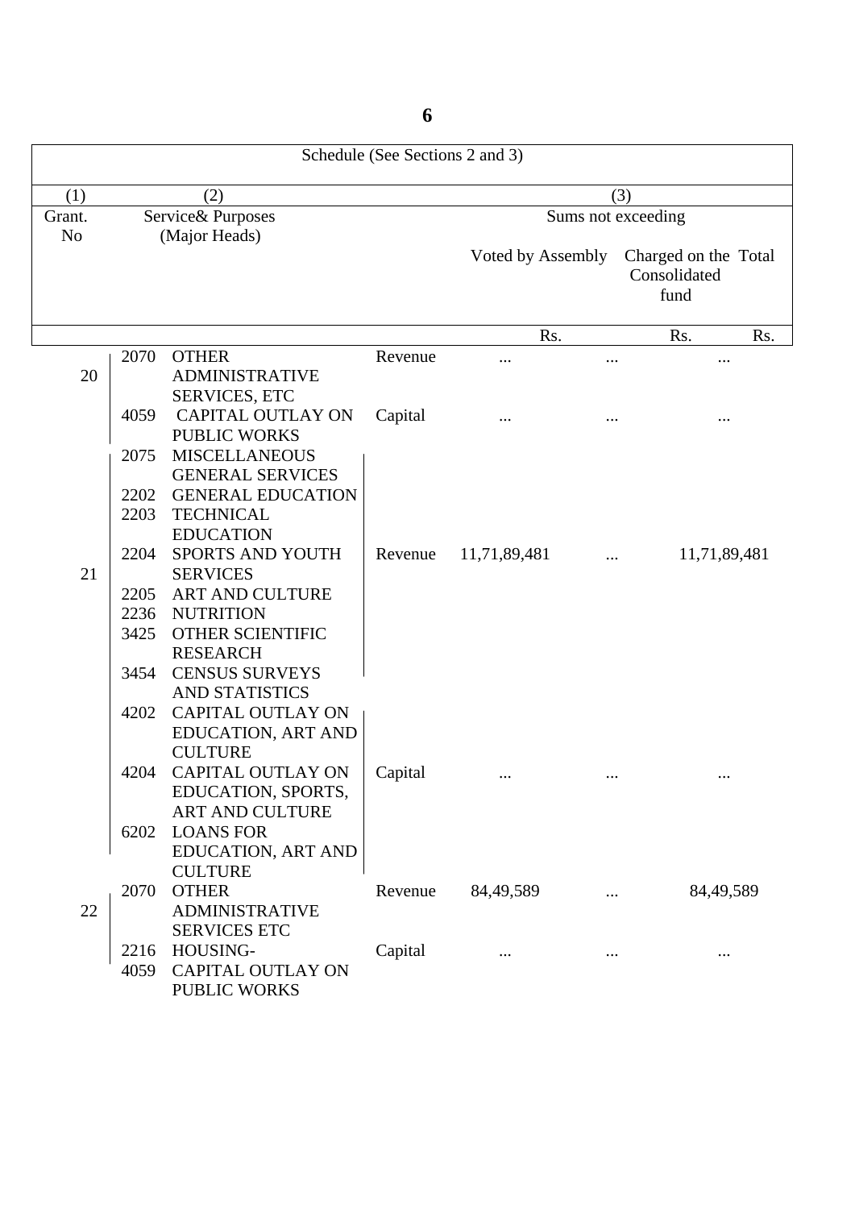| Schedule (See Sections 2 and 3) | | | | | | |
|---|---|---|---|---|---|---|
| (1) | (2) | | | (3) | | |
| Grant. No | Service& Purposes (Major Heads) | | | Sums not exceeding | | |
| | | | | Voted by Assembly | Charged on the Consolidated fund | Total |
| | | | | Rs. | Rs. | Rs. |
| 20 | 2070 | OTHER ADMINISTRATIVE SERVICES, ETC | Revenue | ... | ... | ... |
| | 4059 | CAPITAL OUTLAY ON PUBLIC WORKS | Capital | ... | ... | ... |
| 21 | 2075 | MISCELLANEOUS GENERAL SERVICES | Revenue | 11,71,89,481 | ... | 11,71,89,481 |
| | 2202 | GENERAL EDUCATION | | | | |
| | 2203 | TECHNICAL EDUCATION | | | | |
| | 2204 | SPORTS AND YOUTH SERVICES | | | | |
| | 2205 | ART AND CULTURE | | | | |
| | 2236 | NUTRITION | | | | |
| | 3425 | OTHER SCIENTIFIC RESEARCH | | | | |
| | 3454 | CENSUS SURVEYS AND STATISTICS | | | | |
| | 4202 | CAPITAL OUTLAY ON EDUCATION, ART AND CULTURE | Capital | ... | ... | ... |
| | 4204 | CAPITAL OUTLAY ON EDUCATION, SPORTS, ART AND CULTURE | | | | |
| | 6202 | LOANS FOR EDUCATION, ART AND CULTURE | | | | |
| 22 | 2070 | OTHER ADMINISTRATIVE SERVICES ETC | Revenue | 84,49,589 | ... | 84,49,589 |
| | 2216 | HOUSING- | Capital | ... | ... | ... |
| | 4059 | CAPITAL OUTLAY ON PUBLIC WORKS | | | | |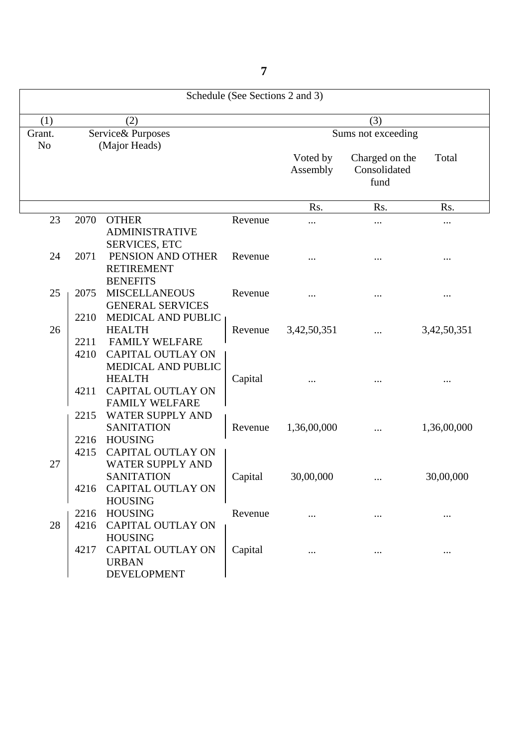| Schedule (See Sections 2 and 3) | | | | | | |
|---|---|---|---|---|---|---|
| (1) | (2) | | | (3) | | |
| Grant. No | Service& Purposes (Major Heads) | | | Sums not exceeding | | |
| | | | | Voted by Assembly | Charged on the Consolidated fund | Total |
| | | | | Rs. | Rs. | Rs. |
| 23 | 2070 | OTHER ADMINISTRATIVE SERVICES, ETC | Revenue | ... | ... | ... |
| 24 | 2071 | PENSION AND OTHER RETIREMENT BENEFITS | Revenue | ... | ... | ... |
| 25 | 2075 | MISCELLANEOUS GENERAL SERVICES | Revenue | ... | ... | ... |
| 26 | 2210 | MEDICAL AND PUBLIC HEALTH | Revenue | 3,42,50,351 | ... | 3,42,50,351 |
| | 2211 | FAMILY WELFARE | | | | |
| | 4210 | CAPITAL OUTLAY ON MEDICAL AND PUBLIC HEALTH | Capital | ... | ... | ... |
| | 4211 | CAPITAL OUTLAY ON FAMILY WELFARE | | | | |
| 27 | 2215 | WATER SUPPLY AND SANITATION | Revenue | 1,36,00,000 | ... | 1,36,00,000 |
| | 2216 | HOUSING | | | | |
| | 4215 | CAPITAL OUTLAY ON WATER SUPPLY AND SANITATION | Capital | 30,00,000 | ... | 30,00,000 |
| | 4216 | CAPITAL OUTLAY ON HOUSING | | | | |
| 28 | 2216 | HOUSING | Revenue | ... | ... | ... |
| | 4216 | CAPITAL OUTLAY ON HOUSING | Capital | ... | ... | ... |
| | 4217 | CAPITAL OUTLAY ON URBAN DEVELOPMENT | | | | |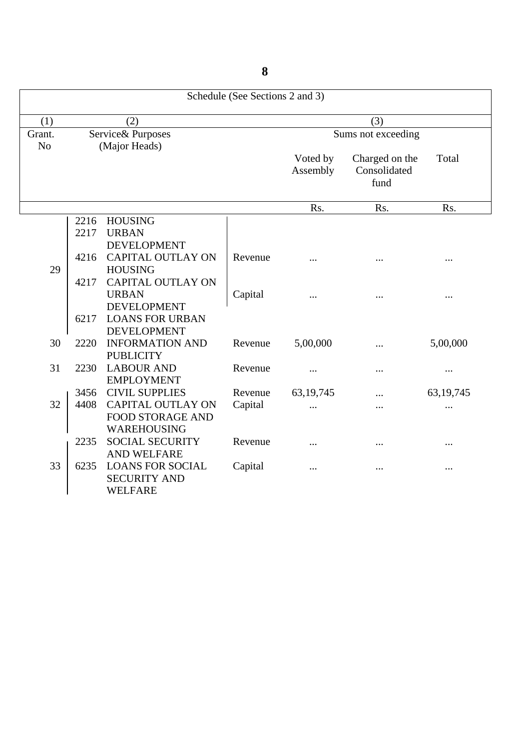| Schedule (See Sections 2 and 3) | | | | | | |
|---|---|---|---|---|---|---|
| (1) | (2) | | | (3) | | |
| Grant. No | Service& Purposes (Major Heads) | | | Sums not exceeding | | |
| | | | | Voted by Assembly | Charged on the Consolidated fund | Total |
| | | | | Rs. | Rs. | Rs. |
| 29 | 2216 | HOUSING | | | | |
| | 2217 | URBAN DEVELOPMENT | | | | |
| | 4216 | CAPITAL OUTLAY ON HOUSING | Revenue | ... | ... | ... |
| | 4217 | CAPITAL OUTLAY ON URBAN DEVELOPMENT | Capital | ... | ... | ... |
| | 6217 | LOANS FOR URBAN DEVELOPMENT | | | | |
| 30 | 2220 | INFORMATION AND PUBLICITY | Revenue | 5,00,000 | ... | 5,00,000 |
| 31 | 2230 | LABOUR AND EMPLOYMENT | Revenue | ... | ... | ... |
| 32 | 3456 | CIVIL SUPPLIES | Revenue | 63,19,745 | ... | 63,19,745 |
| | 4408 | CAPITAL OUTLAY ON FOOD STORAGE AND WAREHOUSING | Capital | ... | ... | ... |
| 33 | 2235 | SOCIAL SECURITY AND WELFARE | Revenue | ... | ... | ... |
| | 6235 | LOANS FOR SOCIAL SECURITY AND WELFARE | Capital | ... | ... | ... |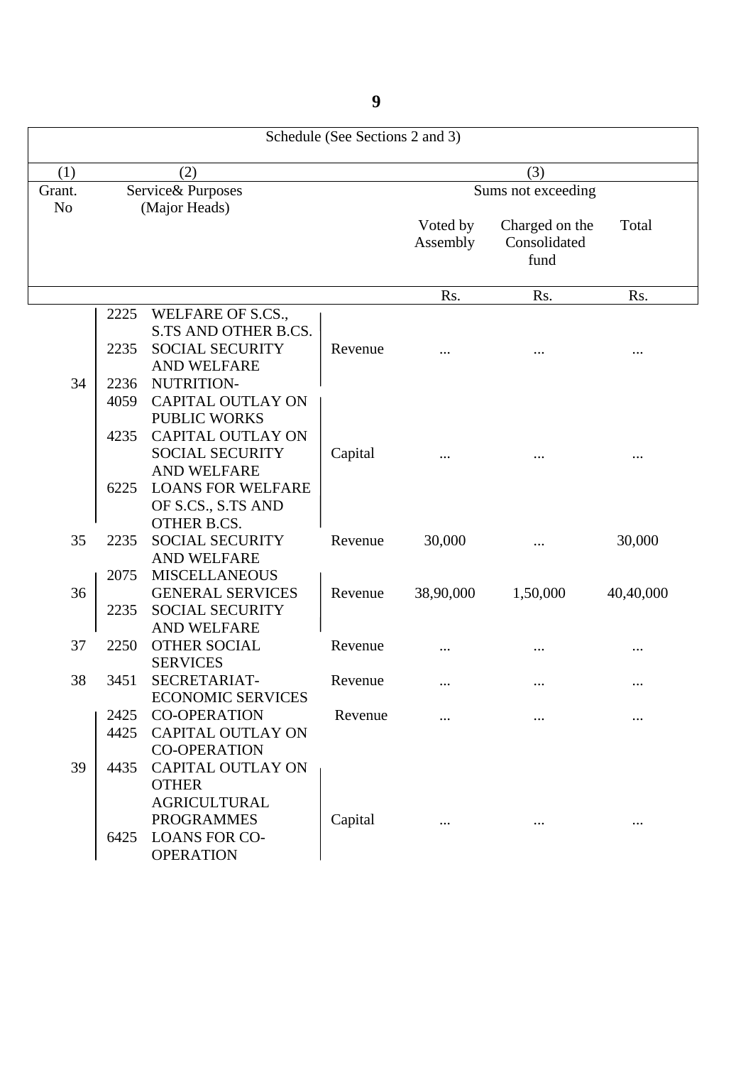Schedule (See Sections 2 and 3)

| (1) | (2) | | | (3) | | |
|---|---|---|---|---|---|---|
| Grant. No | Service& Purposes (Major Heads) | | | Sums not exceeding | | |
| | | | | Voted by Assembly | Charged on the Consolidated fund | Total |
| | | | | Rs. | Rs. | Rs. |
| 34 | 2225 | WELFARE OF S.CS., S.TS AND OTHER B.CS. | Revenue | ... | ... | ... |
| | 2235 | SOCIAL SECURITY AND WELFARE | | | | |
| | 2236 | NUTRITION- | | | | |
| | 4059 | CAPITAL OUTLAY ON PUBLIC WORKS | Capital | ... | ... | ... |
| | 4235 | CAPITAL OUTLAY ON SOCIAL SECURITY AND WELFARE | | | | |
| | 6225 | LOANS FOR WELFARE OF S.CS., S.TS AND OTHER B.CS. | | | | |
| 35 | 2235 | SOCIAL SECURITY AND WELFARE | Revenue | 30,000 | ... | 30,000 |
| 36 | 2075 | MISCELLANEOUS GENERAL SERVICES | Revenue | 38,90,000 | 1,50,000 | 40,40,000 |
| | 2235 | SOCIAL SECURITY AND WELFARE | | | | |
| 37 | 2250 | OTHER SOCIAL SERVICES | Revenue | ... | ... | ... |
| 38 | 3451 | SECRETARIAT-ECONOMIC SERVICES | Revenue | ... | ... | ... |
| 39 | 2425 | CO-OPERATION | Revenue | ... | ... | ... |
| | 4425 | CAPITAL OUTLAY ON CO-OPERATION | Capital | ... | ... | ... |
| | 4435 | CAPITAL OUTLAY ON OTHER AGRICULTURAL PROGRAMMES | | | | |
| | 6425 | LOANS FOR CO-OPERATION | | | | |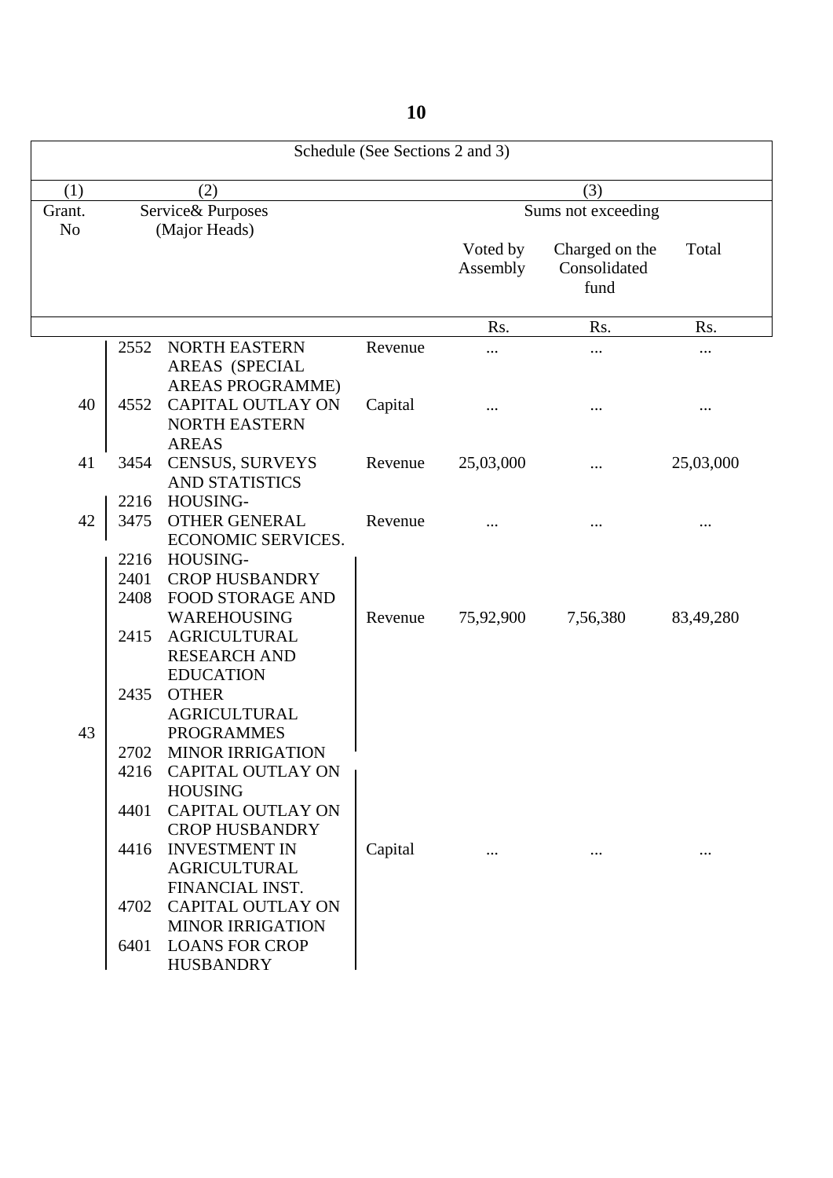Schedule (See Sections 2 and 3)

| (1) | (2) | | | (3) | | |
|---|---|---|---|---|---|---|
| Grant. No | Service& Purposes (Major Heads) | | | Sums not exceeding | | |
| | | | | Voted by Assembly | Charged on the Consolidated fund | Total |
| | | | | Rs. | Rs. | Rs. |
| 40 | 2552 | NORTH EASTERN AREAS (SPECIAL AREAS PROGRAMME) | Revenue | ... | ... | ... |
| | 4552 | CAPITAL OUTLAY ON NORTH EASTERN AREAS | Capital | ... | ... | ... |
| 41 | 3454 | CENSUS, SURVEYS AND STATISTICS | Revenue | 25,03,000 | ... | 25,03,000 |
| 42 | 2216 | HOUSING- | | | | |
| | 3475 | OTHER GENERAL ECONOMIC SERVICES. | Revenue | ... | ... | ... |
| 43 | 2216 | HOUSING- | Revenue | 75,92,900 | 7,56,380 | 83,49,280 |
| | 2401 | CROP HUSBANDRY | | | | |
| | 2408 | FOOD STORAGE AND WAREHOUSING | | | | |
| | 2415 | AGRICULTURAL RESEARCH AND EDUCATION | | | | |
| | 2435 | OTHER AGRICULTURAL PROGRAMMES | | | | |
| | 2702 | MINOR IRRIGATION | | | | |
| | 4216 | CAPITAL OUTLAY ON HOUSING | Capital | ... | ... | ... |
| | 4401 | CAPITAL OUTLAY ON CROP HUSBANDRY | | | | |
| | 4416 | INVESTMENT IN AGRICULTURAL FINANCIAL INST. | | | | |
| | 4702 | CAPITAL OUTLAY ON MINOR IRRIGATION | | | | |
| | 6401 | LOANS FOR CROP HUSBANDRY | | | | |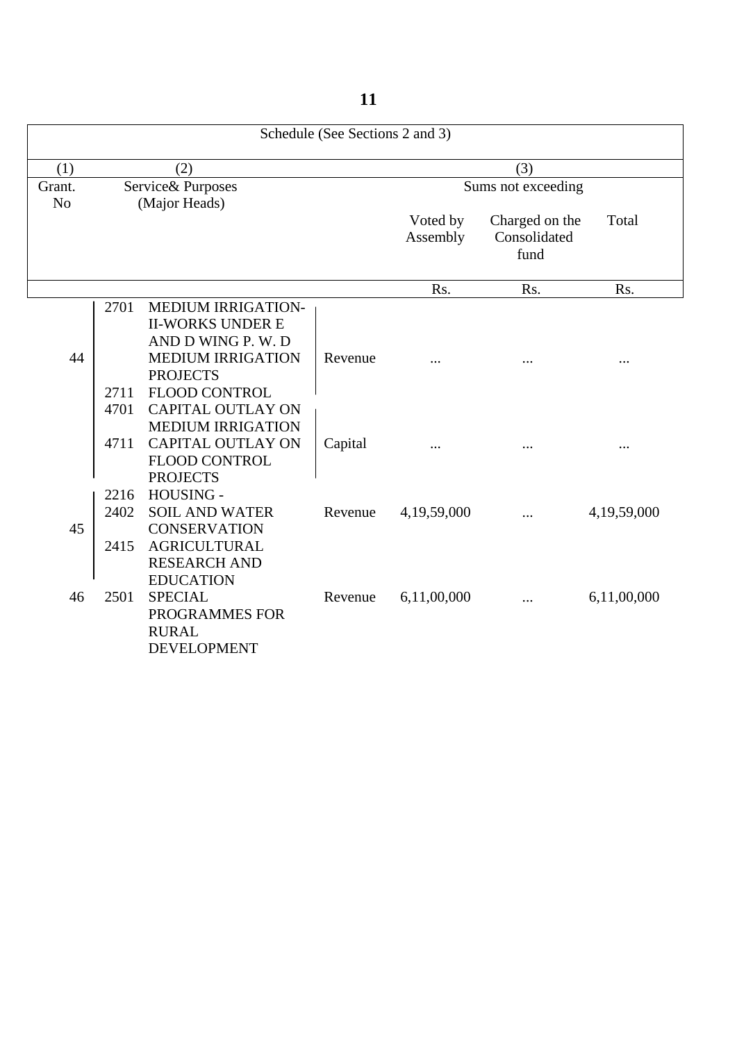Schedule (See Sections 2 and 3)

| (1) | (2) | | | (3) | | |
|---|---|---|---|---|---|---|
| Grant. No | Service& Purposes (Major Heads) | | | Sums not exceeding | | |
| | | | | Voted by Assembly | Charged on the Consolidated fund | Total |
| | | | | Rs. | Rs. | Rs. |
| 44 | 2701 | MEDIUM IRRIGATION-II-WORKS UNDER E AND D WING P. W. D MEDIUM IRRIGATION PROJECTS | Revenue | ... | ... | ... |
| | 2711 | FLOOD CONTROL | | | | |
| | 4701 | CAPITAL OUTLAY ON MEDIUM IRRIGATION | Capital | ... | ... | ... |
| | 4711 | CAPITAL OUTLAY ON FLOOD CONTROL PROJECTS | | | | |
| 45 | 2216 | HOUSING - | Revenue | 4,19,59,000 | ... | 4,19,59,000 |
| | 2402 | SOIL AND WATER CONSERVATION | | | | |
| | 2415 | AGRICULTURAL RESEARCH AND EDUCATION | | | | |
| 46 | 2501 | SPECIAL PROGRAMMES FOR RURAL DEVELOPMENT | Revenue | 6,11,00,000 | ... | 6,11,00,000 |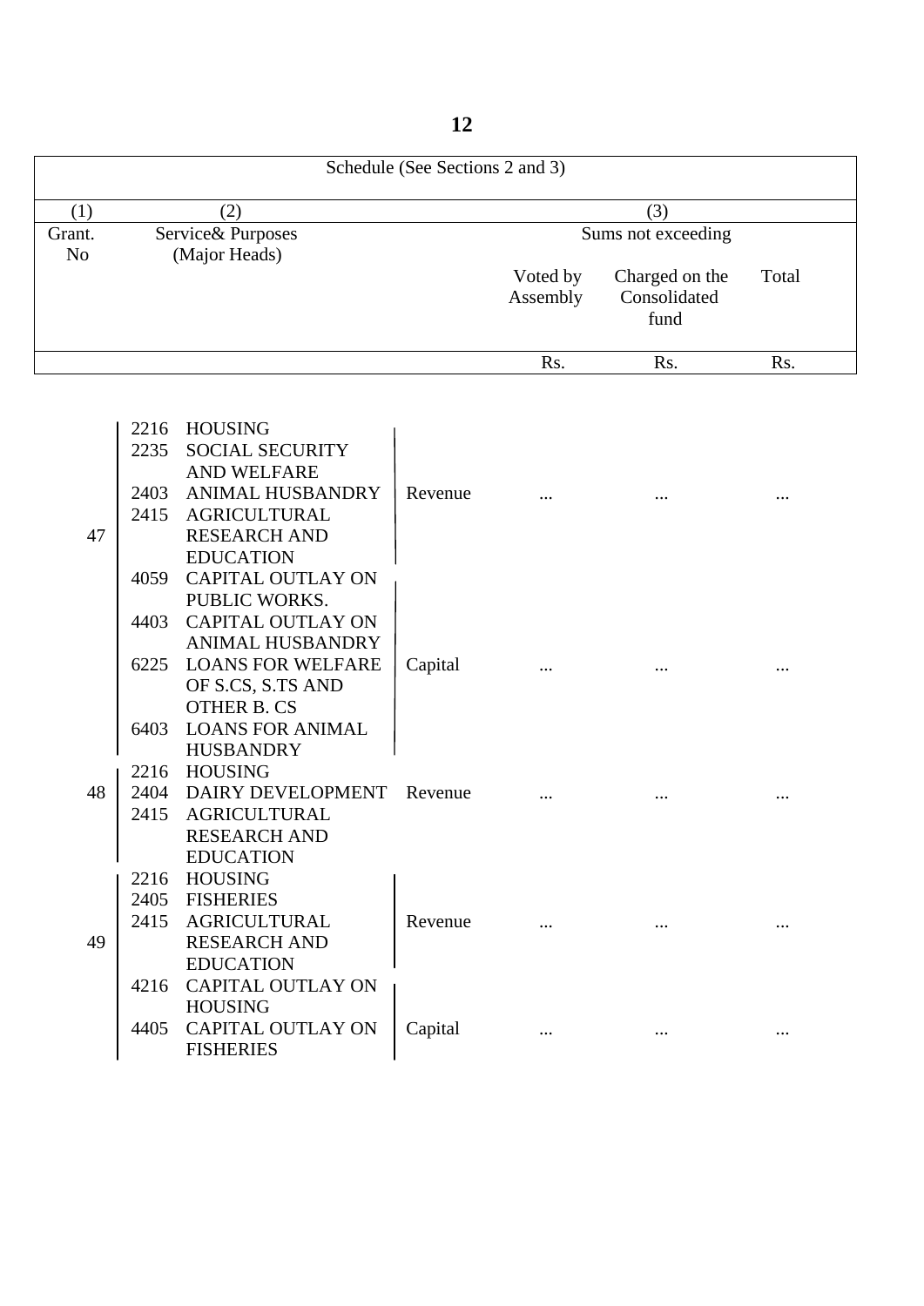Schedule (See Sections 2 and 3)

| (1) | (2) | | | (3) | | |
|---|---|---|---|---|---|---|
| Grant. No | Service& Purposes (Major Heads) | | | Sums not exceeding | | |
| | | | | Voted by Assembly | Charged on the Consolidated fund | Total |
| | | | | Rs. | Rs. | Rs. |
| 47 | 2216 | HOUSING | Revenue | ... | ... | ... |
| | 2235 | SOCIAL SECURITY AND WELFARE | | | | |
| | 2403 | ANIMAL HUSBANDRY | | | | |
| | 2415 | AGRICULTURAL RESEARCH AND EDUCATION | | | | |
| | 4059 | CAPITAL OUTLAY ON PUBLIC WORKS. | Capital | ... | ... | ... |
| | 4403 | CAPITAL OUTLAY ON ANIMAL HUSBANDRY | | | | |
| | 6225 | LOANS FOR WELFARE OF S.CS, S.TS AND OTHER B. CS | | | | |
| | 6403 | LOANS FOR ANIMAL HUSBANDRY | | | | |
| 48 | 2216 | HOUSING | Revenue | ... | ... | ... |
| | 2404 | DAIRY DEVELOPMENT | | | | |
| | 2415 | AGRICULTURAL RESEARCH AND EDUCATION | | | | |
| 49 | 2216 | HOUSING | Revenue | ... | ... | ... |
| | 2405 | FISHERIES | | | | |
| | 2415 | AGRICULTURAL RESEARCH AND EDUCATION | | | | |
| | 4216 | CAPITAL OUTLAY ON HOUSING | Capital | ... | ... | ... |
| | 4405 | CAPITAL OUTLAY ON FISHERIES | | | | |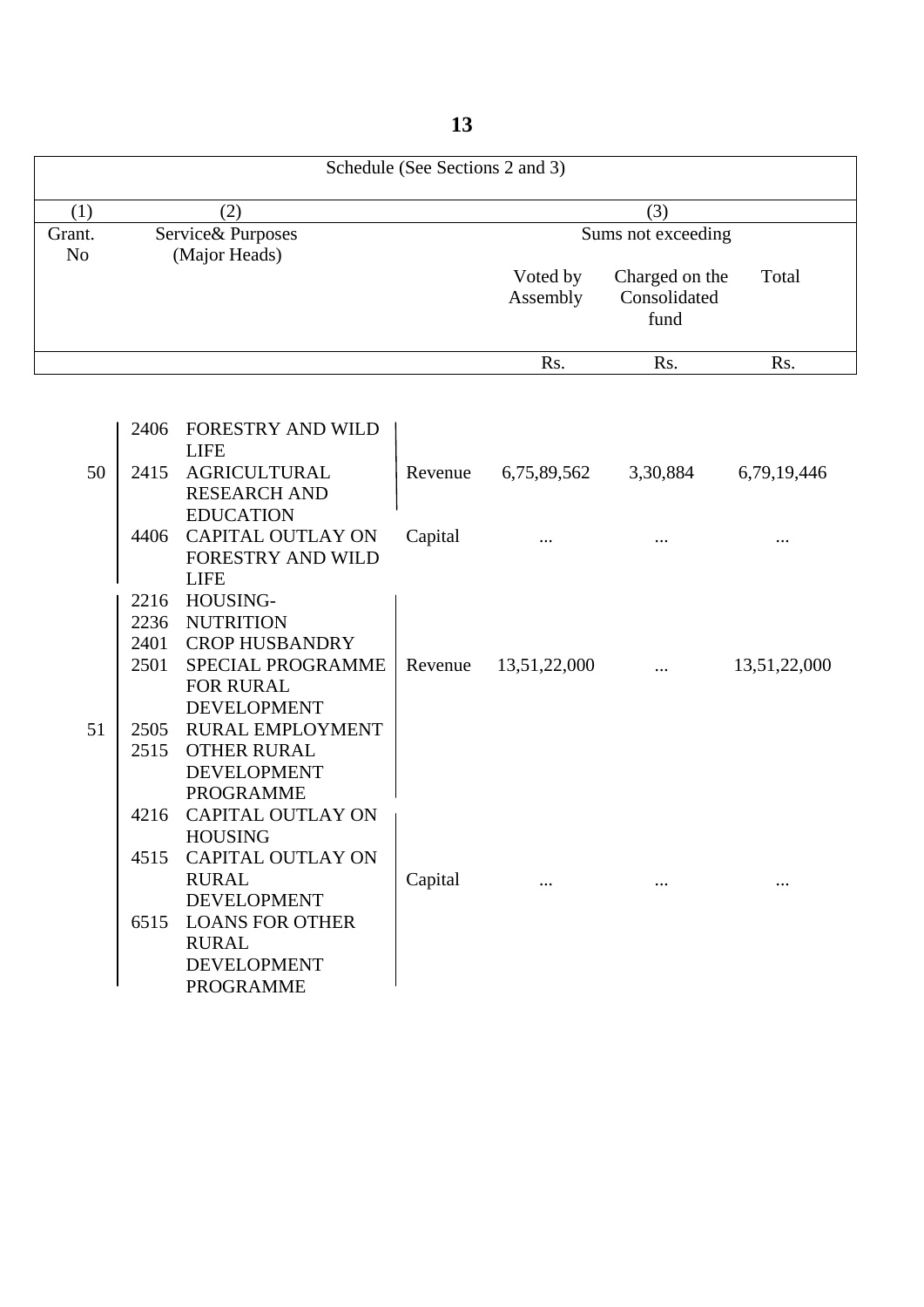Schedule (See Sections 2 and 3)

| (1) | (2) | | | (3) | | |
|---|---|---|---|---|---|---|
| Grant. No | Service& Purposes (Major Heads) | | | Sums not exceeding | | |
| | | | | Voted by Assembly | Charged on the Consolidated fund | Total |
| | | | | Rs. | Rs. | Rs. |
| 50 | 2406 | FORESTRY AND WILD LIFE | Revenue | 6,75,89,562 | 3,30,884 | 6,79,19,446 |
| | 2415 | AGRICULTURAL RESEARCH AND EDUCATION | | | | |
| | 4406 | CAPITAL OUTLAY ON FORESTRY AND WILD LIFE | Capital | ... | ... | ... |
| 51 | 2216 | HOUSING- | Revenue | 13,51,22,000 | ... | 13,51,22,000 |
| | 2236 | NUTRITION | | | | |
| | 2401 | CROP HUSBANDRY | | | | |
| | 2501 | SPECIAL PROGRAMME FOR RURAL DEVELOPMENT | | | | |
| | 2505 | RURAL EMPLOYMENT | | | | |
| | 2515 | OTHER RURAL DEVELOPMENT PROGRAMME | | | | |
| | 4216 | CAPITAL OUTLAY ON HOUSING | Capital | ... | ... | ... |
| | 4515 | CAPITAL OUTLAY ON RURAL DEVELOPMENT | | | | |
| | 6515 | LOANS FOR OTHER RURAL DEVELOPMENT PROGRAMME | | | | |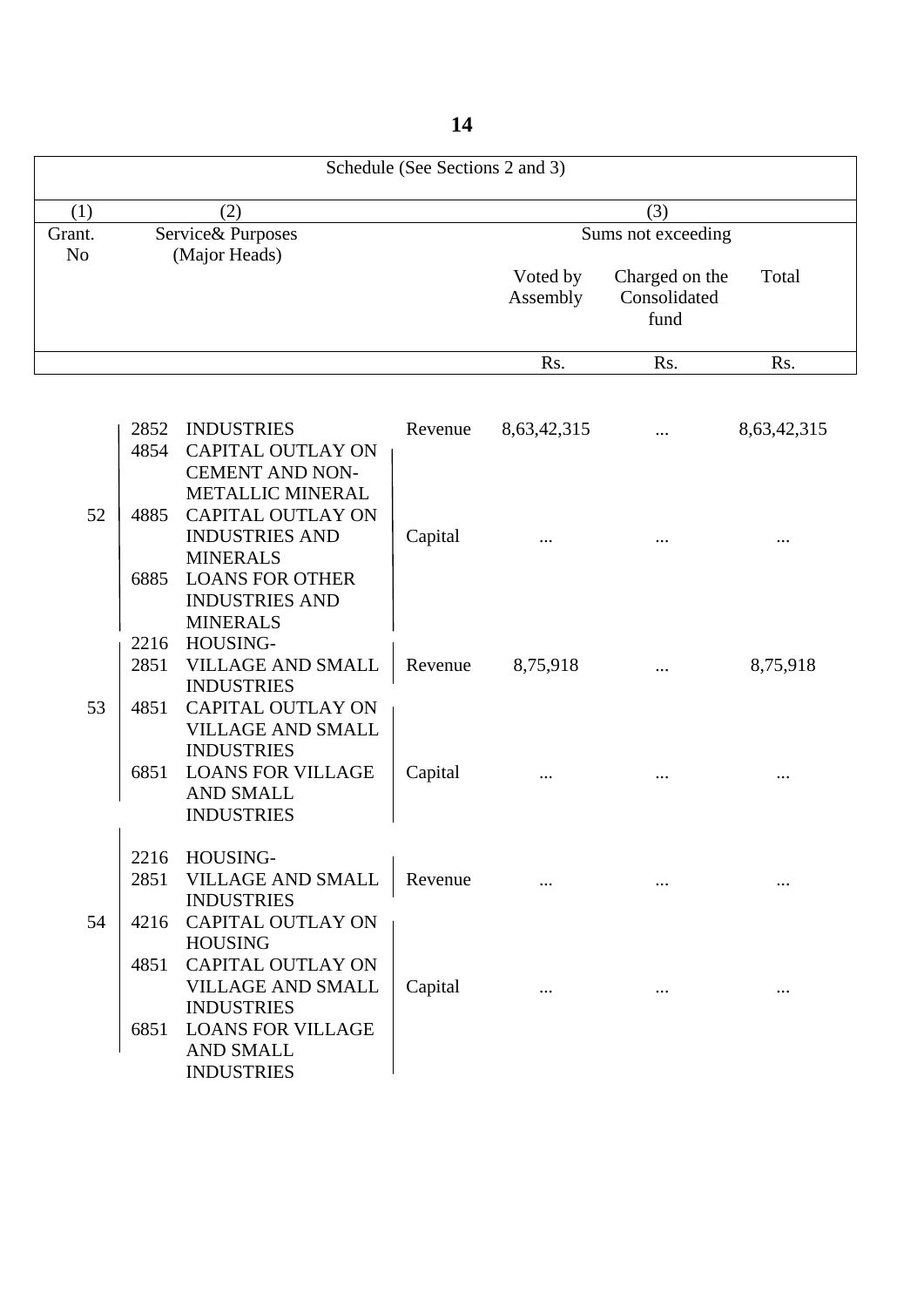| (1) | (2) | | | (3) | | |
|---|---|---|---|---|---|---|
| Grant. No | Service& Purposes (Major Heads) | | | Sums not exceeding | | |
| | | | | Voted by Assembly | Charged on the Consolidated fund | Total |
| | | | | Rs. | Rs. | Rs. |
| 52 | 2852 | INDUSTRIES | Revenue | 8,63,42,315 | ... | 8,63,42,315 |
| | 4854 | CAPITAL OUTLAY ON CEMENT AND NON-METALLIC MINERAL | Capital | ... | ... | ... |
| | 4885 | CAPITAL OUTLAY ON INDUSTRIES AND MINERALS | | | | |
| | 6885 | LOANS FOR OTHER INDUSTRIES AND MINERALS | | | | |
| 53 | 2216 | HOUSING- | Revenue | 8,75,918 | ... | 8,75,918 |
| | 2851 | VILLAGE AND SMALL INDUSTRIES | | | | |
| | 4851 | CAPITAL OUTLAY ON VILLAGE AND SMALL INDUSTRIES | Capital | ... | ... | ... |
| | 6851 | LOANS FOR VILLAGE AND SMALL INDUSTRIES | | | | |
| 54 | 2216 | HOUSING- | Revenue | ... | ... | ... |
| | 2851 | VILLAGE AND SMALL INDUSTRIES | | | | |
| | 4216 | CAPITAL OUTLAY ON HOUSING | Capital | ... | ... | ... |
| | 4851 | CAPITAL OUTLAY ON VILLAGE AND SMALL INDUSTRIES | | | | |
| | 6851 | LOANS FOR VILLAGE AND SMALL INDUSTRIES | | | | |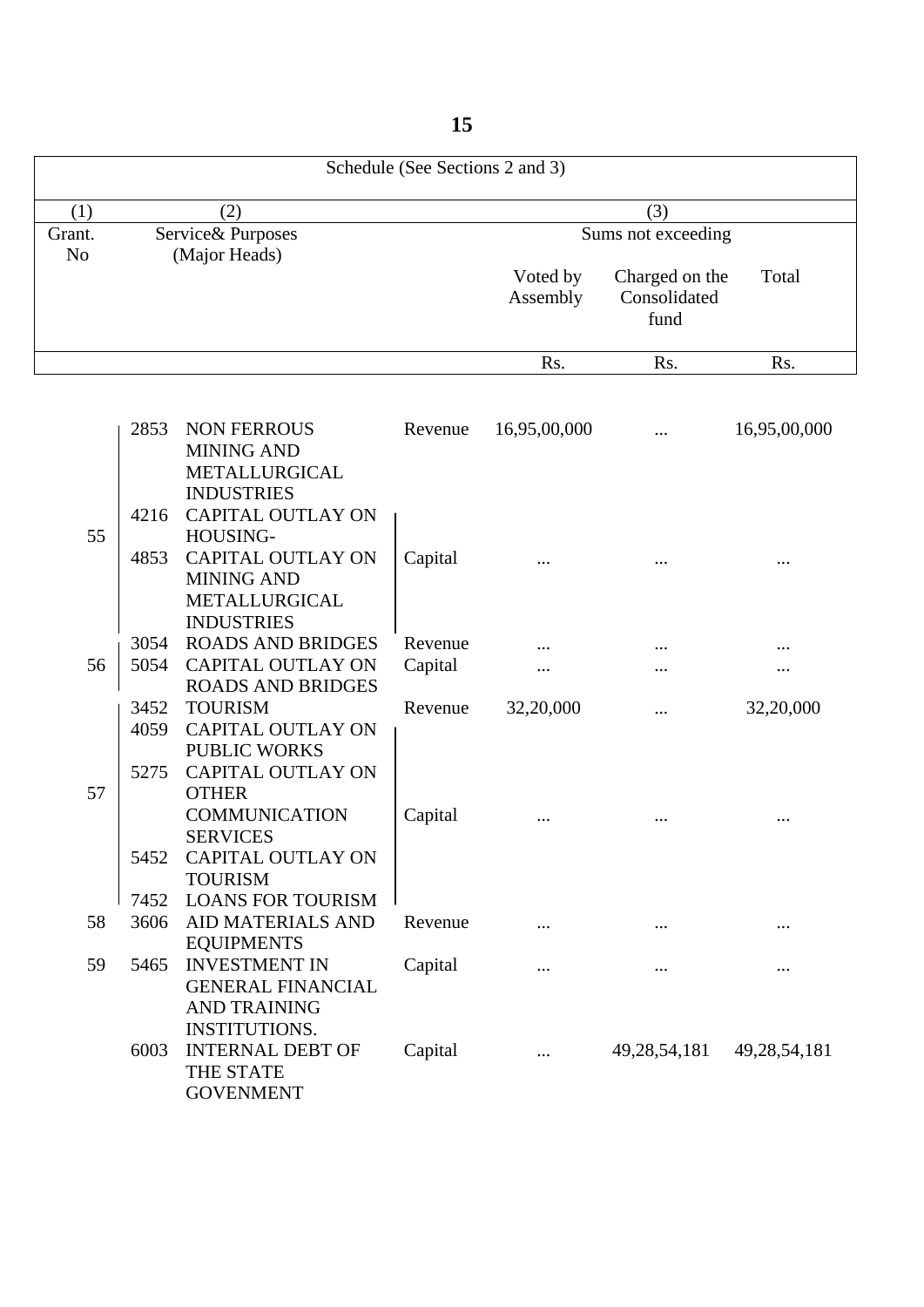Schedule (See Sections 2 and 3)

| (1) | (2) | | | (3) | | |
|---|---|---|---|---|---|---|
| Grant. No | Service& Purposes (Major Heads) | | | Sums not exceeding | | |
| | | | | Voted by Assembly | Charged on the Consolidated fund | Total |
| | | | | Rs. | Rs. | Rs. |
| 55 | 2853 | NON FERROUS MINING AND METALLURGICAL INDUSTRIES | Revenue | 16,95,00,000 | ... | 16,95,00,000 |
| | 4216 | CAPITAL OUTLAY ON HOUSING- | Capital | ... | ... | ... |
| | 4853 | CAPITAL OUTLAY ON MINING AND METALLURGICAL INDUSTRIES | | | | |
| 56 | 3054 | ROADS AND BRIDGES | Revenue | ... | ... | ... |
| | 5054 | CAPITAL OUTLAY ON ROADS AND BRIDGES | Capital | ... | ... | ... |
| 57 | 3452 | TOURISM | Revenue | 32,20,000 | ... | 32,20,000 |
| | 4059 | CAPITAL OUTLAY ON PUBLIC WORKS | Capital | ... | ... | ... |
| | 5275 | CAPITAL OUTLAY ON OTHER COMMUNICATION SERVICES | | | | |
| | 5452 | CAPITAL OUTLAY ON TOURISM | | | | |
| | 7452 | LOANS FOR TOURISM | | | | |
| 58 | 3606 | AID MATERIALS AND EQUIPMENTS | Revenue | ... | ... | ... |
| 59 | 5465 | INVESTMENT IN GENERAL FINANCIAL AND TRAINING INSTITUTIONS. | Capital | ... | ... | ... |
| | 6003 | INTERNAL DEBT OF THE STATE GOVENMENT | Capital | ... | 49,28,54,181 | 49,28,54,181 |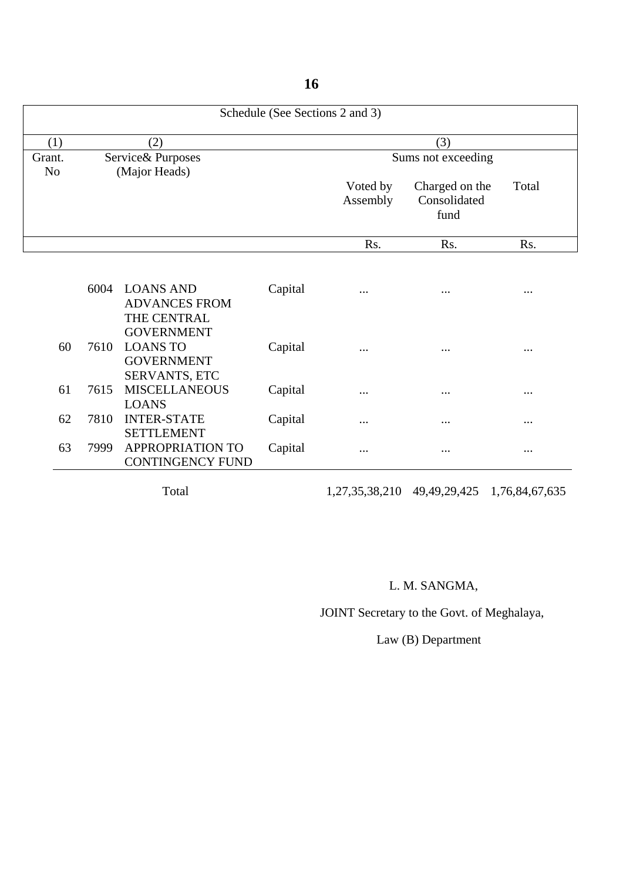Schedule (See Sections 2 and 3)

| (1) | (2) | | | (3) | | |
|---|---|---|---|---|---|---|
| Grant. No | Service& Purposes (Major Heads) | | | Sums not exceeding | | |
| | | | | Voted by Assembly | Charged on the Consolidated fund | Total |
| | | | | Rs. | Rs. | Rs. |
| | 6004 | LOANS AND ADVANCES FROM THE CENTRAL GOVERNMENT | Capital | ... | ... | ... |
| 60 | 7610 | LOANS TO GOVERNMENT SERVANTS, ETC | Capital | ... | ... | ... |
| 61 | 7615 | MISCELLANEOUS LOANS | Capital | ... | ... | ... |
| 62 | 7810 | INTER-STATE SETTLEMENT | Capital | ... | ... | ... |
| 63 | 7999 | APPROPRIATION TO CONTINGENCY FUND | Capital | ... | ... | ... |
| | | Total | | 1,27,35,38,210 | 49,49,29,425 | 1,76,84,67,635 |

L. M. SANGMA,

JOINT Secretary to the Govt. of Meghalaya,

Law (B) Department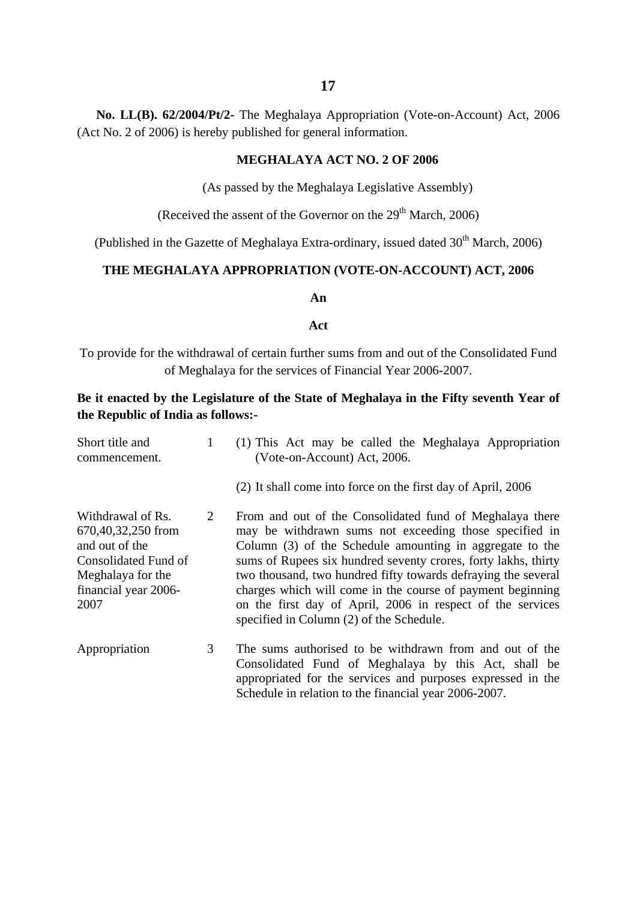**No. LL(B). 62/2004/Pt/2-** The Meghalaya Appropriation (Vote-on-Account) Act, 2006 (Act No. 2 of 2006) is hereby published for general information.

## MEGHALAYA ACT NO. 2 OF 2006

(As passed by the Meghalaya Legislative Assembly)

(Received the assent of the Governor on the 29th March, 2006)

(Published in the Gazette of Meghalaya Extra-ordinary, issued dated 30th March, 2006)

## THE MEGHALAYA APPROPRIATION (VOTE-ON-ACCOUNT) ACT, 2006

**An**

**Act**

To provide for the withdrawal of certain further sums from and out of the Consolidated Fund of Meghalaya for the services of Financial Year 2006-2007.

**Be it enacted by the Legislature of the State of Meghalaya in the Fifty seventh Year of the Republic of India as follows:-**

| | | |
|---|---|---|
| Short title and commencement. | 1 | (1) This Act may be called the Meghalaya Appropriation (Vote-on-Account) Act, 2006.<br>(2) It shall come into force on the first day of April, 2006 |
| Withdrawal of Rs. 670,40,32,250 from and out of the Consolidated Fund of Meghalaya for the financial year 2006-2007 | 2 | From and out of the Consolidated fund of Meghalaya there may be withdrawn sums not exceeding those specified in Column (3) of the Schedule amounting in aggregate to the sums of Rupees six hundred seventy crores, forty lakhs, thirty two thousand, two hundred fifty towards defraying the several charges which will come in the course of payment beginning on the first day of April, 2006 in respect of the services specified in Column (2) of the Schedule. |
| Appropriation | 3 | The sums authorised to be withdrawn from and out of the Consolidated Fund of Meghalaya by this Act, shall be appropriated for the services and purposes expressed in the Schedule in relation to the financial year 2006-2007. |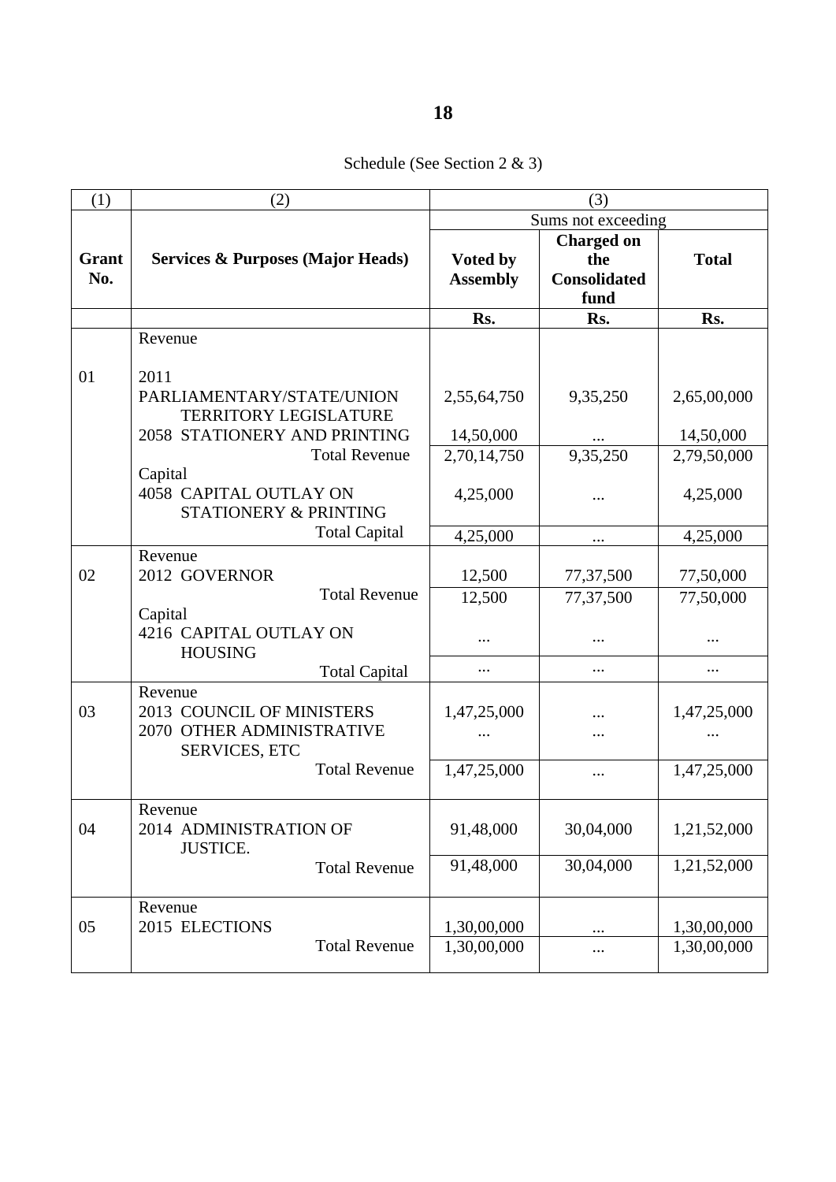Schedule (See Section 2 & 3)

| (1) | (2) | (3) | | |
|---|---|---|---|---|
| | | Sums not exceeding | | |
| **Grant No.** | **Services & Purposes (Major Heads)** | **Voted by Assembly** | **Charged on the Consolidated fund** | **Total** |
| | | **Rs.** | **Rs.** | **Rs.** |
| | Revenue | | | |
| 01 | 2011 PARLIAMENTARY/STATE/UNION TERRITORY LEGISLATURE | 2,55,64,750 | 9,35,250 | 2,65,00,000 |
| | 2058 STATIONERY AND PRINTING | 14,50,000 | ... | 14,50,000 |
| | Total Revenue | 2,70,14,750 | 9,35,250 | 2,79,50,000 |
| | Capital | | | |
| | 4058 CAPITAL OUTLAY ON STATIONERY & PRINTING | 4,25,000 | ... | 4,25,000 |
| | Total Capital | 4,25,000 | ... | 4,25,000 |
| | Revenue | | | |
| 02 | 2012 GOVERNOR | 12,500 | 77,37,500 | 77,50,000 |
| | Total Revenue | 12,500 | 77,37,500 | 77,50,000 |
| | Capital | | | |
| | 4216 CAPITAL OUTLAY ON HOUSING | ... | ... | ... |
| | Total Capital | ... | ... | ... |
| | Revenue | | | |
| 03 | 2013 COUNCIL OF MINISTERS | 1,47,25,000 | ... | 1,47,25,000 |
| | 2070 OTHER ADMINISTRATIVE SERVICES, ETC | ... | ... | ... |
| | Total Revenue | 1,47,25,000 | ... | 1,47,25,000 |
| | Revenue | | | |
| 04 | 2014 ADMINISTRATION OF JUSTICE. | 91,48,000 | 30,04,000 | 1,21,52,000 |
| | Total Revenue | 91,48,000 | 30,04,000 | 1,21,52,000 |
| | Revenue | | | |
| 05 | 2015 ELECTIONS | 1,30,00,000 | ... | 1,30,00,000 |
| | Total Revenue | 1,30,00,000 | ... | 1,30,00,000 |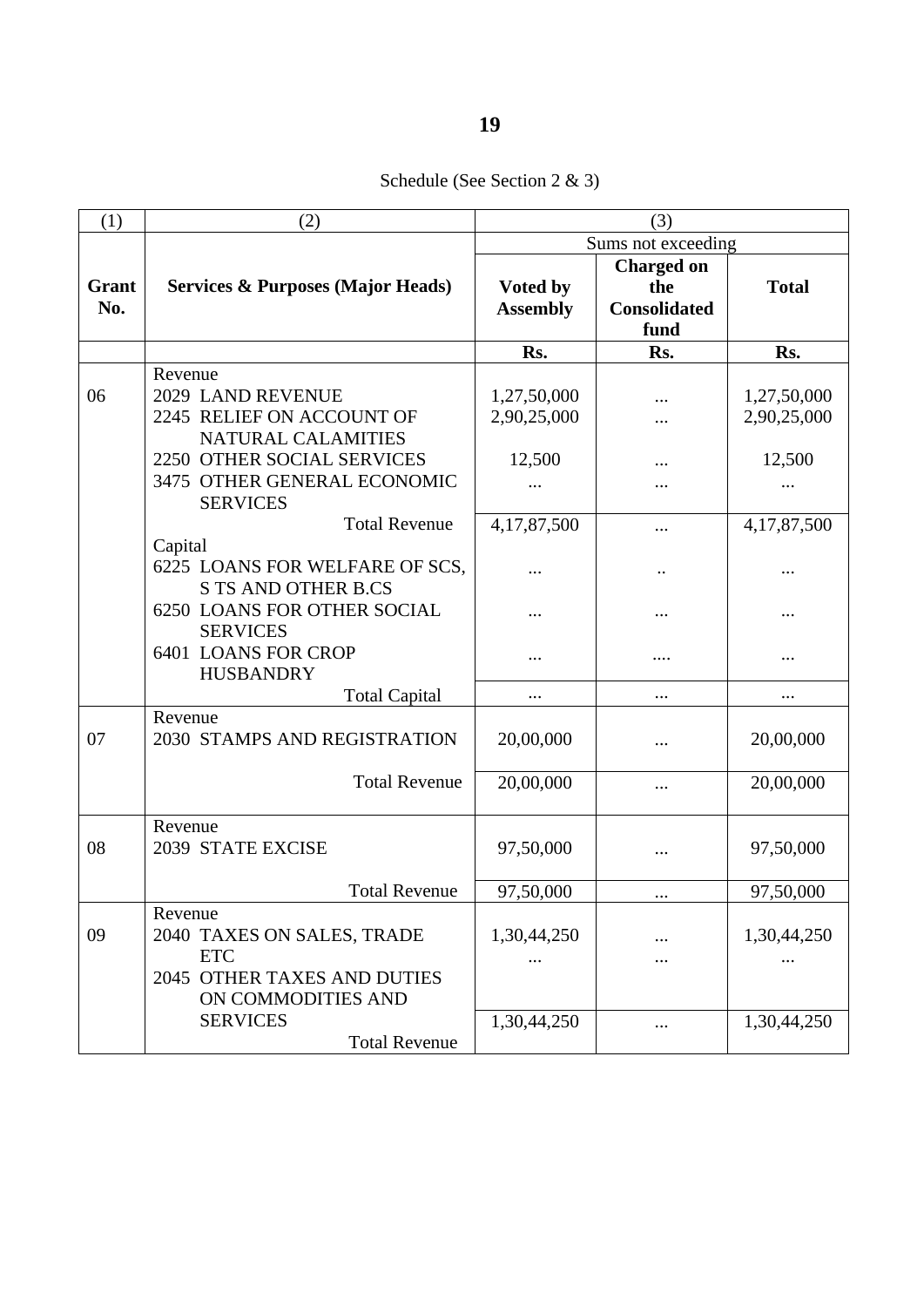Schedule (See Section 2 & 3)

| (1) | (2) | (3) | | |
|---|---|---|---|---|
| | | Sums not exceeding | | |
| **Grant No.** | **Services & Purposes (Major Heads)** | **Voted by Assembly** | **Charged on the Consolidated fund** | **Total** |
| | | **Rs.** | **Rs.** | **Rs.** |
| | Revenue | | | |
| 06 | 2029 LAND REVENUE | 1,27,50,000 | ... | 1,27,50,000 |
| | 2245 RELIEF ON ACCOUNT OF NATURAL CALAMITIES | 2,90,25,000 | ... | 2,90,25,000 |
| | 2250 OTHER SOCIAL SERVICES | 12,500 | ... | 12,500 |
| | 3475 OTHER GENERAL ECONOMIC SERVICES | ... | ... | ... |
| | Total Revenue | 4,17,87,500 | ... | 4,17,87,500 |
| | Capital | | | |
| | 6225 LOANS FOR WELFARE OF SCS, S TS AND OTHER B.CS | ... | .. | ... |
| | 6250 LOANS FOR OTHER SOCIAL SERVICES | ... | ... | ... |
| | 6401 LOANS FOR CROP HUSBANDRY | ... | .... | ... |
| | Total Capital | ... | ... | ... |
| | Revenue | | | |
| 07 | 2030 STAMPS AND REGISTRATION | 20,00,000 | ... | 20,00,000 |
| | Total Revenue | 20,00,000 | ... | 20,00,000 |
| | Revenue | | | |
| 08 | 2039 STATE EXCISE | 97,50,000 | ... | 97,50,000 |
| | Total Revenue | 97,50,000 | ... | 97,50,000 |
| | Revenue | | | |
| 09 | 2040 TAXES ON SALES, TRADE ETC | 1,30,44,250 | ... | 1,30,44,250 |
| | 2045 OTHER TAXES AND DUTIES ON COMMODITIES AND SERVICES | ... | ... | ... |
| | Total Revenue | 1,30,44,250 | ... | 1,30,44,250 |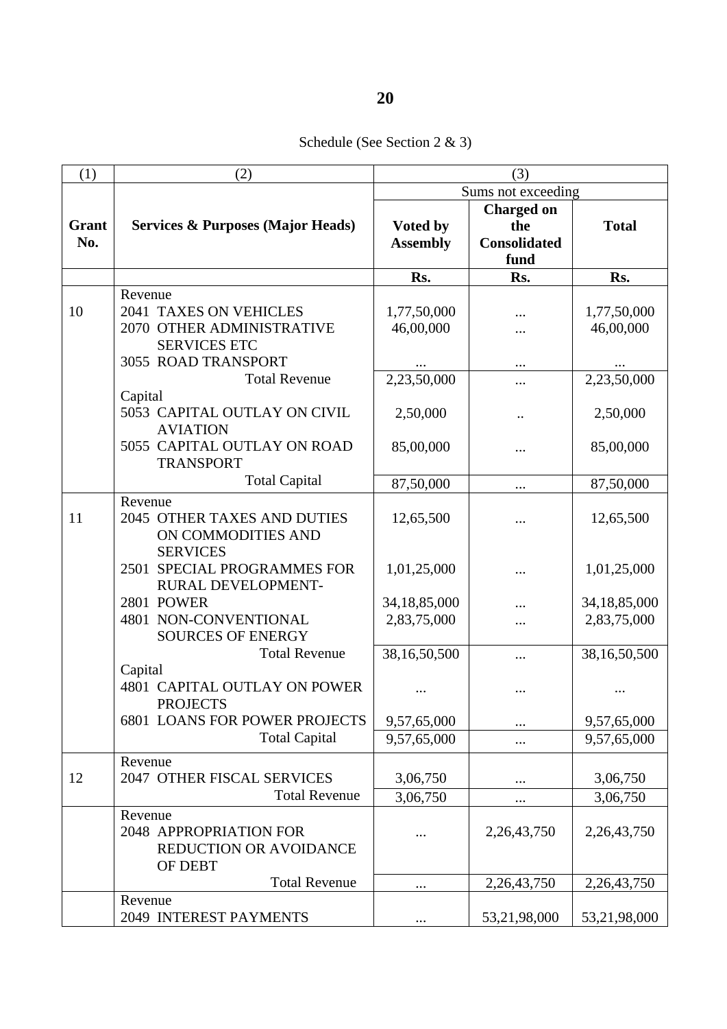Schedule (See Section 2 & 3)

| (1) | (2) | (3) | | |
|---|---|---|---|---|
| | | Sums not exceeding | | |
| **Grant No.** | **Services & Purposes (Major Heads)** | **Voted by Assembly** | **Charged on the Consolidated fund** | **Total** |
| | | **Rs.** | **Rs.** | **Rs.** |
| | Revenue | | | |
| 10 | 2041 TAXES ON VEHICLES | 1,77,50,000 | ... | 1,77,50,000 |
| | 2070 OTHER ADMINISTRATIVE SERVICES ETC | 46,00,000 | ... | 46,00,000 |
| | 3055 ROAD TRANSPORT | ... | ... | ... |
| | Total Revenue | 2,23,50,000 | ... | 2,23,50,000 |
| | Capital | | | |
| | 5053 CAPITAL OUTLAY ON CIVIL AVIATION | 2,50,000 | .. | 2,50,000 |
| | 5055 CAPITAL OUTLAY ON ROAD TRANSPORT | 85,00,000 | ... | 85,00,000 |
| | Total Capital | 87,50,000 | ... | 87,50,000 |
| | Revenue | | | |
| 11 | 2045 OTHER TAXES AND DUTIES ON COMMODITIES AND SERVICES | 12,65,500 | ... | 12,65,500 |
| | 2501 SPECIAL PROGRAMMES FOR RURAL DEVELOPMENT- | 1,01,25,000 | ... | 1,01,25,000 |
| | 2801 POWER | 34,18,85,000 | ... | 34,18,85,000 |
| | 4801 NON-CONVENTIONAL SOURCES OF ENERGY | 2,83,75,000 | ... | 2,83,75,000 |
| | Total Revenue | 38,16,50,500 | ... | 38,16,50,500 |
| | Capital | | | |
| | 4801 CAPITAL OUTLAY ON POWER PROJECTS | ... | ... | ... |
| | 6801 LOANS FOR POWER PROJECTS | 9,57,65,000 | ... | 9,57,65,000 |
| | Total Capital | 9,57,65,000 | ... | 9,57,65,000 |
| | Revenue | | | |
| 12 | 2047 OTHER FISCAL SERVICES | 3,06,750 | ... | 3,06,750 |
| | Total Revenue | 3,06,750 | ... | 3,06,750 |
| | Revenue | | | |
| | 2048 APPROPRIATION FOR REDUCTION OR AVOIDANCE OF DEBT | ... | 2,26,43,750 | 2,26,43,750 |
| | Total Revenue | ... | 2,26,43,750 | 2,26,43,750 |
| | Revenue | | | |
| | 2049 INTEREST PAYMENTS | ... | 53,21,98,000 | 53,21,98,000 |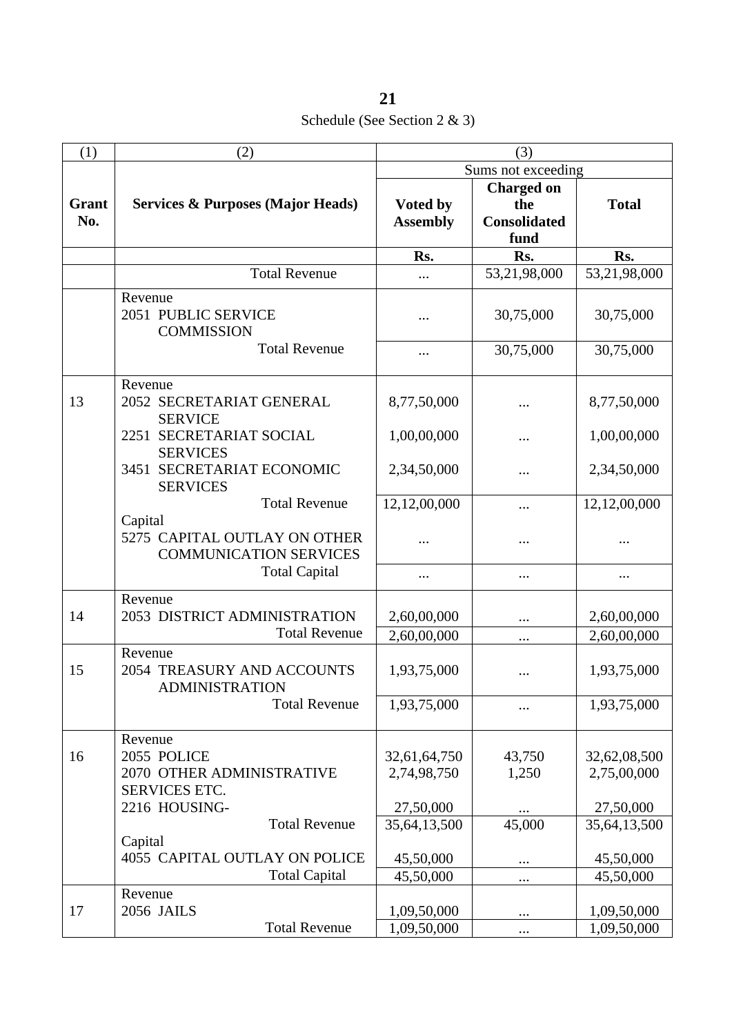Schedule (See Section 2 & 3)

| (1) | (2) | (3) | | |
|---|---|---|---|---|
| | | Sums not exceeding | | |
| **Grant No.** | **Services & Purposes (Major Heads)** | **Voted by Assembly** | **Charged on the Consolidated fund** | **Total** |
| | | **Rs.** | **Rs.** | **Rs.** |
| | Total Revenue | ... | 53,21,98,000 | 53,21,98,000 |
| | Revenue | | | |
| | 2051 PUBLIC SERVICE COMMISSION | ... | 30,75,000 | 30,75,000 |
| | Total Revenue | ... | 30,75,000 | 30,75,000 |
| | Revenue | | | |
| 13 | 2052 SECRETARIAT GENERAL SERVICE | 8,77,50,000 | ... | 8,77,50,000 |
| | 2251 SECRETARIAT SOCIAL SERVICES | 1,00,00,000 | ... | 1,00,00,000 |
| | 3451 SECRETARIAT ECONOMIC SERVICES | 2,34,50,000 | ... | 2,34,50,000 |
| | Total Revenue | 12,12,00,000 | ... | 12,12,00,000 |
| | Capital | | | |
| | 5275 CAPITAL OUTLAY ON OTHER COMMUNICATION SERVICES | ... | ... | ... |
| | Total Capital | ... | ... | ... |
| | Revenue | | | |
| 14 | 2053 DISTRICT ADMINISTRATION | 2,60,00,000 | ... | 2,60,00,000 |
| | Total Revenue | 2,60,00,000 | ... | 2,60,00,000 |
| | Revenue | | | |
| 15 | 2054 TREASURY AND ACCOUNTS ADMINISTRATION | 1,93,75,000 | ... | 1,93,75,000 |
| | Total Revenue | 1,93,75,000 | ... | 1,93,75,000 |
| | Revenue | | | |
| 16 | 2055 POLICE | 32,61,64,750 | 43,750 | 32,62,08,500 |
| | 2070 OTHER ADMINISTRATIVE SERVICES ETC. | 2,74,98,750 | 1,250 | 2,75,00,000 |
| | 2216 HOUSING- | 27,50,000 | ... | 27,50,000 |
| | Total Revenue | 35,64,13,500 | 45,000 | 35,64,13,500 |
| | Capital | | | |
| | 4055 CAPITAL OUTLAY ON POLICE | 45,50,000 | ... | 45,50,000 |
| | Total Capital | 45,50,000 | ... | 45,50,000 |
| | Revenue | | | |
| 17 | 2056 JAILS | 1,09,50,000 | ... | 1,09,50,000 |
| | Total Revenue | 1,09,50,000 | ... | 1,09,50,000 |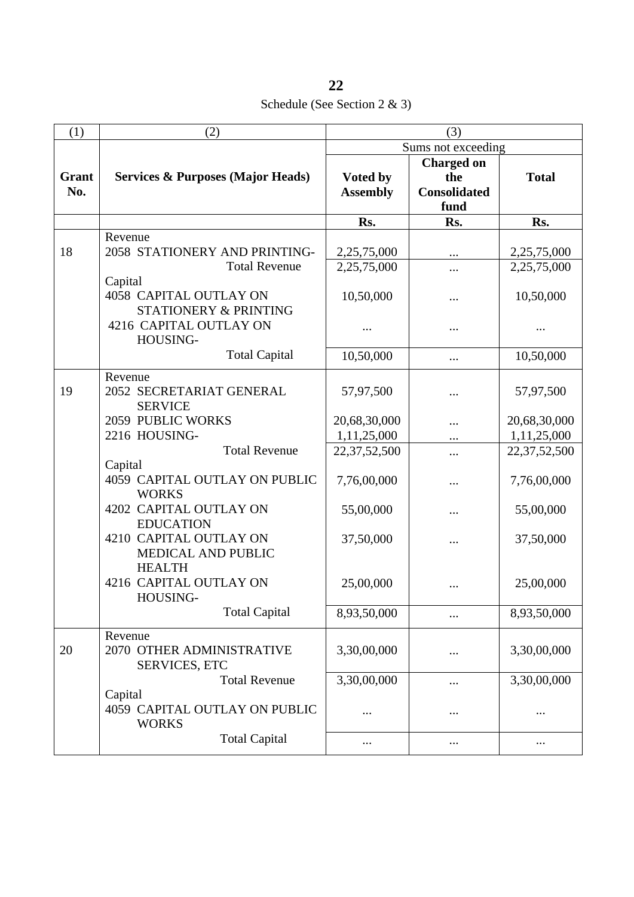Schedule (See Section 2 & 3)

| (1) | (2) | (3) | | |
|---|---|---|---|---|
| | | Sums not exceeding | | |
| **Grant No.** | **Services & Purposes (Major Heads)** | **Voted by Assembly** | **Charged on the Consolidated fund** | **Total** |
| | | **Rs.** | **Rs.** | **Rs.** |
| | Revenue | | | |
| 18 | 2058 STATIONERY AND PRINTING- | 2,25,75,000 | ... | 2,25,75,000 |
| | Total Revenue | 2,25,75,000 | ... | 2,25,75,000 |
| | Capital | | | |
| | 4058 CAPITAL OUTLAY ON STATIONERY & PRINTING | 10,50,000 | ... | 10,50,000 |
| | 4216 CAPITAL OUTLAY ON HOUSING- | ... | ... | ... |
| | Total Capital | 10,50,000 | ... | 10,50,000 |
| | Revenue | | | |
| 19 | 2052 SECRETARIAT GENERAL SERVICE | 57,97,500 | ... | 57,97,500 |
| | 2059 PUBLIC WORKS | 20,68,30,000 | ... | 20,68,30,000 |
| | 2216 HOUSING- | 1,11,25,000 | ... | 1,11,25,000 |
| | Total Revenue | 22,37,52,500 | ... | 22,37,52,500 |
| | Capital | | | |
| | 4059 CAPITAL OUTLAY ON PUBLIC WORKS | 7,76,00,000 | ... | 7,76,00,000 |
| | 4202 CAPITAL OUTLAY ON EDUCATION | 55,00,000 | ... | 55,00,000 |
| | 4210 CAPITAL OUTLAY ON MEDICAL AND PUBLIC HEALTH | 37,50,000 | ... | 37,50,000 |
| | 4216 CAPITAL OUTLAY ON HOUSING- | 25,00,000 | ... | 25,00,000 |
| | Total Capital | 8,93,50,000 | ... | 8,93,50,000 |
| | Revenue | | | |
| 20 | 2070 OTHER ADMINISTRATIVE SERVICES, ETC | 3,30,00,000 | ... | 3,30,00,000 |
| | Total Revenue | 3,30,00,000 | ... | 3,30,00,000 |
| | Capital | | | |
| | 4059 CAPITAL OUTLAY ON PUBLIC WORKS | ... | ... | ... |
| | Total Capital | ... | ... | ... |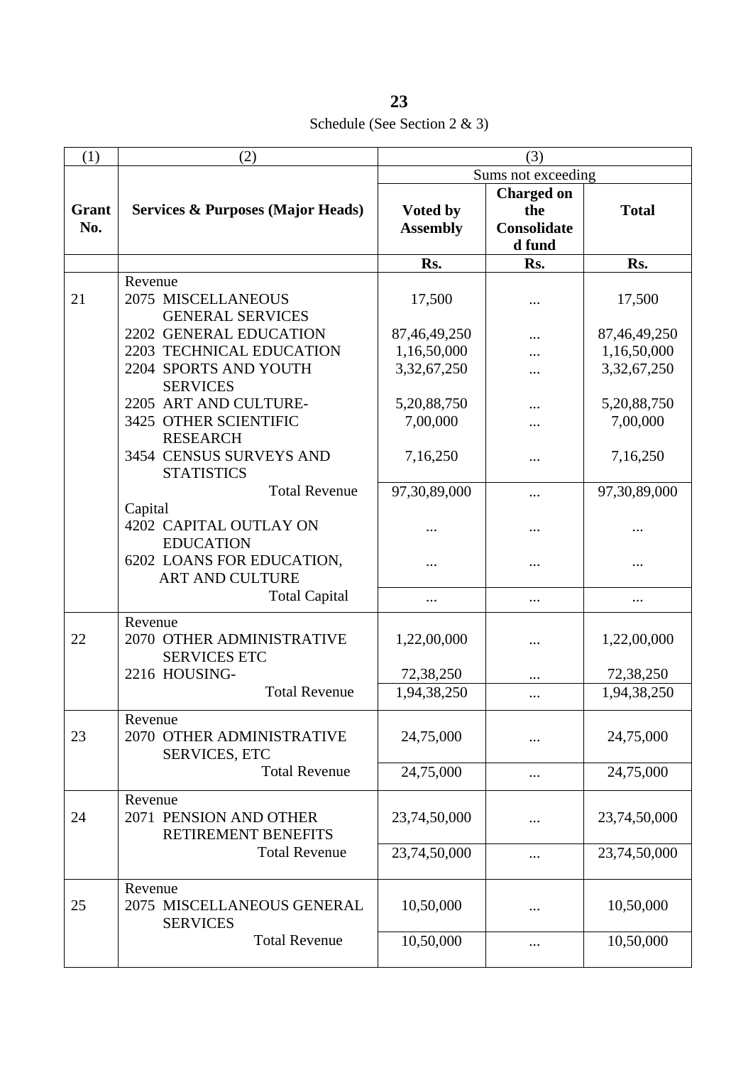Schedule (See Section 2 & 3)

| (1) | (2) | (3) | | |
|---|---|---|---|---|
| | | Sums not exceeding | | |
| **Grant No.** | **Services & Purposes (Major Heads)** | **Voted by Assembly** | **Charged on the Consolidated fund** | **Total** |
| | | **Rs.** | **Rs.** | **Rs.** |
| | Revenue | | | |
| 21 | 2075 MISCELLANEOUS GENERAL SERVICES | 17,500 | ... | 17,500 |
| | 2202 GENERAL EDUCATION | 87,46,49,250 | ... | 87,46,49,250 |
| | 2203 TECHNICAL EDUCATION | 1,16,50,000 | ... | 1,16,50,000 |
| | 2204 SPORTS AND YOUTH SERVICES | 3,32,67,250 | ... | 3,32,67,250 |
| | 2205 ART AND CULTURE- | 5,20,88,750 | ... | 5,20,88,750 |
| | 3425 OTHER SCIENTIFIC RESEARCH | 7,00,000 | ... | 7,00,000 |
| | 3454 CENSUS SURVEYS AND STATISTICS | 7,16,250 | ... | 7,16,250 |
| | Total Revenue | 97,30,89,000 | ... | 97,30,89,000 |
| | Capital | | | |
| | 4202 CAPITAL OUTLAY ON EDUCATION | ... | ... | ... |
| | 6202 LOANS FOR EDUCATION, ART AND CULTURE | ... | ... | ... |
| | Total Capital | ... | ... | ... |
| | Revenue | | | |
| 22 | 2070 OTHER ADMINISTRATIVE SERVICES ETC | 1,22,00,000 | ... | 1,22,00,000 |
| | 2216 HOUSING- | 72,38,250 | ... | 72,38,250 |
| | Total Revenue | 1,94,38,250 | ... | 1,94,38,250 |
| | Revenue | | | |
| 23 | 2070 OTHER ADMINISTRATIVE SERVICES, ETC | 24,75,000 | ... | 24,75,000 |
| | Total Revenue | 24,75,000 | ... | 24,75,000 |
| | Revenue | | | |
| 24 | 2071 PENSION AND OTHER RETIREMENT BENEFITS | 23,74,50,000 | ... | 23,74,50,000 |
| | Total Revenue | 23,74,50,000 | ... | 23,74,50,000 |
| | Revenue | | | |
| 25 | 2075 MISCELLANEOUS GENERAL SERVICES | 10,50,000 | ... | 10,50,000 |
| | Total Revenue | 10,50,000 | ... | 10,50,000 |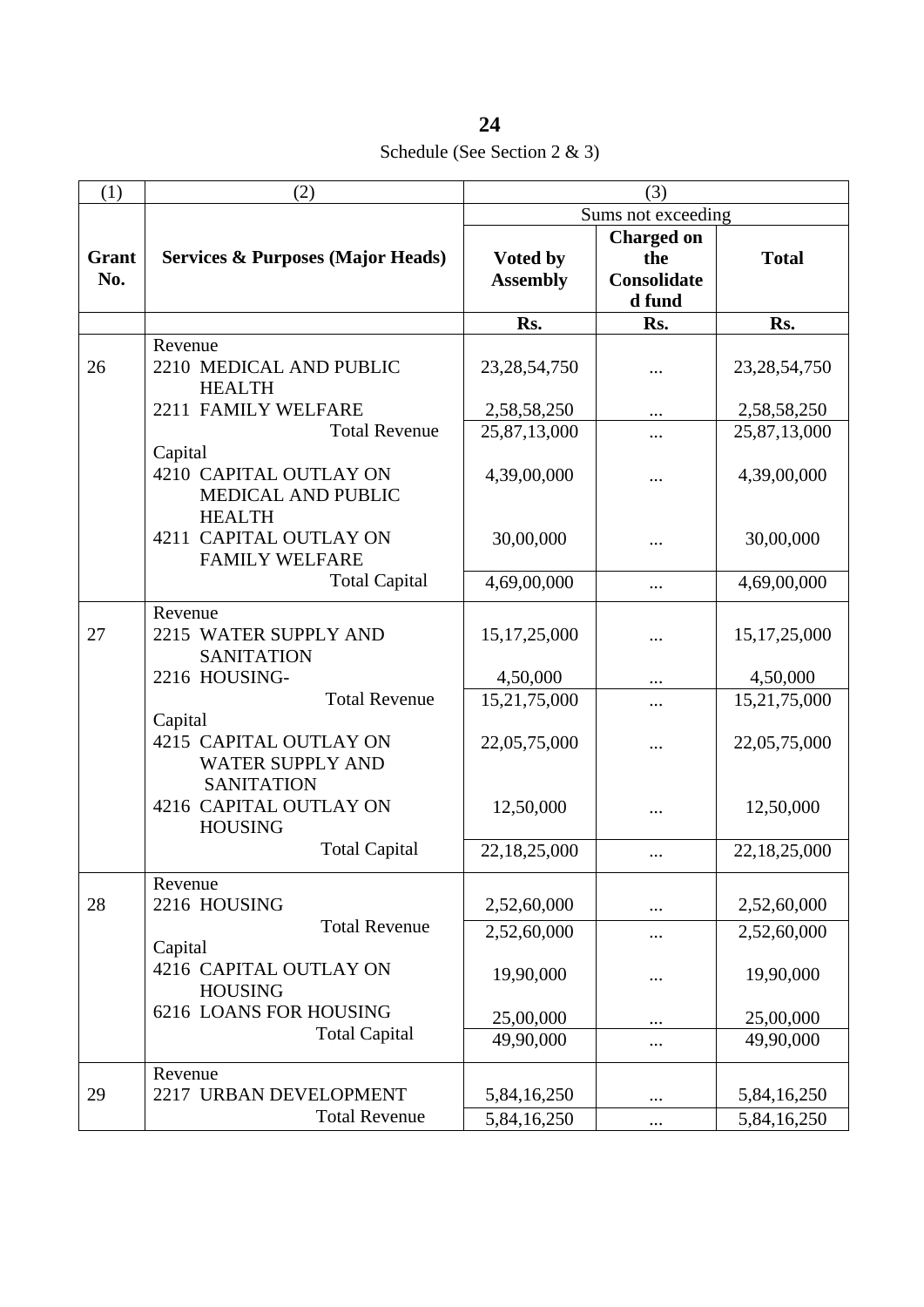Schedule (See Section 2 & 3)

| (1) | (2) | (3) | | |
|---|---|---|---|---|
| | | Sums not exceeding | | |
| **Grant No.** | **Services & Purposes (Major Heads)** | **Voted by Assembly** | **Charged on the Consolidated fund** | **Total** |
| | | **Rs.** | **Rs.** | **Rs.** |
| | Revenue | | | |
| 26 | 2210 MEDICAL AND PUBLIC HEALTH | 23,28,54,750 | ... | 23,28,54,750 |
| | 2211 FAMILY WELFARE | 2,58,58,250 | ... | 2,58,58,250 |
| | Total Revenue | 25,87,13,000 | ... | 25,87,13,000 |
| | Capital | | | |
| | 4210 CAPITAL OUTLAY ON MEDICAL AND PUBLIC HEALTH | 4,39,00,000 | ... | 4,39,00,000 |
| | 4211 CAPITAL OUTLAY ON FAMILY WELFARE | 30,00,000 | ... | 30,00,000 |
| | Total Capital | 4,69,00,000 | ... | 4,69,00,000 |
| | Revenue | | | |
| 27 | 2215 WATER SUPPLY AND SANITATION | 15,17,25,000 | ... | 15,17,25,000 |
| | 2216 HOUSING- | 4,50,000 | ... | 4,50,000 |
| | Total Revenue | 15,21,75,000 | ... | 15,21,75,000 |
| | Capital | | | |
| | 4215 CAPITAL OUTLAY ON WATER SUPPLY AND SANITATION | 22,05,75,000 | ... | 22,05,75,000 |
| | 4216 CAPITAL OUTLAY ON HOUSING | 12,50,000 | ... | 12,50,000 |
| | Total Capital | 22,18,25,000 | ... | 22,18,25,000 |
| | Revenue | | | |
| 28 | 2216 HOUSING | 2,52,60,000 | ... | 2,52,60,000 |
| | Total Revenue | 2,52,60,000 | ... | 2,52,60,000 |
| | Capital | | | |
| | 4216 CAPITAL OUTLAY ON HOUSING | 19,90,000 | ... | 19,90,000 |
| | 6216 LOANS FOR HOUSING | 25,00,000 | ... | 25,00,000 |
| | Total Capital | 49,90,000 | ... | 49,90,000 |
| | Revenue | | | |
| 29 | 2217 URBAN DEVELOPMENT | 5,84,16,250 | ... | 5,84,16,250 |
| | Total Revenue | 5,84,16,250 | ... | 5,84,16,250 |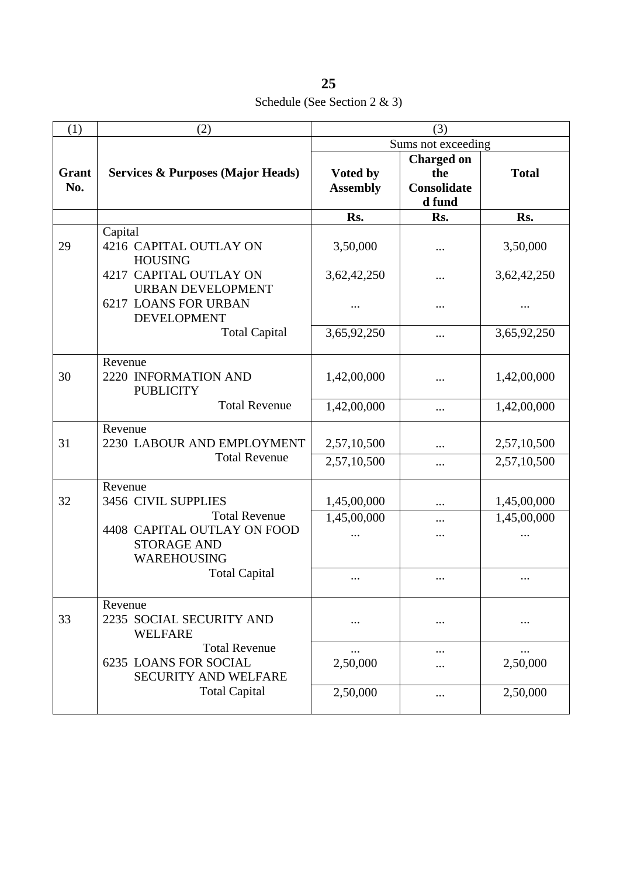Schedule (See Section 2 & 3)

| (1) | (2) | (3) | | |
|---|---|---|---|---|
| | | Sums not exceeding | | |
| **Grant No.** | **Services & Purposes (Major Heads)** | **Voted by Assembly** | **Charged on the Consolidated fund** | **Total** |
| | | **Rs.** | **Rs.** | **Rs.** |
| | Capital | | | |
| 29 | 4216 CAPITAL OUTLAY ON HOUSING | 3,50,000 | ... | 3,50,000 |
| | 4217 CAPITAL OUTLAY ON URBAN DEVELOPMENT | 3,62,42,250 | ... | 3,62,42,250 |
| | 6217 LOANS FOR URBAN DEVELOPMENT | ... | ... | ... |
| | Total Capital | 3,65,92,250 | ... | 3,65,92,250 |
| | Revenue | | | |
| 30 | 2220 INFORMATION AND PUBLICITY | 1,42,00,000 | ... | 1,42,00,000 |
| | Total Revenue | 1,42,00,000 | ... | 1,42,00,000 |
| | Revenue | | | |
| 31 | 2230 LABOUR AND EMPLOYMENT | 2,57,10,500 | ... | 2,57,10,500 |
| | Total Revenue | 2,57,10,500 | ... | 2,57,10,500 |
| | Revenue | | | |
| 32 | 3456 CIVIL SUPPLIES | 1,45,00,000 | ... | 1,45,00,000 |
| | Total Revenue | 1,45,00,000 | ... | 1,45,00,000 |
| | 4408 CAPITAL OUTLAY ON FOOD STORAGE AND WAREHOUSING | ... | ... | ... |
| | Total Capital | ... | ... | ... |
| | Revenue | | | |
| 33 | 2235 SOCIAL SECURITY AND WELFARE | ... | ... | ... |
| | Total Revenue | ... | ... | ... |
| | 6235 LOANS FOR SOCIAL SECURITY AND WELFARE | 2,50,000 | ... | 2,50,000 |
| | Total Capital | 2,50,000 | ... | 2,50,000 |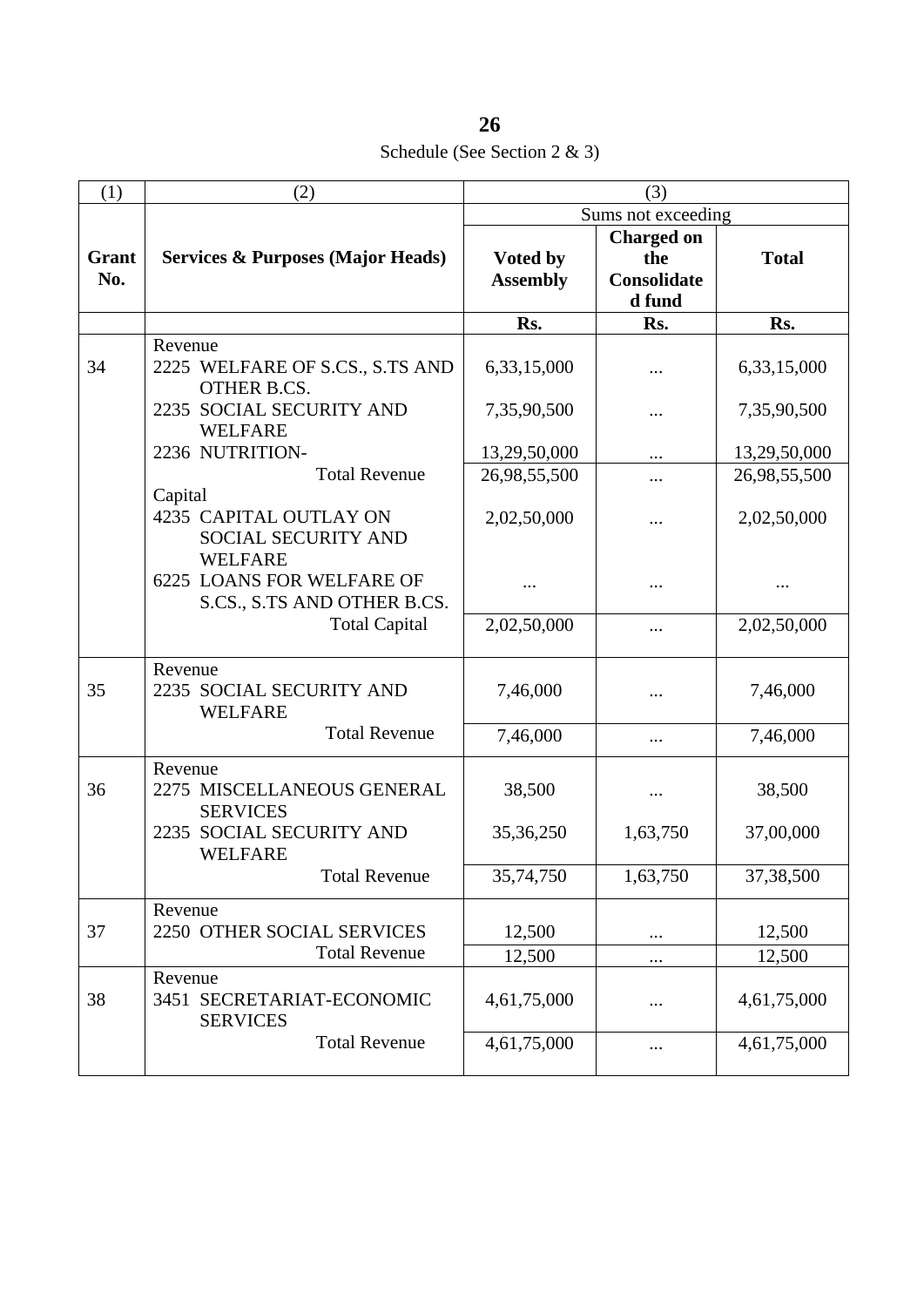Schedule (See Section 2 & 3)

| (1) | (2) | (3) | | |
|---|---|---|---|---|
| | | Sums not exceeding | | |
| **Grant No.** | **Services & Purposes (Major Heads)** | **Voted by Assembly** | **Charged on the Consolidated fund** | **Total** |
| | | **Rs.** | **Rs.** | **Rs.** |
| | Revenue | | | |
| 34 | 2225 WELFARE OF S.CS., S.TS AND OTHER B.CS. | 6,33,15,000 | ... | 6,33,15,000 |
| | 2235 SOCIAL SECURITY AND WELFARE | 7,35,90,500 | ... | 7,35,90,500 |
| | 2236 NUTRITION- | 13,29,50,000 | ... | 13,29,50,000 |
| | Total Revenue | 26,98,55,500 | ... | 26,98,55,500 |
| | Capital | | | |
| | 4235 CAPITAL OUTLAY ON SOCIAL SECURITY AND WELFARE | 2,02,50,000 | ... | 2,02,50,000 |
| | 6225 LOANS FOR WELFARE OF S.CS., S.TS AND OTHER B.CS. | ... | ... | ... |
| | Total Capital | 2,02,50,000 | ... | 2,02,50,000 |
| | Revenue | | | |
| 35 | 2235 SOCIAL SECURITY AND WELFARE | 7,46,000 | ... | 7,46,000 |
| | Total Revenue | 7,46,000 | ... | 7,46,000 |
| | Revenue | | | |
| 36 | 2275 MISCELLANEOUS GENERAL SERVICES | 38,500 | ... | 38,500 |
| | 2235 SOCIAL SECURITY AND WELFARE | 35,36,250 | 1,63,750 | 37,00,000 |
| | Total Revenue | 35,74,750 | 1,63,750 | 37,38,500 |
| | Revenue | | | |
| 37 | 2250 OTHER SOCIAL SERVICES | 12,500 | ... | 12,500 |
| | Total Revenue | 12,500 | ... | 12,500 |
| | Revenue | | | |
| 38 | 3451 SECRETARIAT-ECONOMIC SERVICES | 4,61,75,000 | ... | 4,61,75,000 |
| | Total Revenue | 4,61,75,000 | ... | 4,61,75,000 |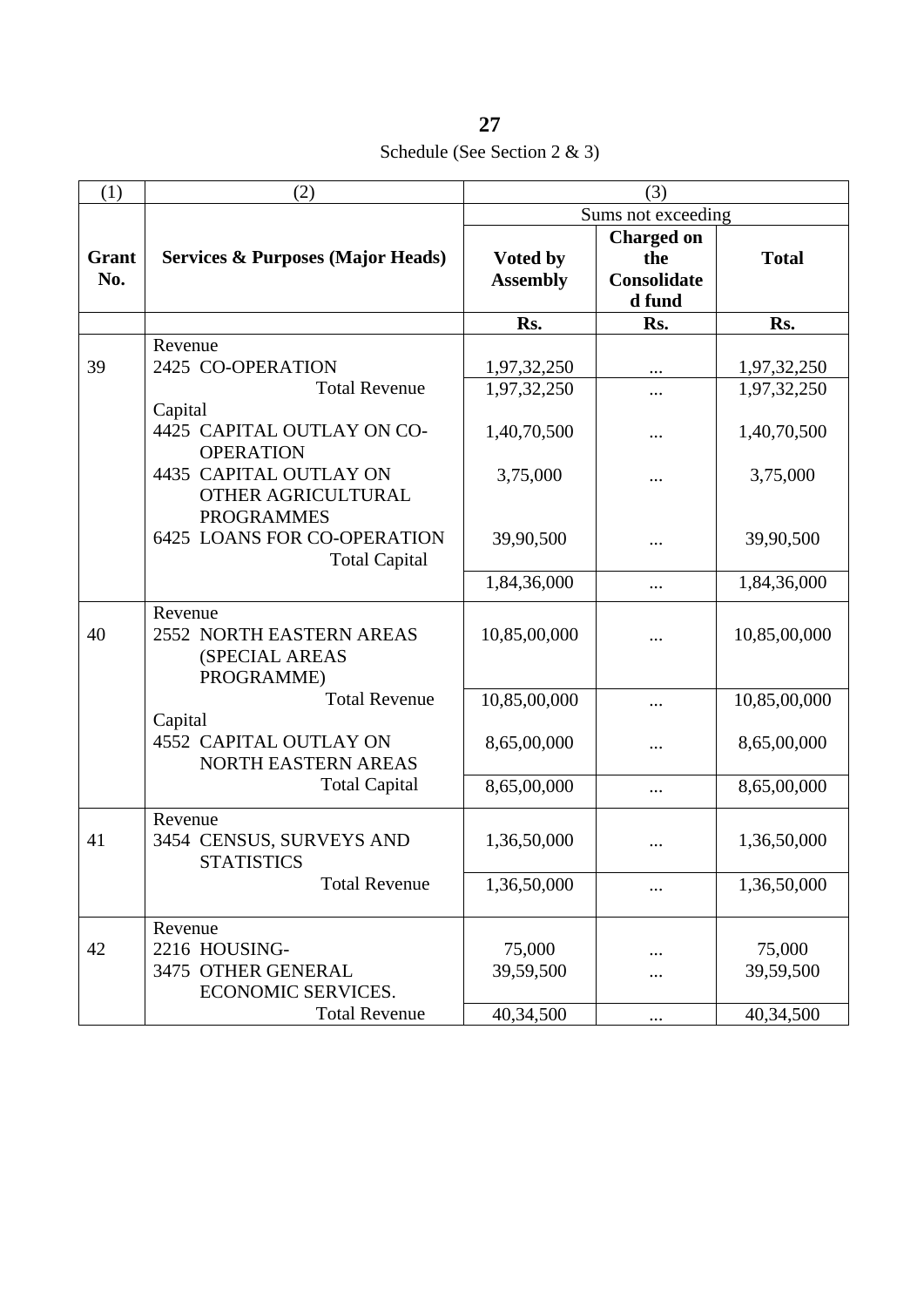Schedule (See Section 2 & 3)

| (1) | (2) | (3) | | |
|---|---|---|---|---|
| | | Sums not exceeding | | |
| **Grant No.** | **Services & Purposes (Major Heads)** | **Voted by Assembly** | **Charged on the Consolidated fund** | **Total** |
| | | **Rs.** | **Rs.** | **Rs.** |
| | Revenue | | | |
| 39 | 2425 CO-OPERATION | 1,97,32,250 | ... | 1,97,32,250 |
| | Total Revenue | 1,97,32,250 | ... | 1,97,32,250 |
| | Capital | | | |
| | 4425 CAPITAL OUTLAY ON CO-OPERATION | 1,40,70,500 | ... | 1,40,70,500 |
| | 4435 CAPITAL OUTLAY ON OTHER AGRICULTURAL PROGRAMMES | 3,75,000 | ... | 3,75,000 |
| | 6425 LOANS FOR CO-OPERATION | 39,90,500 | ... | 39,90,500 |
| | Total Capital | 1,84,36,000 | ... | 1,84,36,000 |
| | Revenue | | | |
| 40 | 2552 NORTH EASTERN AREAS (SPECIAL AREAS PROGRAMME) | 10,85,00,000 | ... | 10,85,00,000 |
| | Total Revenue | 10,85,00,000 | ... | 10,85,00,000 |
| | Capital | | | |
| | 4552 CAPITAL OUTLAY ON NORTH EASTERN AREAS | 8,65,00,000 | ... | 8,65,00,000 |
| | Total Capital | 8,65,00,000 | ... | 8,65,00,000 |
| | Revenue | | | |
| 41 | 3454 CENSUS, SURVEYS AND STATISTICS | 1,36,50,000 | ... | 1,36,50,000 |
| | Total Revenue | 1,36,50,000 | ... | 1,36,50,000 |
| | Revenue | | | |
| 42 | 2216 HOUSING- | 75,000 | ... | 75,000 |
| | 3475 OTHER GENERAL ECONOMIC SERVICES. | 39,59,500 | ... | 39,59,500 |
| | Total Revenue | 40,34,500 | ... | 40,34,500 |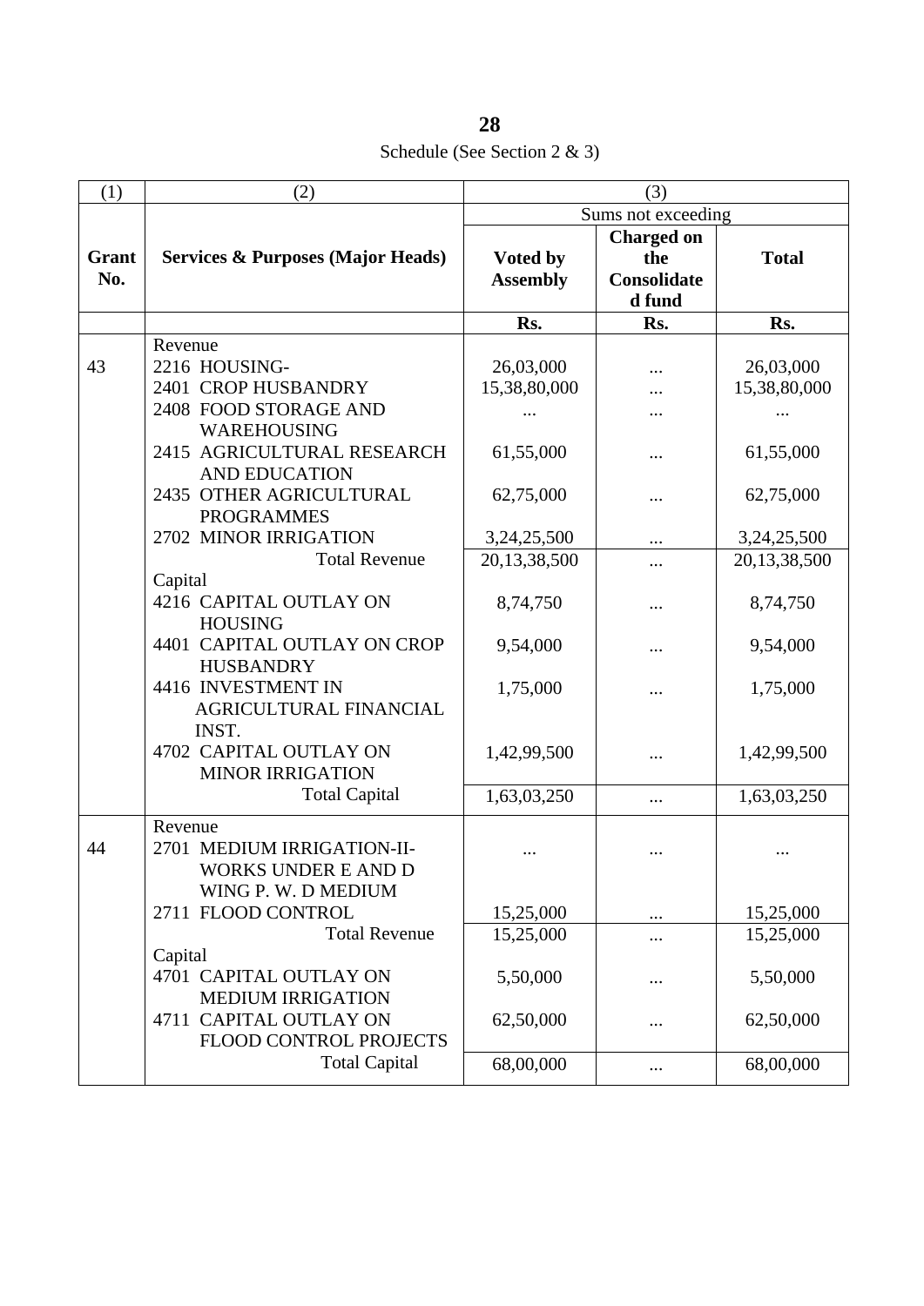Schedule (See Section 2 & 3)

| (1) | (2) | (3) | | |
|---|---|---|---|---|
| | | Sums not exceeding | | |
| **Grant No.** | **Services & Purposes (Major Heads)** | **Voted by Assembly** | **Charged on the Consolidated fund** | **Total** |
| | | **Rs.** | **Rs.** | **Rs.** |
| | Revenue | | | |
| 43 | 2216 HOUSING- | 26,03,000 | ... | 26,03,000 |
| | 2401 CROP HUSBANDRY | 15,38,80,000 | ... | 15,38,80,000 |
| | 2408 FOOD STORAGE AND WAREHOUSING | ... | ... | ... |
| | 2415 AGRICULTURAL RESEARCH AND EDUCATION | 61,55,000 | ... | 61,55,000 |
| | 2435 OTHER AGRICULTURAL PROGRAMMES | 62,75,000 | ... | 62,75,000 |
| | 2702 MINOR IRRIGATION | 3,24,25,500 | ... | 3,24,25,500 |
| | Total Revenue | 20,13,38,500 | ... | 20,13,38,500 |
| | Capital | | | |
| | 4216 CAPITAL OUTLAY ON HOUSING | 8,74,750 | ... | 8,74,750 |
| | 4401 CAPITAL OUTLAY ON CROP HUSBANDRY | 9,54,000 | ... | 9,54,000 |
| | 4416 INVESTMENT IN AGRICULTURAL FINANCIAL INST. | 1,75,000 | ... | 1,75,000 |
| | 4702 CAPITAL OUTLAY ON MINOR IRRIGATION | 1,42,99,500 | ... | 1,42,99,500 |
| | Total Capital | 1,63,03,250 | ... | 1,63,03,250 |
| | Revenue | | | |
| 44 | 2701 MEDIUM IRRIGATION-II-WORKS UNDER E AND D WING P. W. D MEDIUM | ... | ... | ... |
| | 2711 FLOOD CONTROL | 15,25,000 | ... | 15,25,000 |
| | Total Revenue | 15,25,000 | ... | 15,25,000 |
| | Capital | | | |
| | 4701 CAPITAL OUTLAY ON MEDIUM IRRIGATION | 5,50,000 | ... | 5,50,000 |
| | 4711 CAPITAL OUTLAY ON FLOOD CONTROL PROJECTS | 62,50,000 | ... | 62,50,000 |
| | Total Capital | 68,00,000 | ... | 68,00,000 |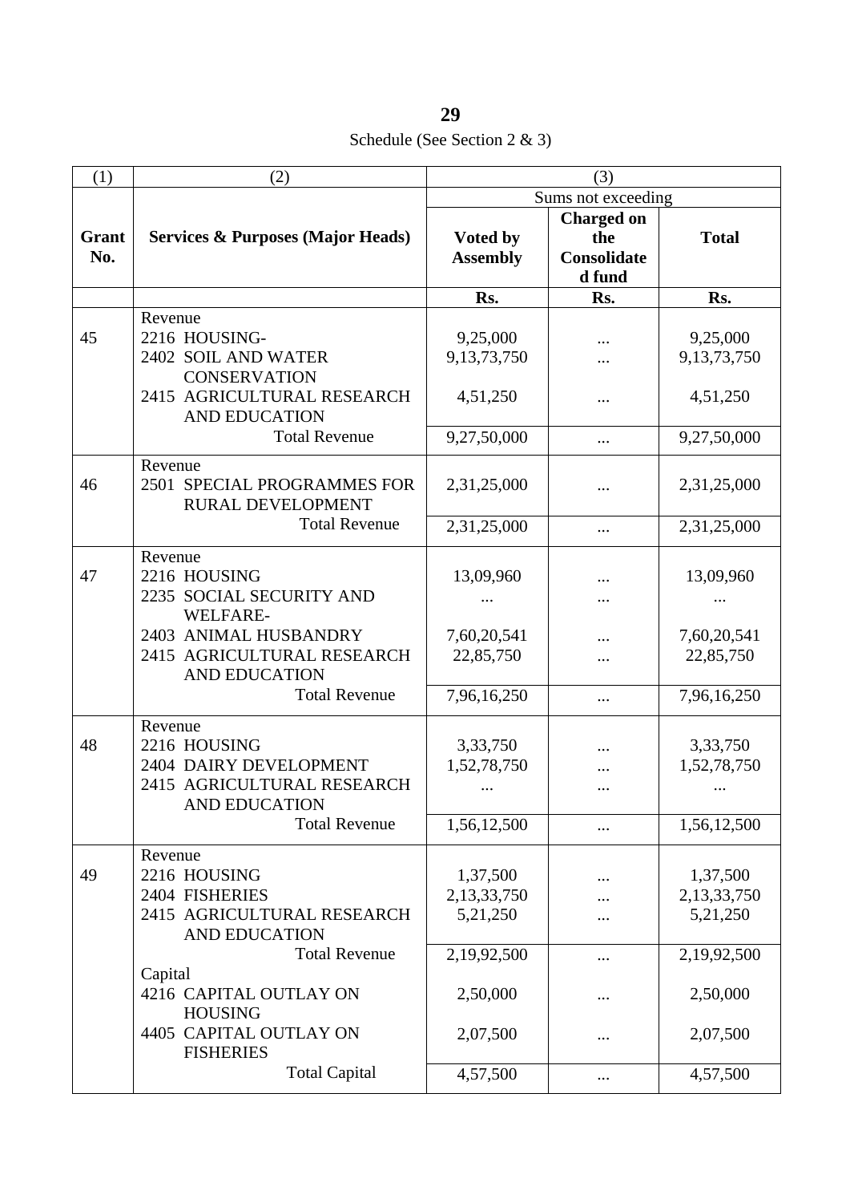Schedule (See Section 2 & 3)

| (1) | (2) | (3) | | |
|---|---|---|---|---|
| | | Sums not exceeding | | |
| **Grant No.** | **Services & Purposes (Major Heads)** | **Voted by Assembly** | **Charged on the Consolidated fund** | **Total** |
| | | **Rs.** | **Rs.** | **Rs.** |
| | Revenue | | | |
| 45 | 2216 HOUSING- | 9,25,000 | ... | 9,25,000 |
| | 2402 SOIL AND WATER CONSERVATION | 9,13,73,750 | ... | 9,13,73,750 |
| | 2415 AGRICULTURAL RESEARCH AND EDUCATION | 4,51,250 | ... | 4,51,250 |
| | Total Revenue | 9,27,50,000 | ... | 9,27,50,000 |
| | Revenue | | | |
| 46 | 2501 SPECIAL PROGRAMMES FOR RURAL DEVELOPMENT | 2,31,25,000 | ... | 2,31,25,000 |
| | Total Revenue | 2,31,25,000 | ... | 2,31,25,000 |
| | Revenue | | | |
| 47 | 2216 HOUSING | 13,09,960 | ... | 13,09,960 |
| | 2235 SOCIAL SECURITY AND WELFARE- | ... | ... | ... |
| | 2403 ANIMAL HUSBANDRY | 7,60,20,541 | ... | 7,60,20,541 |
| | 2415 AGRICULTURAL RESEARCH AND EDUCATION | 22,85,750 | ... | 22,85,750 |
| | Total Revenue | 7,96,16,250 | ... | 7,96,16,250 |
| | Revenue | | | |
| 48 | 2216 HOUSING | 3,33,750 | ... | 3,33,750 |
| | 2404 DAIRY DEVELOPMENT | 1,52,78,750 | ... | 1,52,78,750 |
| | 2415 AGRICULTURAL RESEARCH AND EDUCATION | ... | ... | ... |
| | Total Revenue | 1,56,12,500 | ... | 1,56,12,500 |
| | Revenue | | | |
| 49 | 2216 HOUSING | 1,37,500 | ... | 1,37,500 |
| | 2404 FISHERIES | 2,13,33,750 | ... | 2,13,33,750 |
| | 2415 AGRICULTURAL RESEARCH AND EDUCATION | 5,21,250 | ... | 5,21,250 |
| | Total Revenue | 2,19,92,500 | ... | 2,19,92,500 |
| | Capital | | | |
| | 4216 CAPITAL OUTLAY ON HOUSING | 2,50,000 | ... | 2,50,000 |
| | 4405 CAPITAL OUTLAY ON FISHERIES | 2,07,500 | ... | 2,07,500 |
| | Total Capital | 4,57,500 | ... | 4,57,500 |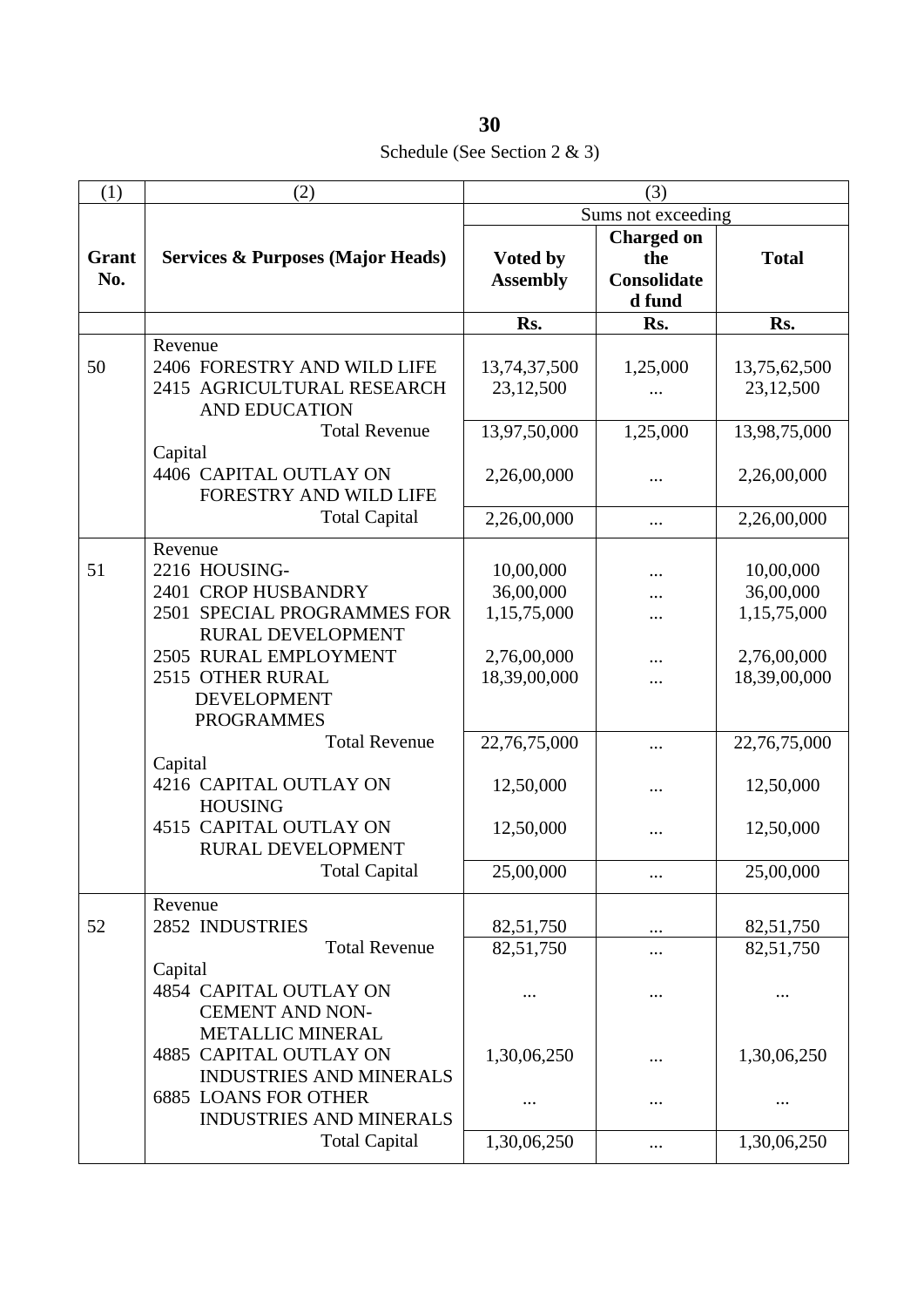Schedule (See Section 2 & 3)

| (1) | (2) | (3) | | |
|---|---|---|---|---|
| | | Sums not exceeding | | |
| **Grant No.** | **Services & Purposes (Major Heads)** | **Voted by Assembly** | **Charged on the Consolidated fund** | **Total** |
| | | **Rs.** | **Rs.** | **Rs.** |
| | Revenue | | | |
| 50 | 2406 FORESTRY AND WILD LIFE | 13,74,37,500 | 1,25,000 | 13,75,62,500 |
| | 2415 AGRICULTURAL RESEARCH AND EDUCATION | 23,12,500 | ... | 23,12,500 |
| | Total Revenue | 13,97,50,000 | 1,25,000 | 13,98,75,000 |
| | Capital | | | |
| | 4406 CAPITAL OUTLAY ON FORESTRY AND WILD LIFE | 2,26,00,000 | ... | 2,26,00,000 |
| | Total Capital | 2,26,00,000 | ... | 2,26,00,000 |
| | Revenue | | | |
| 51 | 2216 HOUSING- | 10,00,000 | ... | 10,00,000 |
| | 2401 CROP HUSBANDRY | 36,00,000 | ... | 36,00,000 |
| | 2501 SPECIAL PROGRAMMES FOR RURAL DEVELOPMENT | 1,15,75,000 | ... | 1,15,75,000 |
| | 2505 RURAL EMPLOYMENT | 2,76,00,000 | ... | 2,76,00,000 |
| | 2515 OTHER RURAL DEVELOPMENT PROGRAMMES | 18,39,00,000 | ... | 18,39,00,000 |
| | Total Revenue | 22,76,75,000 | ... | 22,76,75,000 |
| | Capital | | | |
| | 4216 CAPITAL OUTLAY ON HOUSING | 12,50,000 | ... | 12,50,000 |
| | 4515 CAPITAL OUTLAY ON RURAL DEVELOPMENT | 12,50,000 | ... | 12,50,000 |
| | Total Capital | 25,00,000 | ... | 25,00,000 |
| | Revenue | | | |
| 52 | 2852 INDUSTRIES | 82,51,750 | ... | 82,51,750 |
| | Total Revenue | 82,51,750 | ... | 82,51,750 |
| | Capital | | | |
| | 4854 CAPITAL OUTLAY ON CEMENT AND NON-METALLIC MINERAL | ... | ... | ... |
| | 4885 CAPITAL OUTLAY ON INDUSTRIES AND MINERALS | 1,30,06,250 | ... | 1,30,06,250 |
| | 6885 LOANS FOR OTHER INDUSTRIES AND MINERALS | ... | ... | ... |
| | Total Capital | 1,30,06,250 | ... | 1,30,06,250 |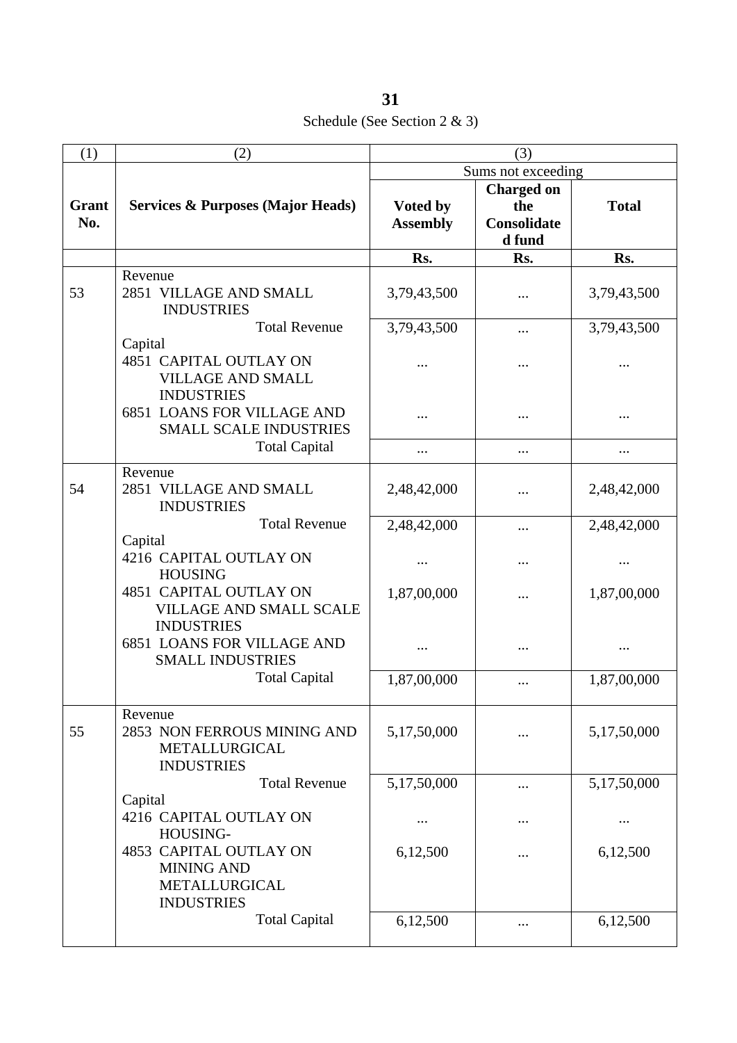Schedule (See Section 2 & 3)

| (1) | (2) | (3) | | |
|---|---|---|---|---|
| | | Sums not exceeding | | |
| **Grant No.** | **Services & Purposes (Major Heads)** | **Voted by Assembly** | **Charged on the Consolidated fund** | **Total** |
| | | **Rs.** | **Rs.** | **Rs.** |
| | Revenue | | | |
| 53 | 2851 VILLAGE AND SMALL INDUSTRIES | 3,79,43,500 | ... | 3,79,43,500 |
| | Total Revenue | 3,79,43,500 | ... | 3,79,43,500 |
| | Capital | | | |
| | 4851 CAPITAL OUTLAY ON VILLAGE AND SMALL INDUSTRIES | ... | ... | ... |
| | 6851 LOANS FOR VILLAGE AND SMALL SCALE INDUSTRIES | ... | ... | ... |
| | Total Capital | ... | ... | ... |
| | Revenue | | | |
| 54 | 2851 VILLAGE AND SMALL INDUSTRIES | 2,48,42,000 | ... | 2,48,42,000 |
| | Total Revenue | 2,48,42,000 | ... | 2,48,42,000 |
| | Capital | | | |
| | 4216 CAPITAL OUTLAY ON HOUSING | ... | ... | ... |
| | 4851 CAPITAL OUTLAY ON VILLAGE AND SMALL SCALE INDUSTRIES | 1,87,00,000 | ... | 1,87,00,000 |
| | 6851 LOANS FOR VILLAGE AND SMALL INDUSTRIES | ... | ... | ... |
| | Total Capital | 1,87,00,000 | ... | 1,87,00,000 |
| | Revenue | | | |
| 55 | 2853 NON FERROUS MINING AND METALLURGICAL INDUSTRIES | 5,17,50,000 | ... | 5,17,50,000 |
| | Total Revenue | 5,17,50,000 | ... | 5,17,50,000 |
| | Capital | | | |
| | 4216 CAPITAL OUTLAY ON HOUSING- | ... | ... | ... |
| | 4853 CAPITAL OUTLAY ON MINING AND METALLURGICAL INDUSTRIES | 6,12,500 | ... | 6,12,500 |
| | Total Capital | 6,12,500 | ... | 6,12,500 |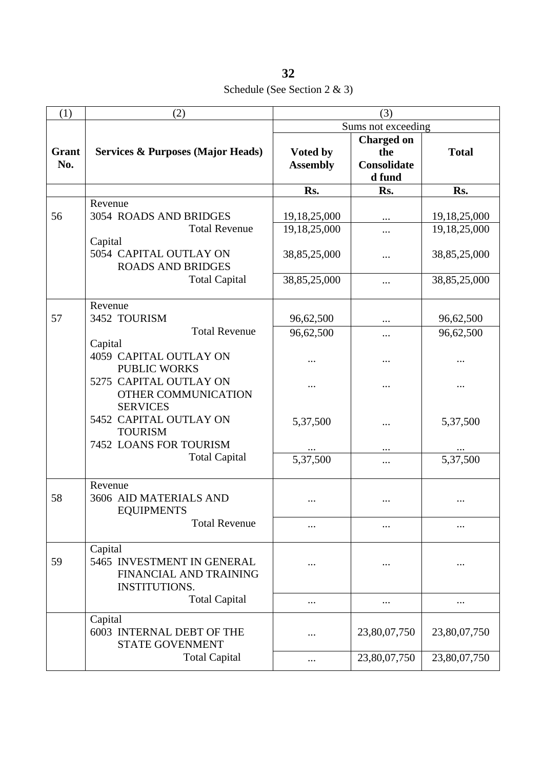Schedule (See Section 2 & 3)

| (1) | (2) | (3) | | |
|---|---|---|---|---|
| | | Sums not exceeding | | |
| **Grant No.** | **Services & Purposes (Major Heads)** | **Voted by Assembly** | **Charged on the Consolidated fund** | **Total** |
| | | **Rs.** | **Rs.** | **Rs.** |
| | Revenue | | | |
| 56 | 3054 ROADS AND BRIDGES | 19,18,25,000 | ... | 19,18,25,000 |
| | Total Revenue | 19,18,25,000 | ... | 19,18,25,000 |
| | Capital | | | |
| | 5054 CAPITAL OUTLAY ON ROADS AND BRIDGES | 38,85,25,000 | ... | 38,85,25,000 |
| | Total Capital | 38,85,25,000 | ... | 38,85,25,000 |
| | Revenue | | | |
| 57 | 3452 TOURISM | 96,62,500 | ... | 96,62,500 |
| | Total Revenue | 96,62,500 | ... | 96,62,500 |
| | Capital | | | |
| | 4059 CAPITAL OUTLAY ON PUBLIC WORKS | ... | ... | ... |
| | 5275 CAPITAL OUTLAY ON OTHER COMMUNICATION SERVICES | ... | ... | ... |
| | 5452 CAPITAL OUTLAY ON TOURISM | 5,37,500 | ... | 5,37,500 |
| | 7452 LOANS FOR TOURISM | ... | ... | ... |
| | Total Capital | 5,37,500 | ... | 5,37,500 |
| | Revenue | | | |
| 58 | 3606 AID MATERIALS AND EQUIPMENTS | ... | ... | ... |
| | Total Revenue | ... | ... | ... |
| | Capital | | | |
| 59 | 5465 INVESTMENT IN GENERAL FINANCIAL AND TRAINING INSTITUTIONS. | ... | ... | ... |
| | Total Capital | ... | ... | ... |
| | Capital | | | |
| | 6003 INTERNAL DEBT OF THE STATE GOVENMENT | ... | 23,80,07,750 | 23,80,07,750 |
| | Total Capital | ... | 23,80,07,750 | 23,80,07,750 |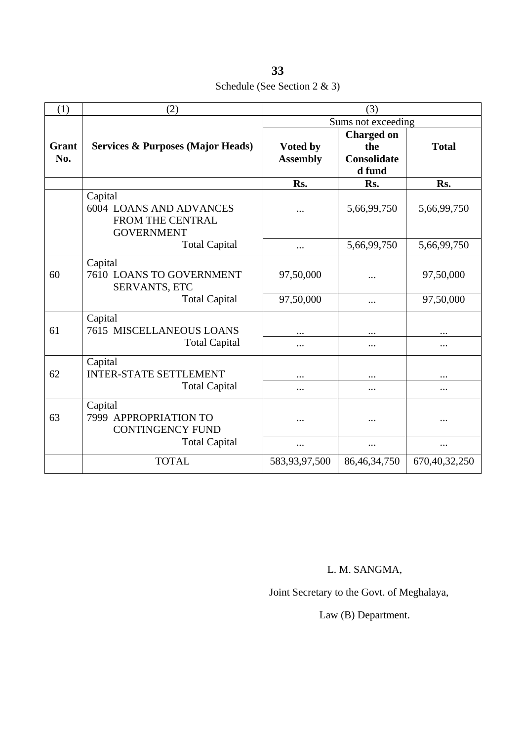Schedule (See Section 2 & 3)

| (1) | (2) | (3) | | |
|---|---|---|---|---|
| | | Sums not exceeding | | |
| **Grant No.** | **Services & Purposes (Major Heads)** | **Voted by Assembly** | **Charged on the Consolidated fund** | **Total** |
| | | **Rs.** | **Rs.** | **Rs.** |
| | Capital<br>6004 LOANS AND ADVANCES FROM THE CENTRAL GOVERNMENT | ... | 5,66,99,750 | 5,66,99,750 |
| | Total Capital | ... | 5,66,99,750 | 5,66,99,750 |
| 60 | Capital<br>7610 LOANS TO GOVERNMENT SERVANTS, ETC | 97,50,000 | ... | 97,50,000 |
| | Total Capital | 97,50,000 | ... | 97,50,000 |
| 61 | Capital<br>7615 MISCELLANEOUS LOANS | ... | ... | ... |
| | Total Capital | ... | ... | ... |
| 62 | Capital<br>INTER-STATE SETTLEMENT | ... | ... | ... |
| | Total Capital | ... | ... | ... |
| 63 | Capital<br>7999 APPROPRIATION TO CONTINGENCY FUND | ... | ... | ... |
| | Total Capital | ... | ... | ... |
| | TOTAL | 583,93,97,500 | 86,46,34,750 | 670,40,32,250 |

L. M. SANGMA,

Joint Secretary to the Govt. of Meghalaya,

Law (B) Department.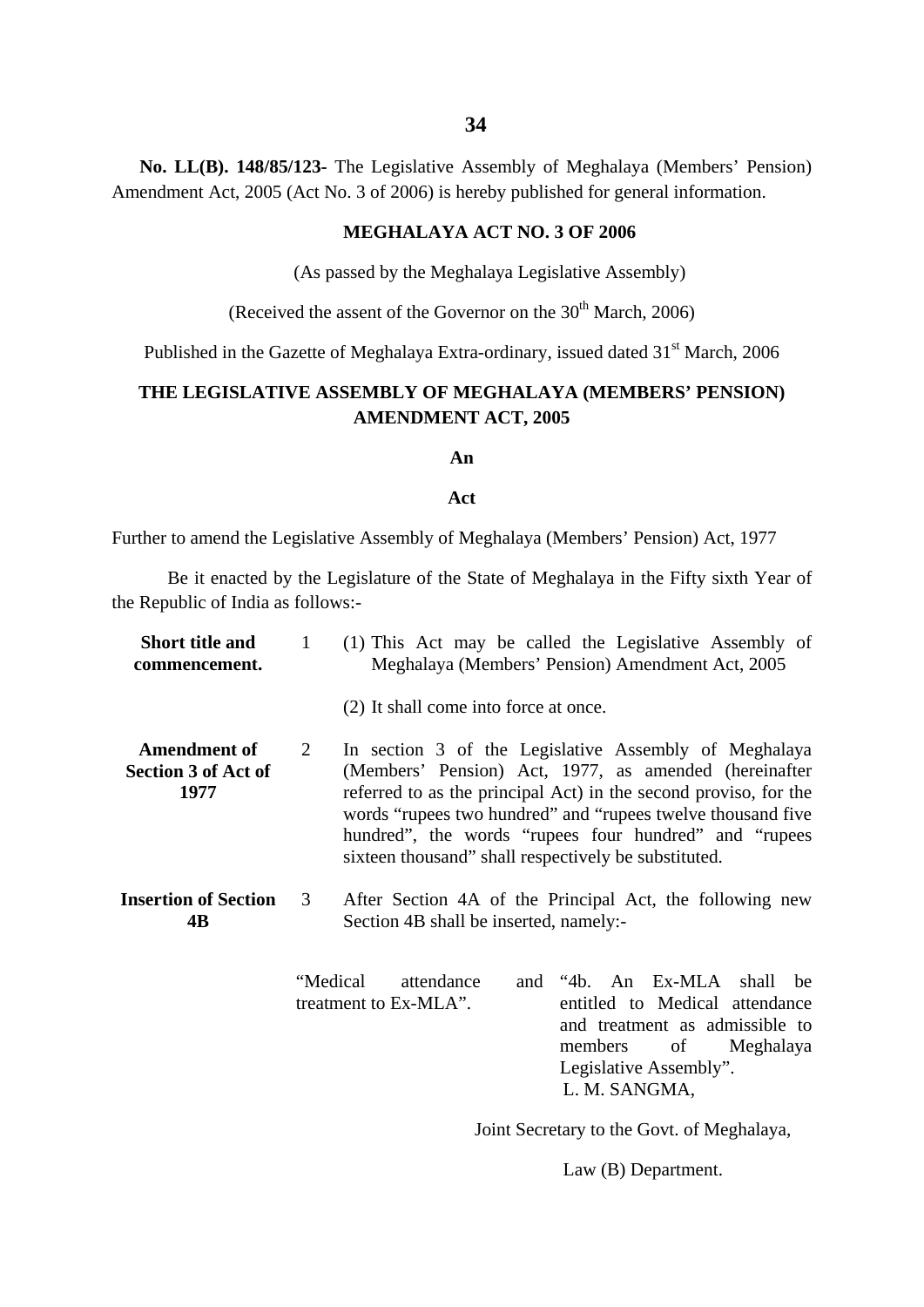**No. LL(B). 148/85/123-** The Legislative Assembly of Meghalaya (Members' Pension) Amendment Act, 2005 (Act No. 3 of 2006) is hereby published for general information.

**MEGHALAYA ACT NO. 3 OF 2006**

(As passed by the Meghalaya Legislative Assembly)

(Received the assent of the Governor on the 30th March, 2006)

Published in the Gazette of Meghalaya Extra-ordinary, issued dated 31st March, 2006

**THE LEGISLATIVE ASSEMBLY OF MEGHALAYA (MEMBERS' PENSION) AMENDMENT ACT, 2005**

**An**

**Act**

Further to amend the Legislative Assembly of Meghalaya (Members' Pension) Act, 1977

Be it enacted by the Legislature of the State of Meghalaya in the Fifty sixth Year of the Republic of India as follows:-

**Short title and commencement.**

1 (1) This Act may be called the Legislative Assembly of Meghalaya (Members' Pension) Amendment Act, 2005

(2) It shall come into force at once.

**Amendment of Section 3 of Act of 1977**

2 In section 3 of the Legislative Assembly of Meghalaya (Members' Pension) Act, 1977, as amended (hereinafter referred to as the principal Act) in the second proviso, for the words "rupees two hundred" and "rupees twelve thousand five hundred", the words "rupees four hundred" and "rupees sixteen thousand" shall respectively be substituted.

**Insertion of Section 4B**

3 After Section 4A of the Principal Act, the following new Section 4B shall be inserted, namely:-

"Medical attendance and treatment to Ex-MLA". "4b. An Ex-MLA shall be entitled to Medical attendance and treatment as admissible to members of Meghalaya Legislative Assembly".

L. M. SANGMA,

Joint Secretary to the Govt. of Meghalaya,

Law (B) Department.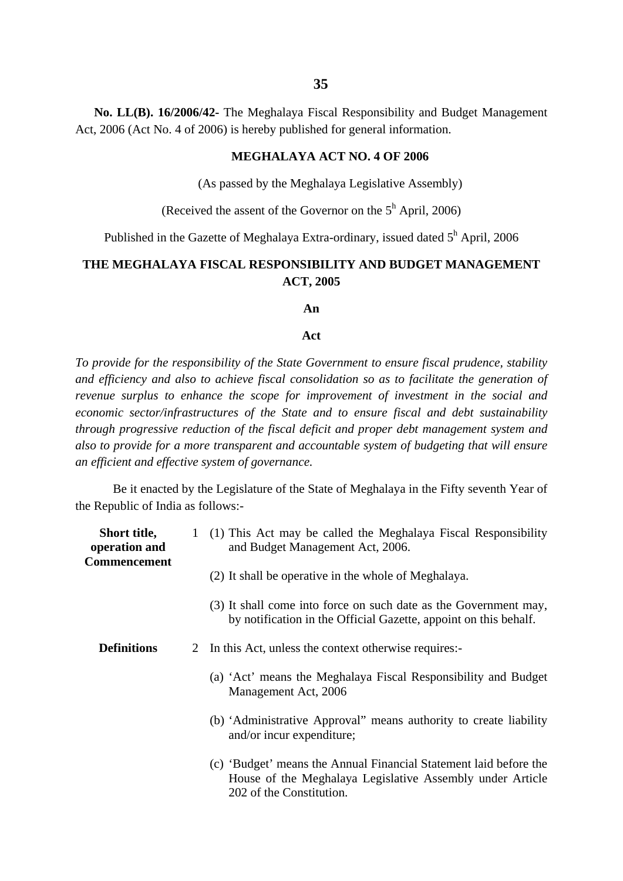**No. LL(B). 16/2006/42-** The Meghalaya Fiscal Responsibility and Budget Management Act, 2006 (Act No. 4 of 2006) is hereby published for general information.

**MEGHALAYA ACT NO. 4 OF 2006**

(As passed by the Meghalaya Legislative Assembly)

(Received the assent of the Governor on the 5h April, 2006)

Published in the Gazette of Meghalaya Extra-ordinary, issued dated 5h April, 2006

# THE MEGHALAYA FISCAL RESPONSIBILITY AND BUDGET MANAGEMENT ACT, 2005

**An**

**Act**

*To provide for the responsibility of the State Government to ensure fiscal prudence, stability and efficiency and also to achieve fiscal consolidation so as to facilitate the generation of revenue surplus to enhance the scope for improvement of investment in the social and economic sector/infrastructures of the State and to ensure fiscal and debt sustainability through progressive reduction of the fiscal deficit and proper debt management system and also to provide for a more transparent and accountable system of budgeting that will ensure an efficient and effective system of governance.*

Be it enacted by the Legislature of the State of Meghalaya in the Fifty seventh Year of the Republic of India as follows:-

**Short title, operation and Commencement**

1 (1) This Act may be called the Meghalaya Fiscal Responsibility and Budget Management Act, 2006.

(2) It shall be operative in the whole of Meghalaya.

(3) It shall come into force on such date as the Government may, by notification in the Official Gazette, appoint on this behalf.

**Definitions**

2 In this Act, unless the context otherwise requires:-

(a) 'Act' means the Meghalaya Fiscal Responsibility and Budget Management Act, 2006

(b) 'Administrative Approval" means authority to create liability and/or incur expenditure;

(c) 'Budget' means the Annual Financial Statement laid before the House of the Meghalaya Legislative Assembly under Article 202 of the Constitution.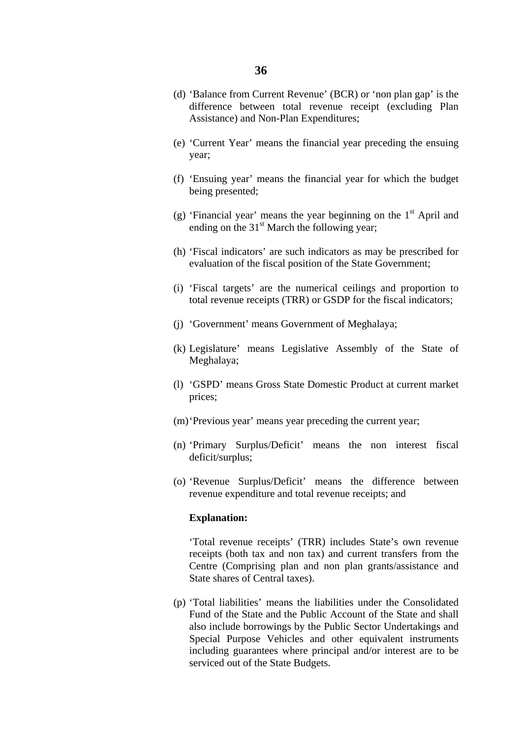(d) 'Balance from Current Revenue' (BCR) or 'non plan gap' is the difference between total revenue receipt (excluding Plan Assistance) and Non-Plan Expenditures;

(e) 'Current Year' means the financial year preceding the ensuing year;

(f) 'Ensuing year' means the financial year for which the budget being presented;

(g) 'Financial year' means the year beginning on the 1st April and ending on the 31st March the following year;

(h) 'Fiscal indicators' are such indicators as may be prescribed for evaluation of the fiscal position of the State Government;

(i) 'Fiscal targets' are the numerical ceilings and proportion to total revenue receipts (TRR) or GSDP for the fiscal indicators;

(j) 'Government' means Government of Meghalaya;

(k) Legislature' means Legislative Assembly of the State of Meghalaya;

(l) 'GSPD' means Gross State Domestic Product at current market prices;

(m) 'Previous year' means year preceding the current year;

(n) 'Primary Surplus/Deficit' means the non interest fiscal deficit/surplus;

(o) 'Revenue Surplus/Deficit' means the difference between revenue expenditure and total revenue receipts; and

**Explanation:**

'Total revenue receipts' (TRR) includes State's own revenue receipts (both tax and non tax) and current transfers from the Centre (Comprising plan and non plan grants/assistance and State shares of Central taxes).

(p) 'Total liabilities' means the liabilities under the Consolidated Fund of the State and the Public Account of the State and shall also include borrowings by the Public Sector Undertakings and Special Purpose Vehicles and other equivalent instruments including guarantees where principal and/or interest are to be serviced out of the State Budgets.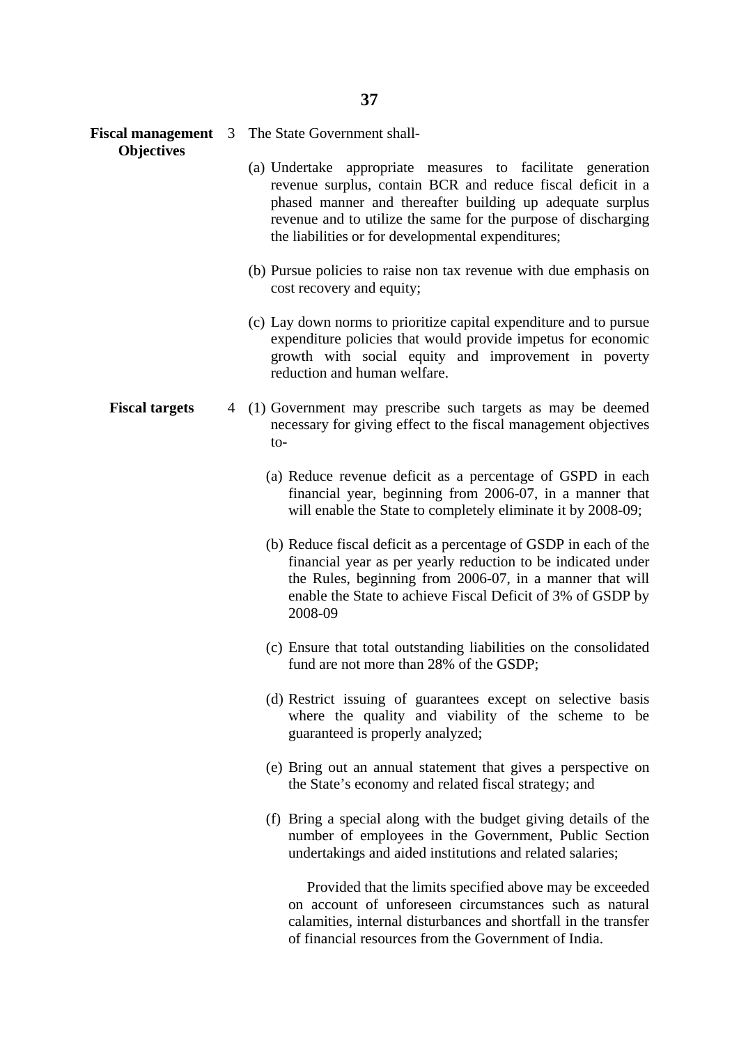**Fiscal management Objectives**

3 The State Government shall-

(a) Undertake appropriate measures to facilitate generation revenue surplus, contain BCR and reduce fiscal deficit in a phased manner and thereafter building up adequate surplus revenue and to utilize the same for the purpose of discharging the liabilities or for developmental expenditures;

(b) Pursue policies to raise non tax revenue with due emphasis on cost recovery and equity;

(c) Lay down norms to prioritize capital expenditure and to pursue expenditure policies that would provide impetus for economic growth with social equity and improvement in poverty reduction and human welfare.

**Fiscal targets**

4 (1) Government may prescribe such targets as may be deemed necessary for giving effect to the fiscal management objectives to-

(a) Reduce revenue deficit as a percentage of GSPD in each financial year, beginning from 2006-07, in a manner that will enable the State to completely eliminate it by 2008-09;

(b) Reduce fiscal deficit as a percentage of GSDP in each of the financial year as per yearly reduction to be indicated under the Rules, beginning from 2006-07, in a manner that will enable the State to achieve Fiscal Deficit of 3% of GSDP by 2008-09

(c) Ensure that total outstanding liabilities on the consolidated fund are not more than 28% of the GSDP;

(d) Restrict issuing of guarantees except on selective basis where the quality and viability of the scheme to be guaranteed is properly analyzed;

(e) Bring out an annual statement that gives a perspective on the State's economy and related fiscal strategy; and

(f) Bring a special along with the budget giving details of the number of employees in the Government, Public Section undertakings and aided institutions and related salaries;

Provided that the limits specified above may be exceeded on account of unforeseen circumstances such as natural calamities, internal disturbances and shortfall in the transfer of financial resources from the Government of India.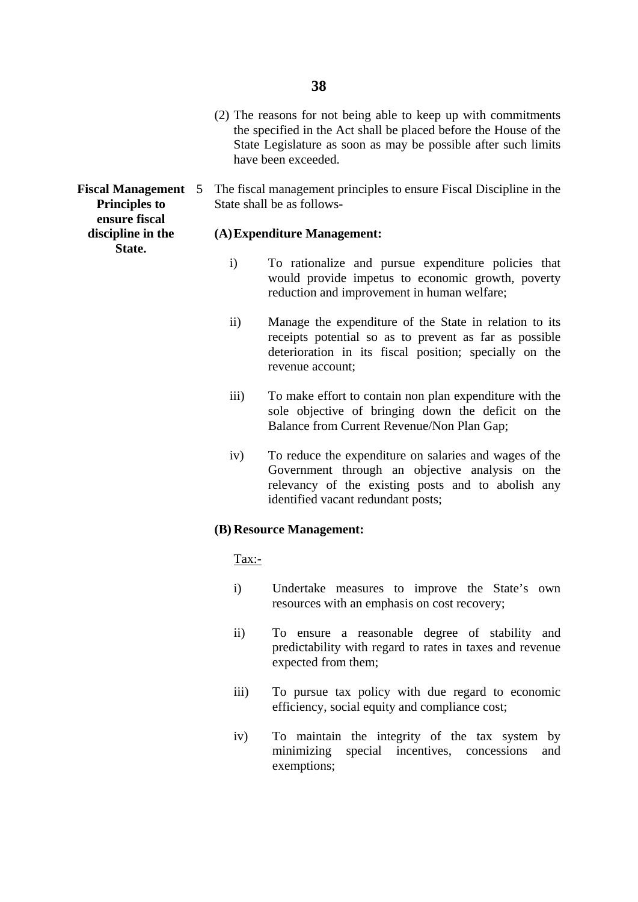(2) The reasons for not being able to keep up with commitments the specified in the Act shall be placed before the House of the State Legislature as soon as may be possible after such limits have been exceeded.

**Fiscal Management Principles to ensure fiscal discipline in the State.**

5 The fiscal management principles to ensure Fiscal Discipline in the State shall be as follows-

**(A) Expenditure Management:**

i) To rationalize and pursue expenditure policies that would provide impetus to economic growth, poverty reduction and improvement in human welfare;

ii) Manage the expenditure of the State in relation to its receipts potential so as to prevent as far as possible deterioration in its fiscal position; specially on the revenue account;

iii) To make effort to contain non plan expenditure with the sole objective of bringing down the deficit on the Balance from Current Revenue/Non Plan Gap;

iv) To reduce the expenditure on salaries and wages of the Government through an objective analysis on the relevancy of the existing posts and to abolish any identified vacant redundant posts;

**(B) Resource Management:**

Tax:-

i) Undertake measures to improve the State's own resources with an emphasis on cost recovery;

ii) To ensure a reasonable degree of stability and predictability with regard to rates in taxes and revenue expected from them;

iii) To pursue tax policy with due regard to economic efficiency, social equity and compliance cost;

iv) To maintain the integrity of the tax system by minimizing special incentives, concessions and exemptions;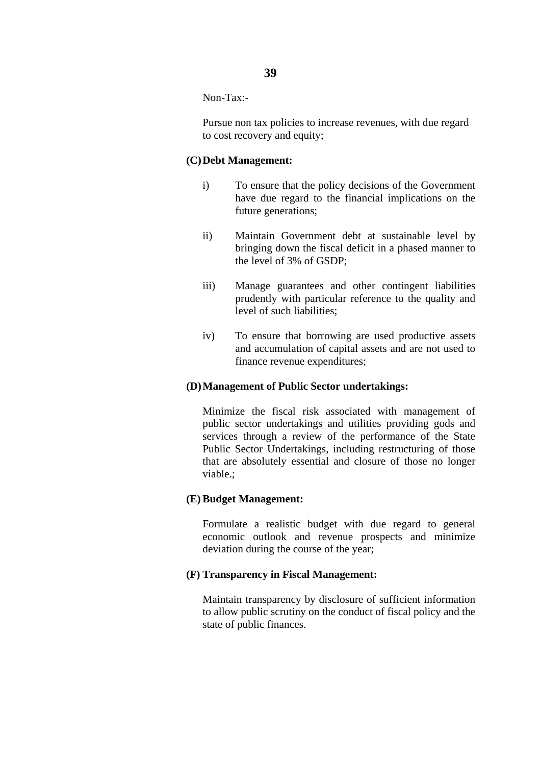Non-Tax:-

Pursue non tax policies to increase revenues, with due regard to cost recovery and equity;

**(C) Debt Management:**

i) To ensure that the policy decisions of the Government have due regard to the financial implications on the future generations;

ii) Maintain Government debt at sustainable level by bringing down the fiscal deficit in a phased manner to the level of 3% of GSDP;

iii) Manage guarantees and other contingent liabilities prudently with particular reference to the quality and level of such liabilities;

iv) To ensure that borrowing are used productive assets and accumulation of capital assets and are not used to finance revenue expenditures;

**(D) Management of Public Sector undertakings:**

Minimize the fiscal risk associated with management of public sector undertakings and utilities providing gods and services through a review of the performance of the State Public Sector Undertakings, including restructuring of those that are absolutely essential and closure of those no longer viable.;

**(E) Budget Management:**

Formulate a realistic budget with due regard to general economic outlook and revenue prospects and minimize deviation during the course of the year;

**(F) Transparency in Fiscal Management:**

Maintain transparency by disclosure of sufficient information to allow public scrutiny on the conduct of fiscal policy and the state of public finances.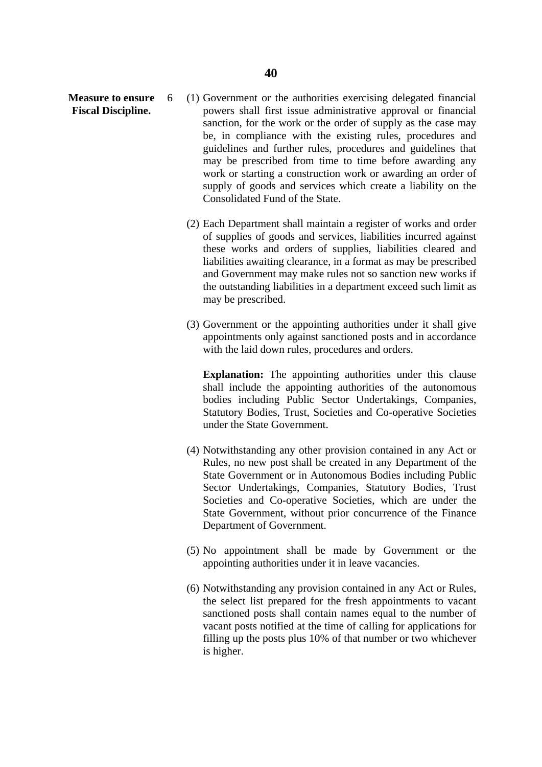**Measure to ensure Fiscal Discipline.**

6 (1) Government or the authorities exercising delegated financial powers shall first issue administrative approval or financial sanction, for the work or the order of supply as the case may be, in compliance with the existing rules, procedures and guidelines and further rules, procedures and guidelines that may be prescribed from time to time before awarding any work or starting a construction work or awarding an order of supply of goods and services which create a liability on the Consolidated Fund of the State.

(2) Each Department shall maintain a register of works and order of supplies of goods and services, liabilities incurred against these works and orders of supplies, liabilities cleared and liabilities awaiting clearance, in a format as may be prescribed and Government may make rules not so sanction new works if the outstanding liabilities in a department exceed such limit as may be prescribed.

(3) Government or the appointing authorities under it shall give appointments only against sanctioned posts and in accordance with the laid down rules, procedures and orders.

**Explanation:** The appointing authorities under this clause shall include the appointing authorities of the autonomous bodies including Public Sector Undertakings, Companies, Statutory Bodies, Trust, Societies and Co-operative Societies under the State Government.

(4) Notwithstanding any other provision contained in any Act or Rules, no new post shall be created in any Department of the State Government or in Autonomous Bodies including Public Sector Undertakings, Companies, Statutory Bodies, Trust Societies and Co-operative Societies, which are under the State Government, without prior concurrence of the Finance Department of Government.

(5) No appointment shall be made by Government or the appointing authorities under it in leave vacancies.

(6) Notwithstanding any provision contained in any Act or Rules, the select list prepared for the fresh appointments to vacant sanctioned posts shall contain names equal to the number of vacant posts notified at the time of calling for applications for filling up the posts plus 10% of that number or two whichever is higher.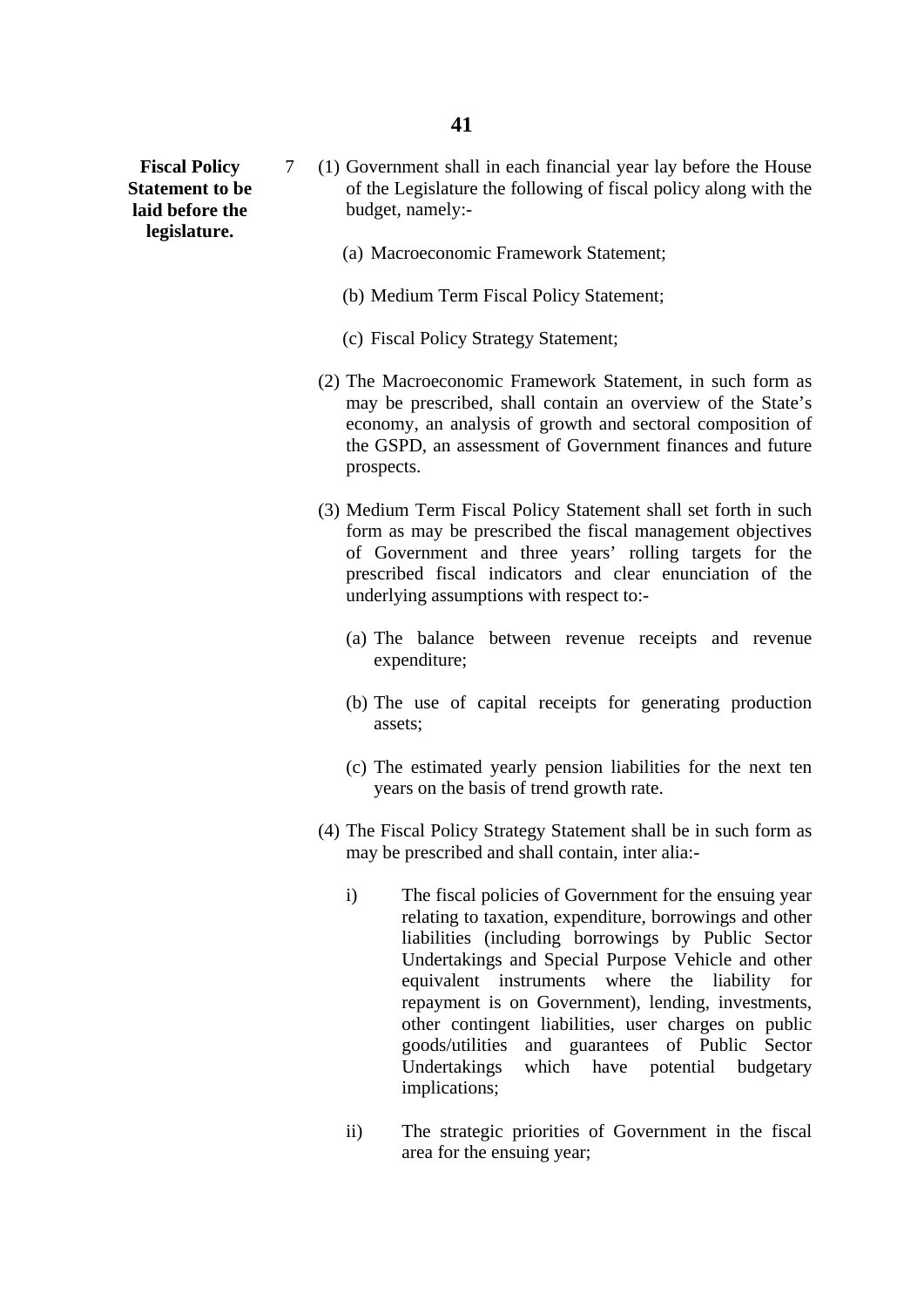**Fiscal Policy Statement to be laid before the legislature.**

7 (1) Government shall in each financial year lay before the House of the Legislature the following of fiscal policy along with the budget, namely:-

(a) Macroeconomic Framework Statement;

(b) Medium Term Fiscal Policy Statement;

(c) Fiscal Policy Strategy Statement;

(2) The Macroeconomic Framework Statement, in such form as may be prescribed, shall contain an overview of the State's economy, an analysis of growth and sectoral composition of the GSPD, an assessment of Government finances and future prospects.

(3) Medium Term Fiscal Policy Statement shall set forth in such form as may be prescribed the fiscal management objectives of Government and three years' rolling targets for the prescribed fiscal indicators and clear enunciation of the underlying assumptions with respect to:-

(a) The balance between revenue receipts and revenue expenditure;

(b) The use of capital receipts for generating production assets;

(c) The estimated yearly pension liabilities for the next ten years on the basis of trend growth rate.

(4) The Fiscal Policy Strategy Statement shall be in such form as may be prescribed and shall contain, inter alia:-

i) The fiscal policies of Government for the ensuing year relating to taxation, expenditure, borrowings and other liabilities (including borrowings by Public Sector Undertakings and Special Purpose Vehicle and other equivalent instruments where the liability for repayment is on Government), lending, investments, other contingent liabilities, user charges on public goods/utilities and guarantees of Public Sector Undertakings which have potential budgetary implications;

ii) The strategic priorities of Government in the fiscal area for the ensuing year;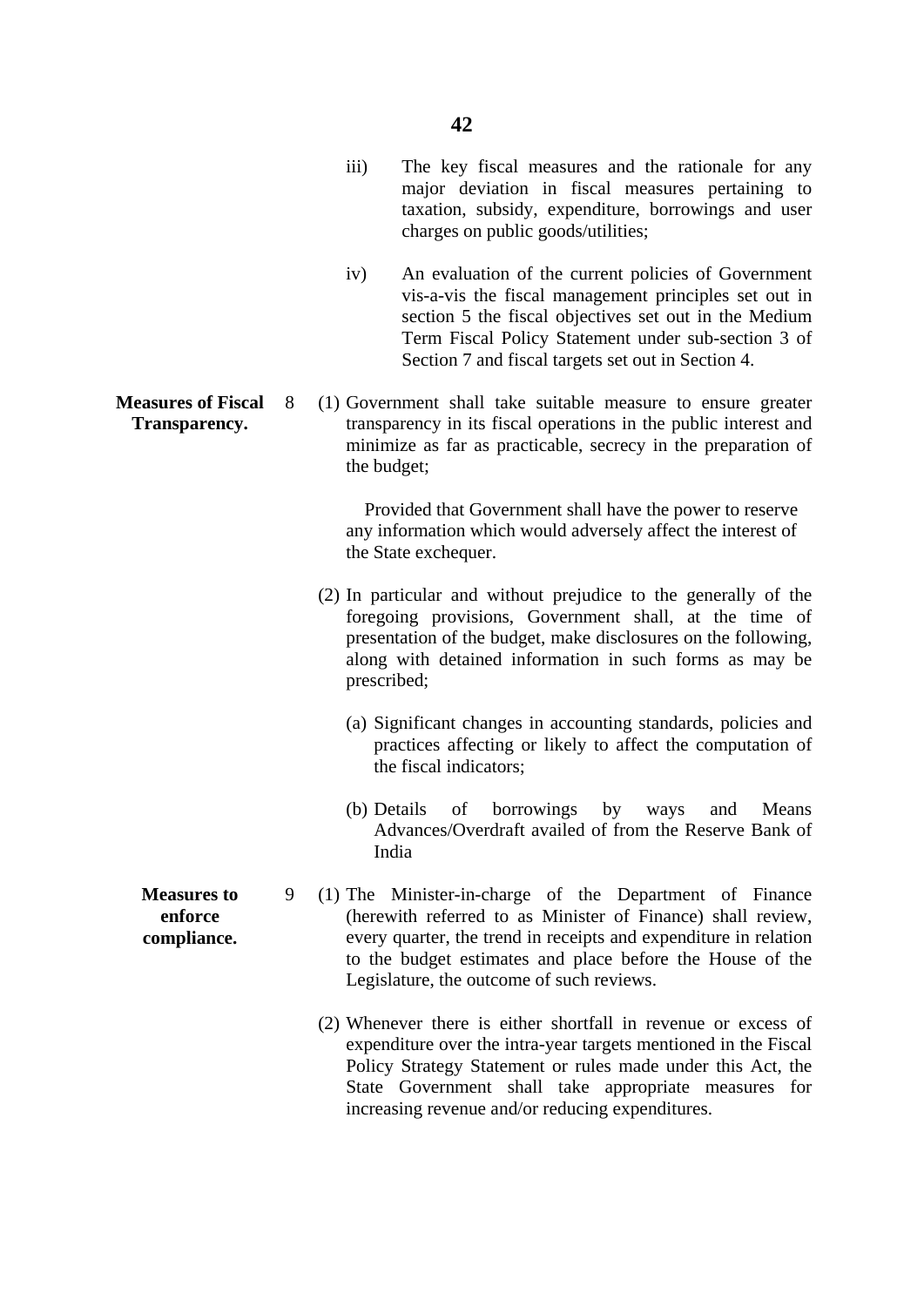iii) The key fiscal measures and the rationale for any major deviation in fiscal measures pertaining to taxation, subsidy, expenditure, borrowings and user charges on public goods/utilities;

iv) An evaluation of the current policies of Government vis-a-vis the fiscal management principles set out in section 5 the fiscal objectives set out in the Medium Term Fiscal Policy Statement under sub-section 3 of Section 7 and fiscal targets set out in Section 4.

**Measures of Fiscal Transparency.**

8 (1) Government shall take suitable measure to ensure greater transparency in its fiscal operations in the public interest and minimize as far as practicable, secrecy in the preparation of the budget;

Provided that Government shall have the power to reserve any information which would adversely affect the interest of the State exchequer.

(2) In particular and without prejudice to the generally of the foregoing provisions, Government shall, at the time of presentation of the budget, make disclosures on the following, along with detained information in such forms as may be prescribed;

(a) Significant changes in accounting standards, policies and practices affecting or likely to affect the computation of the fiscal indicators;

(b) Details of borrowings by ways and Means Advances/Overdraft availed of from the Reserve Bank of India

**Measures to enforce compliance.**

9 (1) The Minister-in-charge of the Department of Finance (herewith referred to as Minister of Finance) shall review, every quarter, the trend in receipts and expenditure in relation to the budget estimates and place before the House of the Legislature, the outcome of such reviews.

(2) Whenever there is either shortfall in revenue or excess of expenditure over the intra-year targets mentioned in the Fiscal Policy Strategy Statement or rules made under this Act, the State Government shall take appropriate measures for increasing revenue and/or reducing expenditures.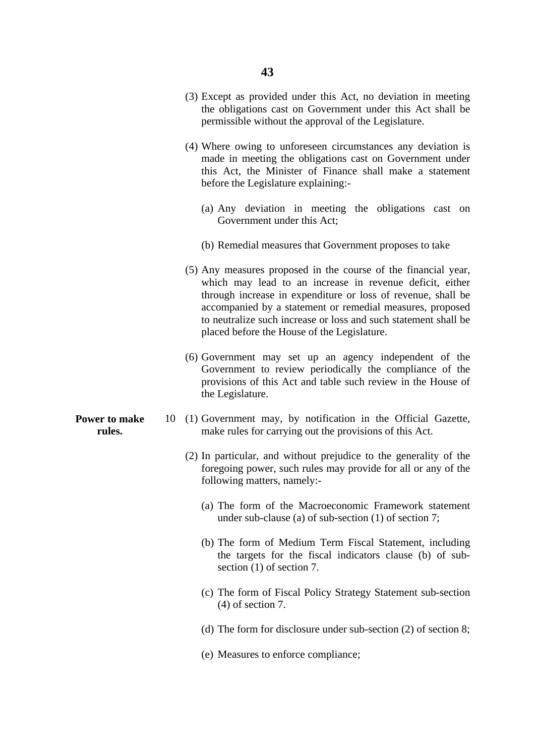(3) Except as provided under this Act, no deviation in meeting the obligations cast on Government under this Act shall be permissible without the approval of the Legislature.

(4) Where owing to unforeseen circumstances any deviation is made in meeting the obligations cast on Government under this Act, the Minister of Finance shall make a statement before the Legislature explaining:-

(a) Any deviation in meeting the obligations cast on Government under this Act;

(b) Remedial measures that Government proposes to take

(5) Any measures proposed in the course of the financial year, which may lead to an increase in revenue deficit, either through increase in expenditure or loss of revenue, shall be accompanied by a statement or remedial measures, proposed to neutralize such increase or loss and such statement shall be placed before the House of the Legislature.

(6) Government may set up an agency independent of the Government to review periodically the compliance of the provisions of this Act and table such review in the House of the Legislature.

**Power to make rules.**

10 (1) Government may, by notification in the Official Gazette, make rules for carrying out the provisions of this Act.

(2) In particular, and without prejudice to the generality of the foregoing power, such rules may provide for all or any of the following matters, namely:-

(a) The form of the Macroeconomic Framework statement under sub-clause (a) of sub-section (1) of section 7;

(b) The form of Medium Term Fiscal Statement, including the targets for the fiscal indicators clause (b) of sub-section (1) of section 7.

(c) The form of Fiscal Policy Strategy Statement sub-section (4) of section 7.

(d) The form for disclosure under sub-section (2) of section 8;

(e) Measures to enforce compliance;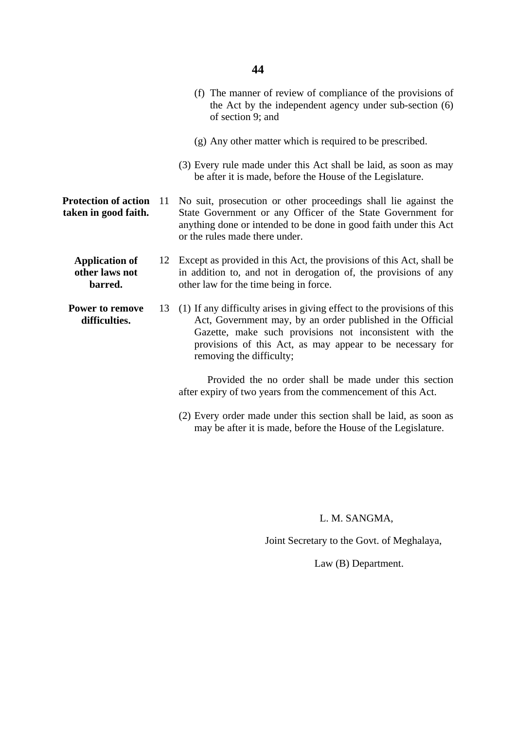(f) The manner of review of compliance of the provisions of the Act by the independent agency under sub-section (6) of section 9; and

(g) Any other matter which is required to be prescribed.

(3) Every rule made under this Act shall be laid, as soon as may be after it is made, before the House of the Legislature.

**Protection of action taken in good faith.**

11 No suit, prosecution or other proceedings shall lie against the State Government or any Officer of the State Government for anything done or intended to be done in good faith under this Act or the rules made there under.

**Application of other laws not barred.**

12 Except as provided in this Act, the provisions of this Act, shall be in addition to, and not in derogation of, the provisions of any other law for the time being in force.

**Power to remove difficulties.**

13 (1) If any difficulty arises in giving effect to the provisions of this Act, Government may, by an order published in the Official Gazette, make such provisions not inconsistent with the provisions of this Act, as may appear to be necessary for removing the difficulty;

Provided the no order shall be made under this section after expiry of two years from the commencement of this Act.

(2) Every order made under this section shall be laid, as soon as may be after it is made, before the House of the Legislature.

L. M. SANGMA,

Joint Secretary to the Govt. of Meghalaya,

Law (B) Department.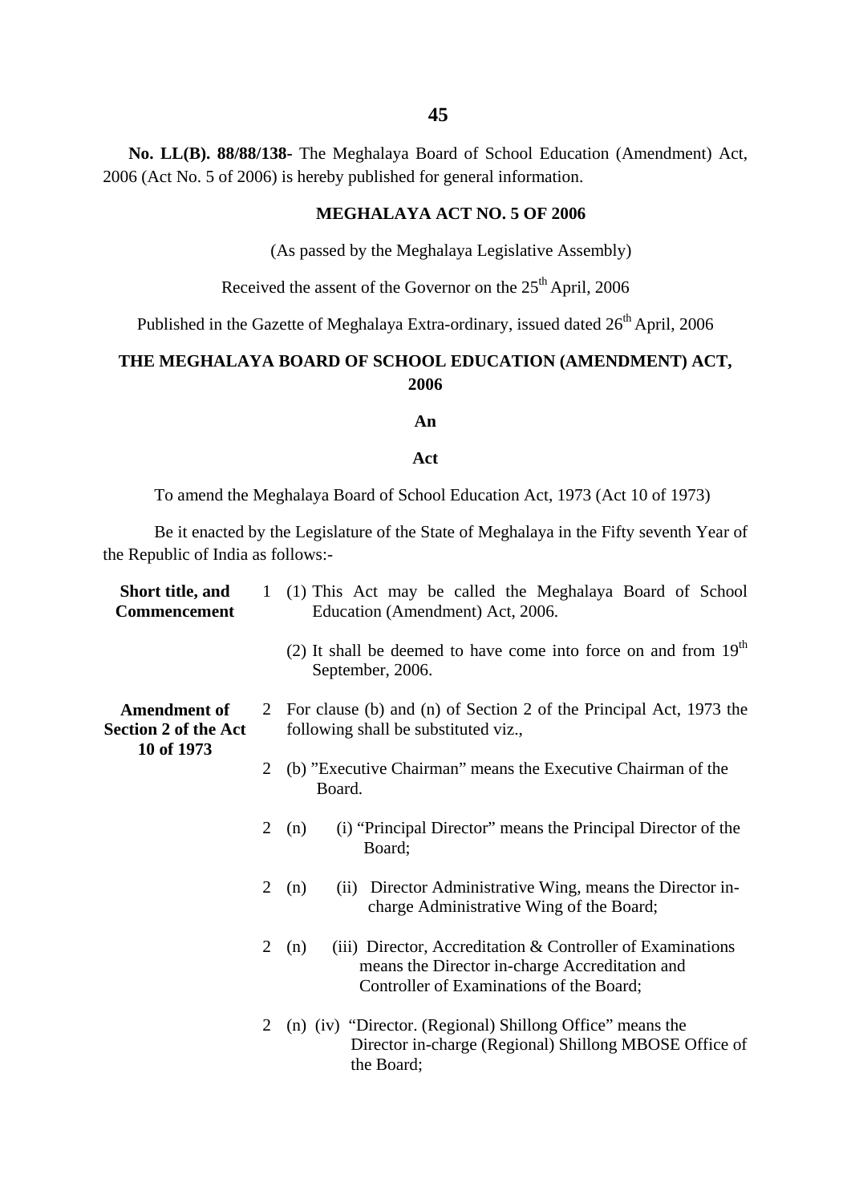**No. LL(B). 88/88/138-** The Meghalaya Board of School Education (Amendment) Act, 2006 (Act No. 5 of 2006) is hereby published for general information.

## MEGHALAYA ACT NO. 5 OF 2006

(As passed by the Meghalaya Legislative Assembly)

Received the assent of the Governor on the 25th April, 2006

Published in the Gazette of Meghalaya Extra-ordinary, issued dated 26th April, 2006

## THE MEGHALAYA BOARD OF SCHOOL EDUCATION (AMENDMENT) ACT, 2006

**An**

**Act**

To amend the Meghalaya Board of School Education Act, 1973 (Act 10 of 1973)

Be it enacted by the Legislature of the State of Meghalaya in the Fifty seventh Year of the Republic of India as follows:-

**Short title, and Commencement**

1 (1) This Act may be called the Meghalaya Board of School Education (Amendment) Act, 2006.

(2) It shall be deemed to have come into force on and from 19th September, 2006.

**Amendment of Section 2 of the Act 10 of 1973**

2 For clause (b) and (n) of Section 2 of the Principal Act, 1973 the following shall be substituted viz.,

2 (b) "Executive Chairman" means the Executive Chairman of the Board.

2 (n) (i) "Principal Director" means the Principal Director of the Board;

2 (n) (ii) Director Administrative Wing, means the Director in-charge Administrative Wing of the Board;

2 (n) (iii) Director, Accreditation & Controller of Examinations means the Director in-charge Accreditation and Controller of Examinations of the Board;

2 (n) (iv) "Director. (Regional) Shillong Office" means the Director in-charge (Regional) Shillong MBOSE Office of the Board;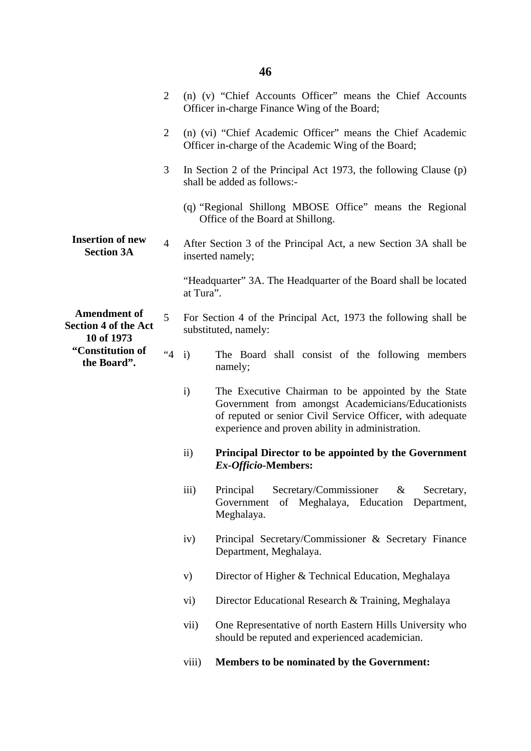2 (n) (v) "Chief Accounts Officer" means the Chief Accounts Officer in-charge Finance Wing of the Board;

2 (n) (vi) "Chief Academic Officer" means the Chief Academic Officer in-charge of the Academic Wing of the Board;

3 In Section 2 of the Principal Act 1973, the following Clause (p) shall be added as follows:-

(q) "Regional Shillong MBOSE Office" means the Regional Office of the Board at Shillong.

**Insertion of new Section 3A**

4 After Section 3 of the Principal Act, a new Section 3A shall be inserted namely;

"Headquarter" 3A. The Headquarter of the Board shall be located at Tura".

**Amendment of Section 4 of the Act 10 of 1973**

5 For Section 4 of the Principal Act, 1973 the following shall be substituted, namely:

**"Constitution of the Board".**

"4 i) The Board shall consist of the following members namely;

i) The Executive Chairman to be appointed by the State Government from amongst Academicians/Educationists of reputed or senior Civil Service Officer, with adequate experience and proven ability in administration.

ii) **Principal Director to be appointed by the Government *Ex-Officio*-Members:**

iii) Principal Secretary/Commissioner & Secretary, Government of Meghalaya, Education Department, Meghalaya.

iv) Principal Secretary/Commissioner & Secretary Finance Department, Meghalaya.

v) Director of Higher & Technical Education, Meghalaya

vi) Director Educational Research & Training, Meghalaya

vii) One Representative of north Eastern Hills University who should be reputed and experienced academician.

viii) **Members to be nominated by the Government:**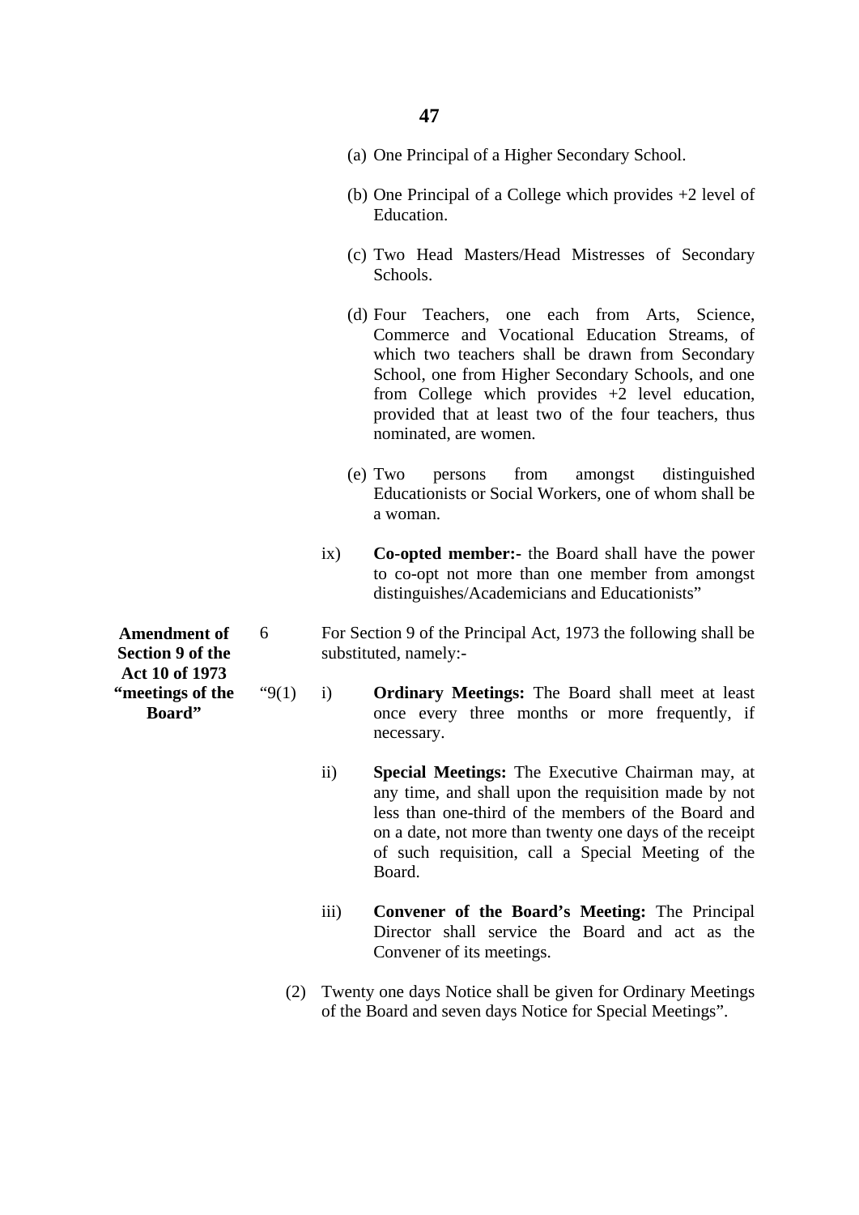(a) One Principal of a Higher Secondary School.

(b) One Principal of a College which provides +2 level of Education.

(c) Two Head Masters/Head Mistresses of Secondary Schools.

(d) Four Teachers, one each from Arts, Science, Commerce and Vocational Education Streams, of which two teachers shall be drawn from Secondary School, one from Higher Secondary Schools, and one from College which provides +2 level education, provided that at least two of the four teachers, thus nominated, are women.

(e) Two persons from amongst distinguished Educationists or Social Workers, one of whom shall be a woman.

ix) **Co-opted member:-** the Board shall have the power to co-opt not more than one member from amongst distinguishes/Academicians and Educationists"

**Amendment of Section 9 of the Act 10 of 1973**

6 For Section 9 of the Principal Act, 1973 the following shall be substituted, namely:-

**"meetings of the Board"**

"9(1) i) **Ordinary Meetings:** The Board shall meet at least once every three months or more frequently, if necessary.

ii) **Special Meetings:** The Executive Chairman may, at any time, and shall upon the requisition made by not less than one-third of the members of the Board and on a date, not more than twenty one days of the receipt of such requisition, call a Special Meeting of the Board.

iii) **Convener of the Board's Meeting:** The Principal Director shall service the Board and act as the Convener of its meetings.

(2) Twenty one days Notice shall be given for Ordinary Meetings of the Board and seven days Notice for Special Meetings".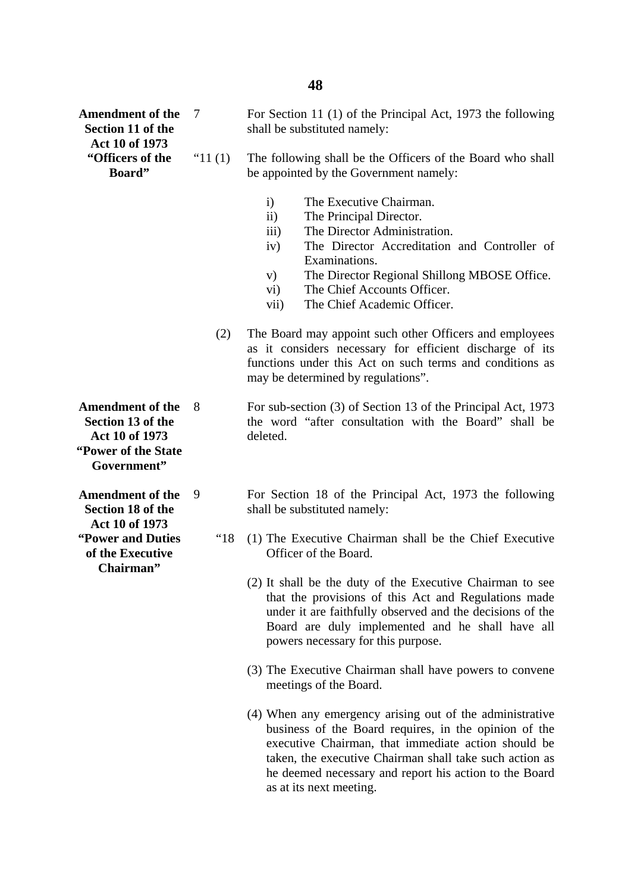**Amendment of the Section 11 of the Act 10 of 1973**

7 For Section 11 (1) of the Principal Act, 1973 the following shall be substituted namely:

**"Officers of the Board"**

"11 (1) The following shall be the Officers of the Board who shall be appointed by the Government namely:

- i) The Executive Chairman.
- ii) The Principal Director.
- iii) The Director Administration.
- iv) The Director Accreditation and Controller of Examinations.
- v) The Director Regional Shillong MBOSE Office.
- vi) The Chief Accounts Officer.
- vii) The Chief Academic Officer.

(2) The Board may appoint such other Officers and employees as it considers necessary for efficient discharge of its functions under this Act on such terms and conditions as may be determined by regulations".

**Amendment of the Section 13 of the Act 10 of 1973 "Power of the State Government"**

8 For sub-section (3) of Section 13 of the Principal Act, 1973 the word "after consultation with the Board" shall be deleted.

**Amendment of the Section 18 of the Act 10 of 1973**

9 For Section 18 of the Principal Act, 1973 the following shall be substituted namely:

**"Power and Duties of the Executive Chairman"**

"18 (1) The Executive Chairman shall be the Chief Executive Officer of the Board.

(2) It shall be the duty of the Executive Chairman to see that the provisions of this Act and Regulations made under it are faithfully observed and the decisions of the Board are duly implemented and he shall have all powers necessary for this purpose.

(3) The Executive Chairman shall have powers to convene meetings of the Board.

(4) When any emergency arising out of the administrative business of the Board requires, in the opinion of the executive Chairman, that immediate action should be taken, the executive Chairman shall take such action as he deemed necessary and report his action to the Board as at its next meeting.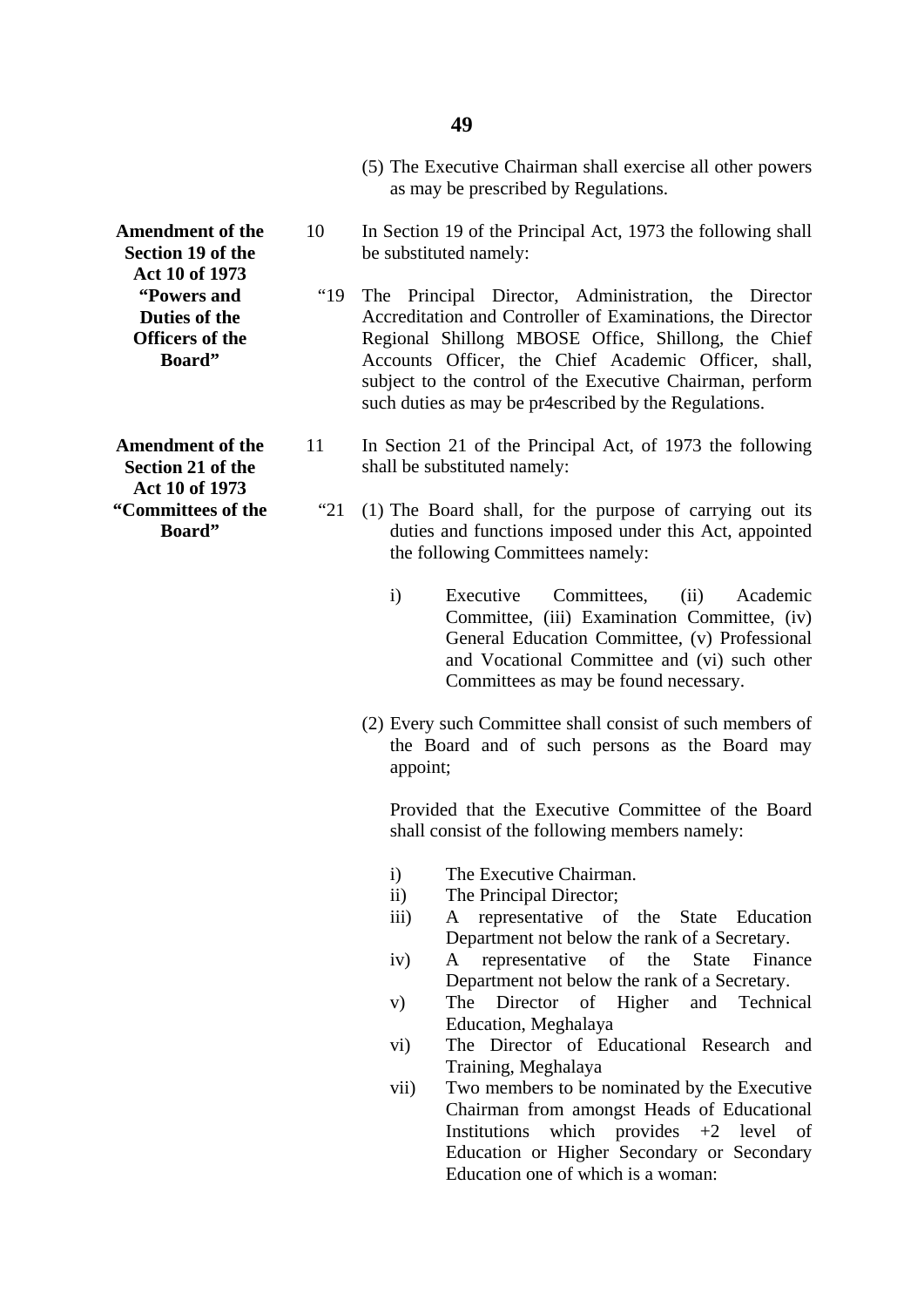(5) The Executive Chairman shall exercise all other powers as may be prescribed by Regulations.

**Amendment of the Section 19 of the Act 10 of 1973 "Powers and Duties of the Officers of the Board"**

10 In Section 19 of the Principal Act, 1973 the following shall be substituted namely:

"19 The Principal Director, Administration, the Director Accreditation and Controller of Examinations, the Director Regional Shillong MBOSE Office, Shillong, the Chief Accounts Officer, the Chief Academic Officer, shall, subject to the control of the Executive Chairman, perform such duties as may be pr4escribed by the Regulations.

**Amendment of the Section 21 of the Act 10 of 1973 "Committees of the Board"**

11 In Section 21 of the Principal Act, of 1973 the following shall be substituted namely:

"21 (1) The Board shall, for the purpose of carrying out its duties and functions imposed under this Act, appointed the following Committees namely:

i) Executive Committees, (ii) Academic Committee, (iii) Examination Committee, (iv) General Education Committee, (v) Professional and Vocational Committee and (vi) such other Committees as may be found necessary.

(2) Every such Committee shall consist of such members of the Board and of such persons as the Board may appoint;

Provided that the Executive Committee of the Board shall consist of the following members namely:

i) The Executive Chairman.
ii) The Principal Director;
iii) A representative of the State Education Department not below the rank of a Secretary.
iv) A representative of the State Finance Department not below the rank of a Secretary.
v) The Director of Higher and Technical Education, Meghalaya
vi) The Director of Educational Research and Training, Meghalaya
vii) Two members to be nominated by the Executive Chairman from amongst Heads of Educational Institutions which provides +2 level of Education or Higher Secondary or Secondary Education one of which is a woman: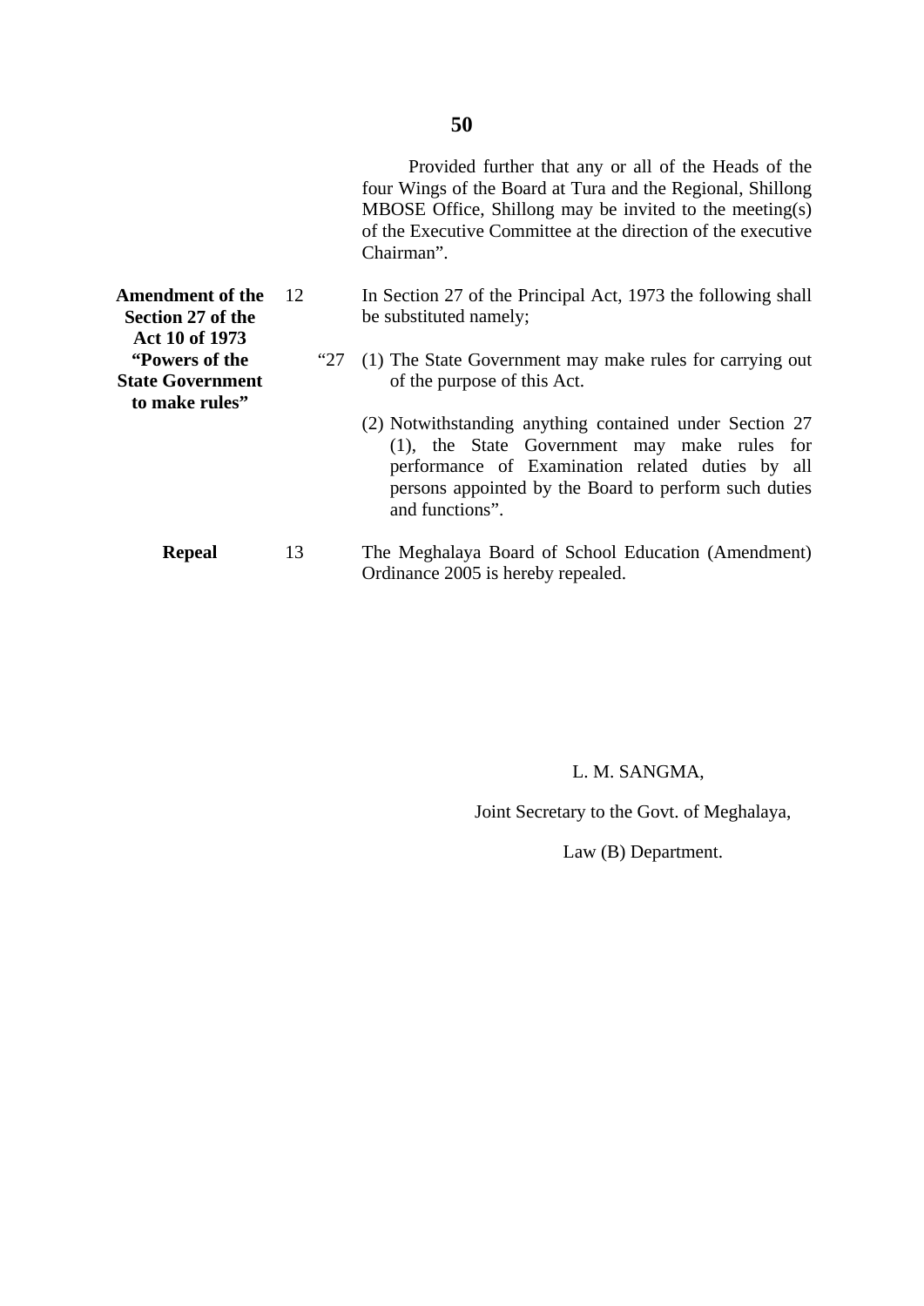Provided further that any or all of the Heads of the four Wings of the Board at Tura and the Regional, Shillong MBOSE Office, Shillong may be invited to the meeting(s) of the Executive Committee at the direction of the executive Chairman".

**Amendment of the Section 27 of the Act 10 of 1973**

12 In Section 27 of the Principal Act, 1973 the following shall be substituted namely;

**"Powers of the State Government to make rules"**

"27 (1) The State Government may make rules for carrying out of the purpose of this Act.

(2) Notwithstanding anything contained under Section 27 (1), the State Government may make rules for performance of Examination related duties by all persons appointed by the Board to perform such duties and functions".

**Repeal**

13 The Meghalaya Board of School Education (Amendment) Ordinance 2005 is hereby repealed.

L. M. SANGMA,

Joint Secretary to the Govt. of Meghalaya,

Law (B) Department.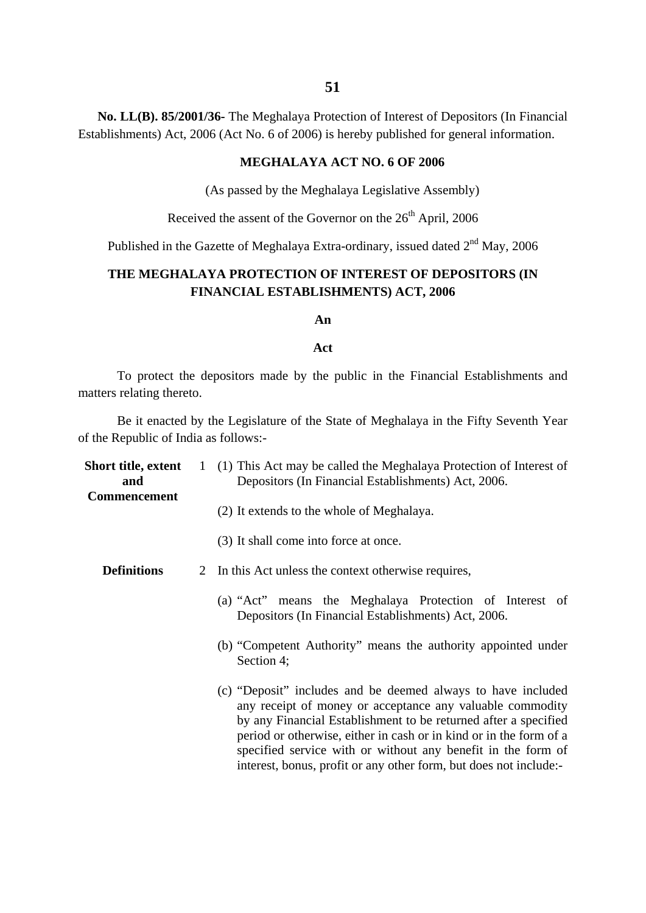**No. LL(B). 85/2001/36-** The Meghalaya Protection of Interest of Depositors (In Financial Establishments) Act, 2006 (Act No. 6 of 2006) is hereby published for general information.

**MEGHALAYA ACT NO. 6 OF 2006**

(As passed by the Meghalaya Legislative Assembly)

Received the assent of the Governor on the 26th April, 2006

Published in the Gazette of Meghalaya Extra-ordinary, issued dated 2nd May, 2006

## THE MEGHALAYA PROTECTION OF INTEREST OF DEPOSITORS (IN FINANCIAL ESTABLISHMENTS) ACT, 2006

**An**

**Act**

To protect the depositors made by the public in the Financial Establishments and matters relating thereto.

Be it enacted by the Legislature of the State of Meghalaya in the Fifty Seventh Year of the Republic of India as follows:-

**Short title, extent and Commencement**

1 (1) This Act may be called the Meghalaya Protection of Interest of Depositors (In Financial Establishments) Act, 2006.

(2) It extends to the whole of Meghalaya.

(3) It shall come into force at once.

**Definitions**

2 In this Act unless the context otherwise requires,

(a) "Act" means the Meghalaya Protection of Interest of Depositors (In Financial Establishments) Act, 2006.

(b) "Competent Authority" means the authority appointed under Section 4;

(c) "Deposit" includes and be deemed always to have included any receipt of money or acceptance any valuable commodity by any Financial Establishment to be returned after a specified period or otherwise, either in cash or in kind or in the form of a specified service with or without any benefit in the form of interest, bonus, profit or any other form, but does not include:-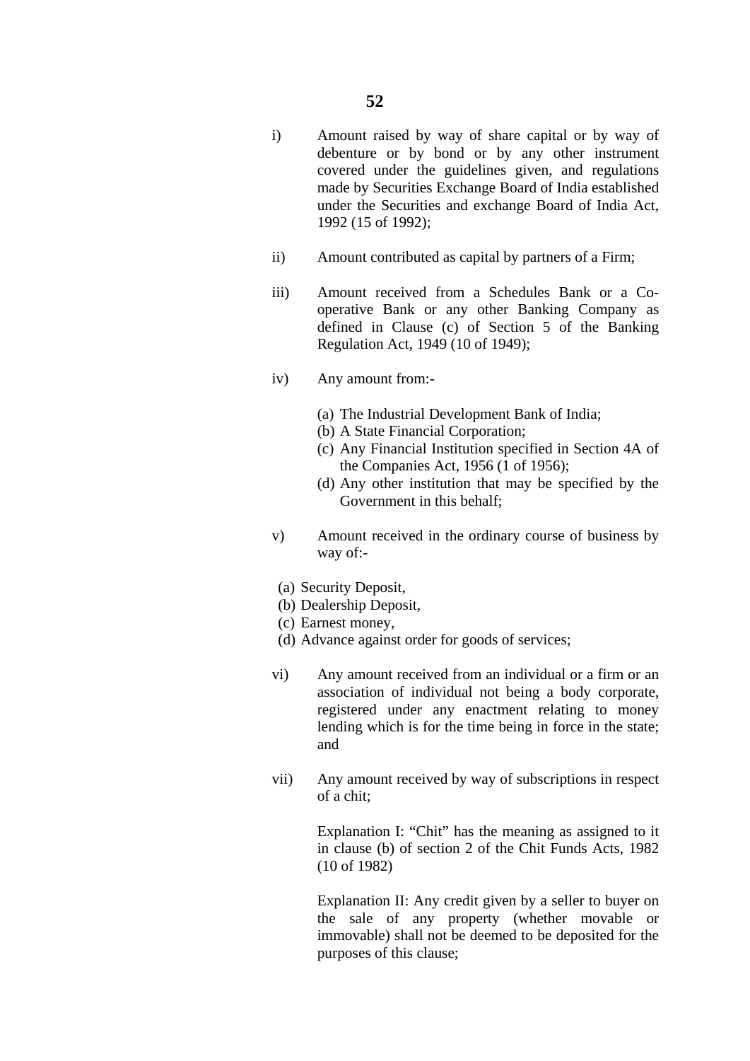i) Amount raised by way of share capital or by way of debenture or by bond or by any other instrument covered under the guidelines given, and regulations made by Securities Exchange Board of India established under the Securities and exchange Board of India Act, 1992 (15 of 1992);

ii) Amount contributed as capital by partners of a Firm;

iii) Amount received from a Schedules Bank or a Co-operative Bank or any other Banking Company as defined in Clause (c) of Section 5 of the Banking Regulation Act, 1949 (10 of 1949);

iv) Any amount from:-

   (a) The Industrial Development Bank of India;
   (b) A State Financial Corporation;
   (c) Any Financial Institution specified in Section 4A of the Companies Act, 1956 (1 of 1956);
   (d) Any other institution that may be specified by the Government in this behalf;

v) Amount received in the ordinary course of business by way of:-

   (a) Security Deposit,
   (b) Dealership Deposit,
   (c) Earnest money,
   (d) Advance against order for goods of services;

vi) Any amount received from an individual or a firm or an association of individual not being a body corporate, registered under any enactment relating to money lending which is for the time being in force in the state; and

vii) Any amount received by way of subscriptions in respect of a chit;

   Explanation I: "Chit" has the meaning as assigned to it in clause (b) of section 2 of the Chit Funds Acts, 1982 (10 of 1982)

   Explanation II: Any credit given by a seller to buyer on the sale of any property (whether movable or immovable) shall not be deemed to be deposited for the purposes of this clause;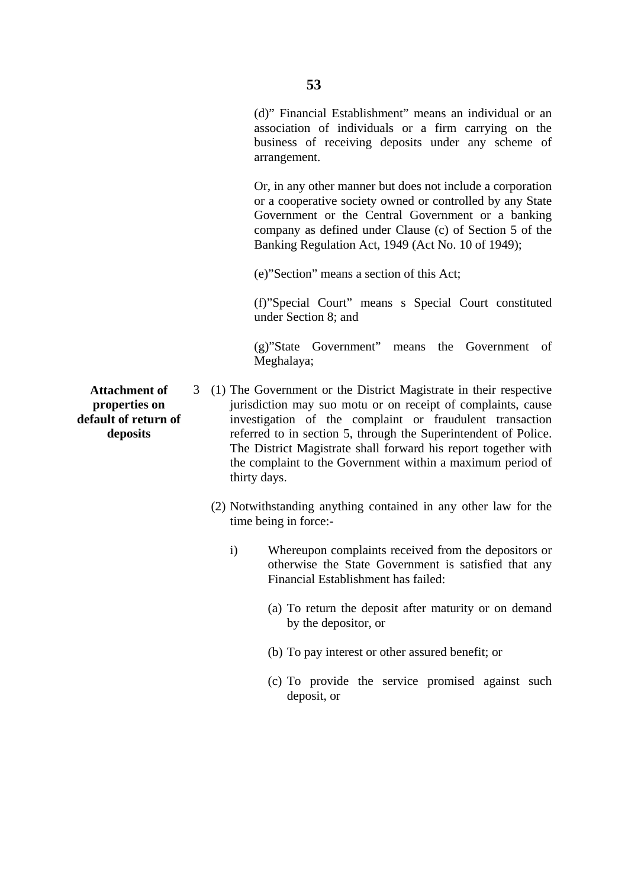(d)" Financial Establishment" means an individual or an association of individuals or a firm carrying on the business of receiving deposits under any scheme of arrangement.

Or, in any other manner but does not include a corporation or a cooperative society owned or controlled by any State Government or the Central Government or a banking company as defined under Clause (c) of Section 5 of the Banking Regulation Act, 1949 (Act No. 10 of 1949);

(e)"Section" means a section of this Act;

(f)"Special Court" means s Special Court constituted under Section 8; and

(g)"State Government" means the Government of Meghalaya;

**Attachment of properties on default of return of deposits**

3 (1) The Government or the District Magistrate in their respective jurisdiction may suo motu or on receipt of complaints, cause investigation of the complaint or fraudulent transaction referred to in section 5, through the Superintendent of Police. The District Magistrate shall forward his report together with the complaint to the Government within a maximum period of thirty days.

(2) Notwithstanding anything contained in any other law for the time being in force:-

i) Whereupon complaints received from the depositors or otherwise the State Government is satisfied that any Financial Establishment has failed:

(a) To return the deposit after maturity or on demand by the depositor, or

(b) To pay interest or other assured benefit; or

(c) To provide the service promised against such deposit, or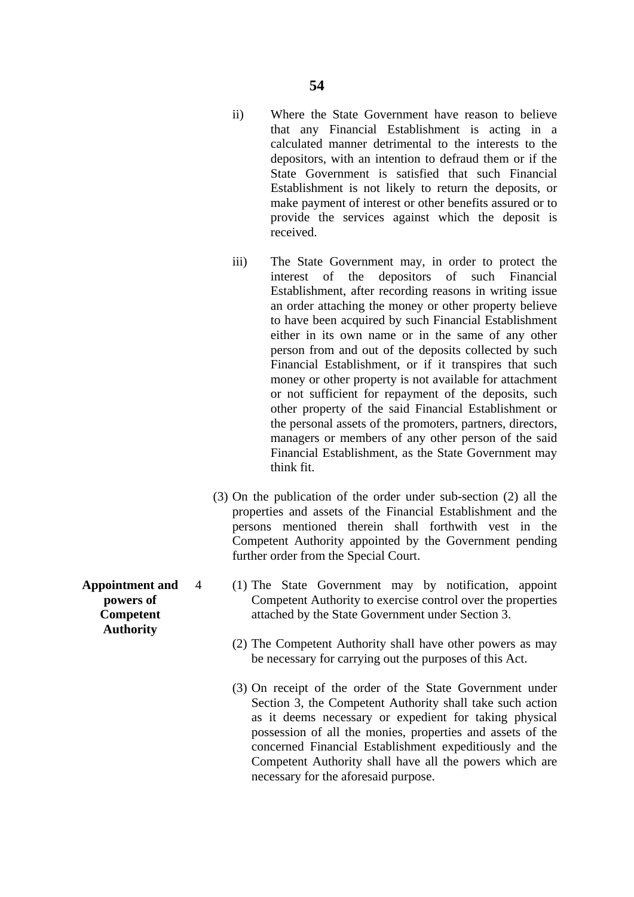ii) Where the State Government have reason to believe that any Financial Establishment is acting in a calculated manner detrimental to the interests to the depositors, with an intention to defraud them or if the State Government is satisfied that such Financial Establishment is not likely to return the deposits, or make payment of interest or other benefits assured or to provide the services against which the deposit is received.

iii) The State Government may, in order to protect the interest of the depositors of such Financial Establishment, after recording reasons in writing issue an order attaching the money or other property believe to have been acquired by such Financial Establishment either in its own name or in the same of any other person from and out of the deposits collected by such Financial Establishment, or if it transpires that such money or other property is not available for attachment or not sufficient for repayment of the deposits, such other property of the said Financial Establishment or the personal assets of the promoters, partners, directors, managers or members of any other person of the said Financial Establishment, as the State Government may think fit.

(3) On the publication of the order under sub-section (2) all the properties and assets of the Financial Establishment and the persons mentioned therein shall forthwith vest in the Competent Authority appointed by the Government pending further order from the Special Court.

**Appointment and powers of Competent Authority**

4 (1) The State Government may by notification, appoint Competent Authority to exercise control over the properties attached by the State Government under Section 3.

(2) The Competent Authority shall have other powers as may be necessary for carrying out the purposes of this Act.

(3) On receipt of the order of the State Government under Section 3, the Competent Authority shall take such action as it deems necessary or expedient for taking physical possession of all the monies, properties and assets of the concerned Financial Establishment expeditiously and the Competent Authority shall have all the powers which are necessary for the aforesaid purpose.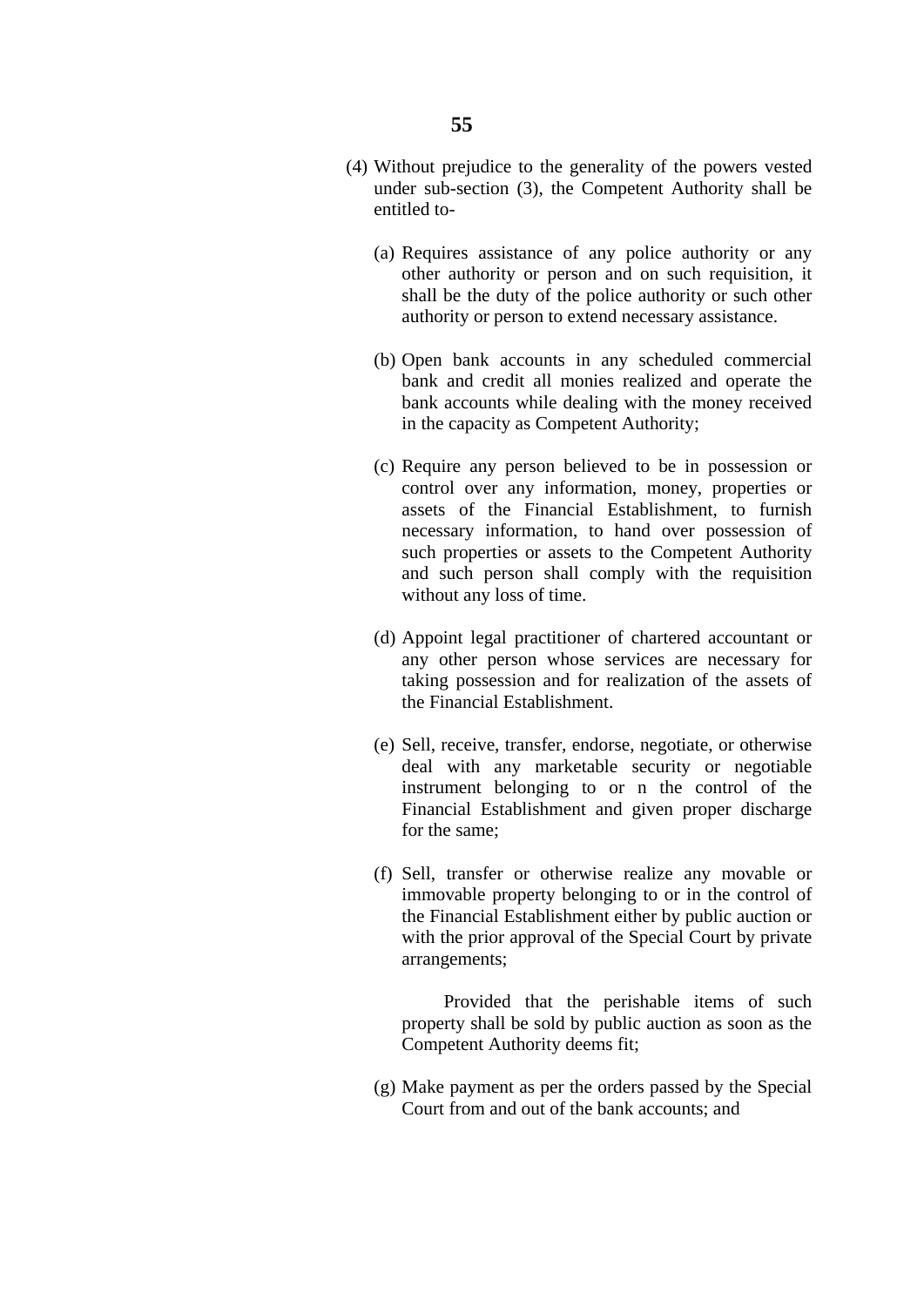(4) Without prejudice to the generality of the powers vested under sub-section (3), the Competent Authority shall be entitled to-

(a) Requires assistance of any police authority or any other authority or person and on such requisition, it shall be the duty of the police authority or such other authority or person to extend necessary assistance.

(b) Open bank accounts in any scheduled commercial bank and credit all monies realized and operate the bank accounts while dealing with the money received in the capacity as Competent Authority;

(c) Require any person believed to be in possession or control over any information, money, properties or assets of the Financial Establishment, to furnish necessary information, to hand over possession of such properties or assets to the Competent Authority and such person shall comply with the requisition without any loss of time.

(d) Appoint legal practitioner of chartered accountant or any other person whose services are necessary for taking possession and for realization of the assets of the Financial Establishment.

(e) Sell, receive, transfer, endorse, negotiate, or otherwise deal with any marketable security or negotiable instrument belonging to or n the control of the Financial Establishment and given proper discharge for the same;

(f) Sell, transfer or otherwise realize any movable or immovable property belonging to or in the control of the Financial Establishment either by public auction or with the prior approval of the Special Court by private arrangements;

Provided that the perishable items of such property shall be sold by public auction as soon as the Competent Authority deems fit;

(g) Make payment as per the orders passed by the Special Court from and out of the bank accounts; and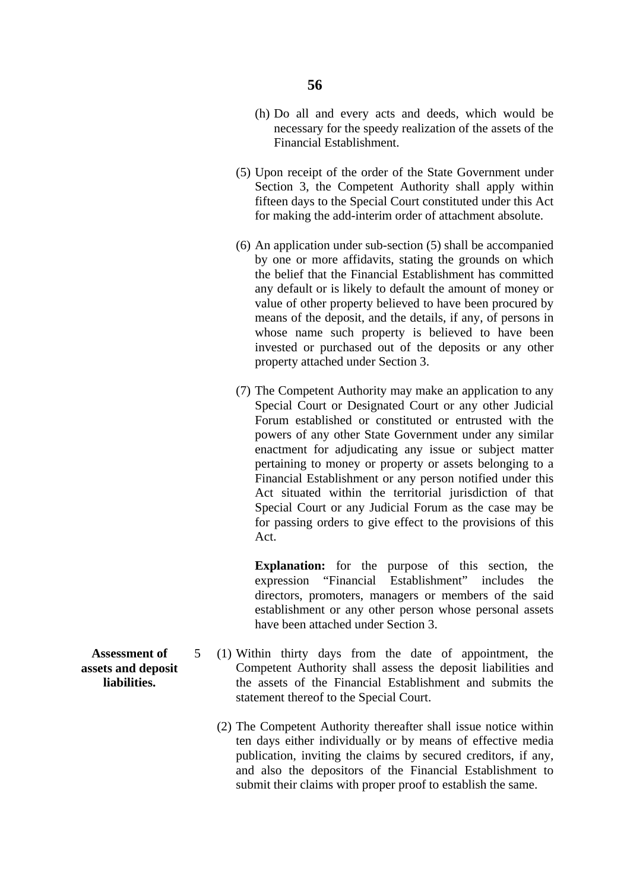(h) Do all and every acts and deeds, which would be necessary for the speedy realization of the assets of the Financial Establishment.

(5) Upon receipt of the order of the State Government under Section 3, the Competent Authority shall apply within fifteen days to the Special Court constituted under this Act for making the add-interim order of attachment absolute.

(6) An application under sub-section (5) shall be accompanied by one or more affidavits, stating the grounds on which the belief that the Financial Establishment has committed any default or is likely to default the amount of money or value of other property believed to have been procured by means of the deposit, and the details, if any, of persons in whose name such property is believed to have been invested or purchased out of the deposits or any other property attached under Section 3.

(7) The Competent Authority may make an application to any Special Court or Designated Court or any other Judicial Forum established or constituted or entrusted with the powers of any other State Government under any similar enactment for adjudicating any issue or subject matter pertaining to money or property or assets belonging to a Financial Establishment or any person notified under this Act situated within the territorial jurisdiction of that Special Court or any Judicial Forum as the case may be for passing orders to give effect to the provisions of this Act.

**Explanation:** for the purpose of this section, the expression "Financial Establishment" includes the directors, promoters, managers or members of the said establishment or any other person whose personal assets have been attached under Section 3.

**Assessment of assets and deposit liabilities.**

5 (1) Within thirty days from the date of appointment, the Competent Authority shall assess the deposit liabilities and the assets of the Financial Establishment and submits the statement thereof to the Special Court.

(2) The Competent Authority thereafter shall issue notice within ten days either individually or by means of effective media publication, inviting the claims by secured creditors, if any, and also the depositors of the Financial Establishment to submit their claims with proper proof to establish the same.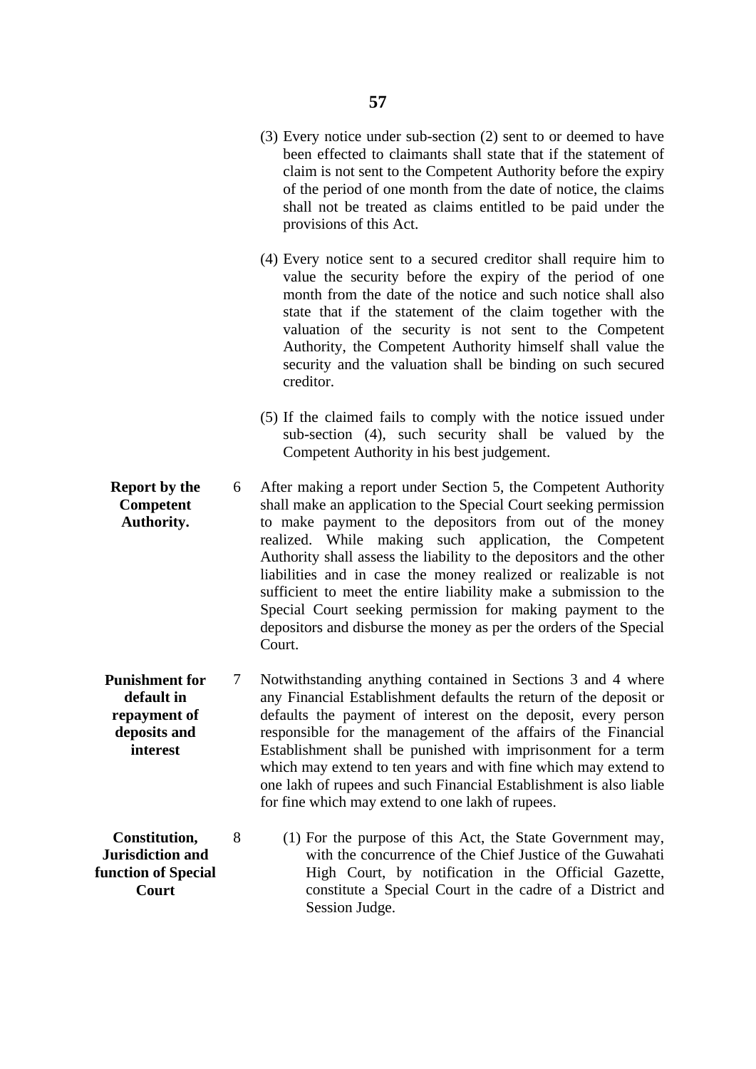(3) Every notice under sub-section (2) sent to or deemed to have been effected to claimants shall state that if the statement of claim is not sent to the Competent Authority before the expiry of the period of one month from the date of notice, the claims shall not be treated as claims entitled to be paid under the provisions of this Act.

(4) Every notice sent to a secured creditor shall require him to value the security before the expiry of the period of one month from the date of the notice and such notice shall also state that if the statement of the claim together with the valuation of the security is not sent to the Competent Authority, the Competent Authority himself shall value the security and the valuation shall be binding on such secured creditor.

(5) If the claimed fails to comply with the notice issued under sub-section (4), such security shall be valued by the Competent Authority in his best judgement.

**Report by the Competent Authority.**

6 After making a report under Section 5, the Competent Authority shall make an application to the Special Court seeking permission to make payment to the depositors from out of the money realized. While making such application, the Competent Authority shall assess the liability to the depositors and the other liabilities and in case the money realized or realizable is not sufficient to meet the entire liability make a submission to the Special Court seeking permission for making payment to the depositors and disburse the money as per the orders of the Special Court.

**Punishment for default in repayment of deposits and interest**

7 Notwithstanding anything contained in Sections 3 and 4 where any Financial Establishment defaults the return of the deposit or defaults the payment of interest on the deposit, every person responsible for the management of the affairs of the Financial Establishment shall be punished with imprisonment for a term which may extend to ten years and with fine which may extend to one lakh of rupees and such Financial Establishment is also liable for fine which may extend to one lakh of rupees.

**Constitution, Jurisdiction and function of Special Court**

8 (1) For the purpose of this Act, the State Government may, with the concurrence of the Chief Justice of the Guwahati High Court, by notification in the Official Gazette, constitute a Special Court in the cadre of a District and Session Judge.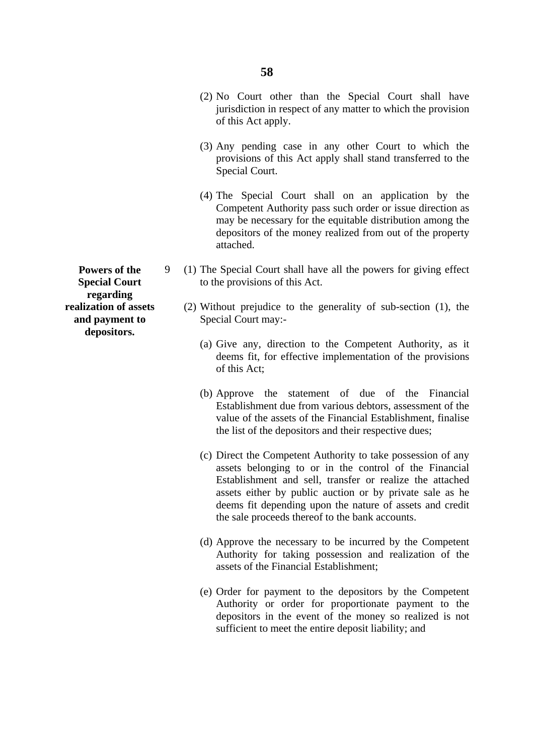(2) No Court other than the Special Court shall have jurisdiction in respect of any matter to which the provision of this Act apply.

(3) Any pending case in any other Court to which the provisions of this Act apply shall stand transferred to the Special Court.

(4) The Special Court shall on an application by the Competent Authority pass such order or issue direction as may be necessary for the equitable distribution among the depositors of the money realized from out of the property attached.

**Powers of the Special Court regarding realization of assets and payment to depositors.**

9 (1) The Special Court shall have all the powers for giving effect to the provisions of this Act.

(2) Without prejudice to the generality of sub-section (1), the Special Court may:-

(a) Give any, direction to the Competent Authority, as it deems fit, for effective implementation of the provisions of this Act;

(b) Approve the statement of due of the Financial Establishment due from various debtors, assessment of the value of the assets of the Financial Establishment, finalise the list of the depositors and their respective dues;

(c) Direct the Competent Authority to take possession of any assets belonging to or in the control of the Financial Establishment and sell, transfer or realize the attached assets either by public auction or by private sale as he deems fit depending upon the nature of assets and credit the sale proceeds thereof to the bank accounts.

(d) Approve the necessary to be incurred by the Competent Authority for taking possession and realization of the assets of the Financial Establishment;

(e) Order for payment to the depositors by the Competent Authority or order for proportionate payment to the depositors in the event of the money so realized is not sufficient to meet the entire deposit liability; and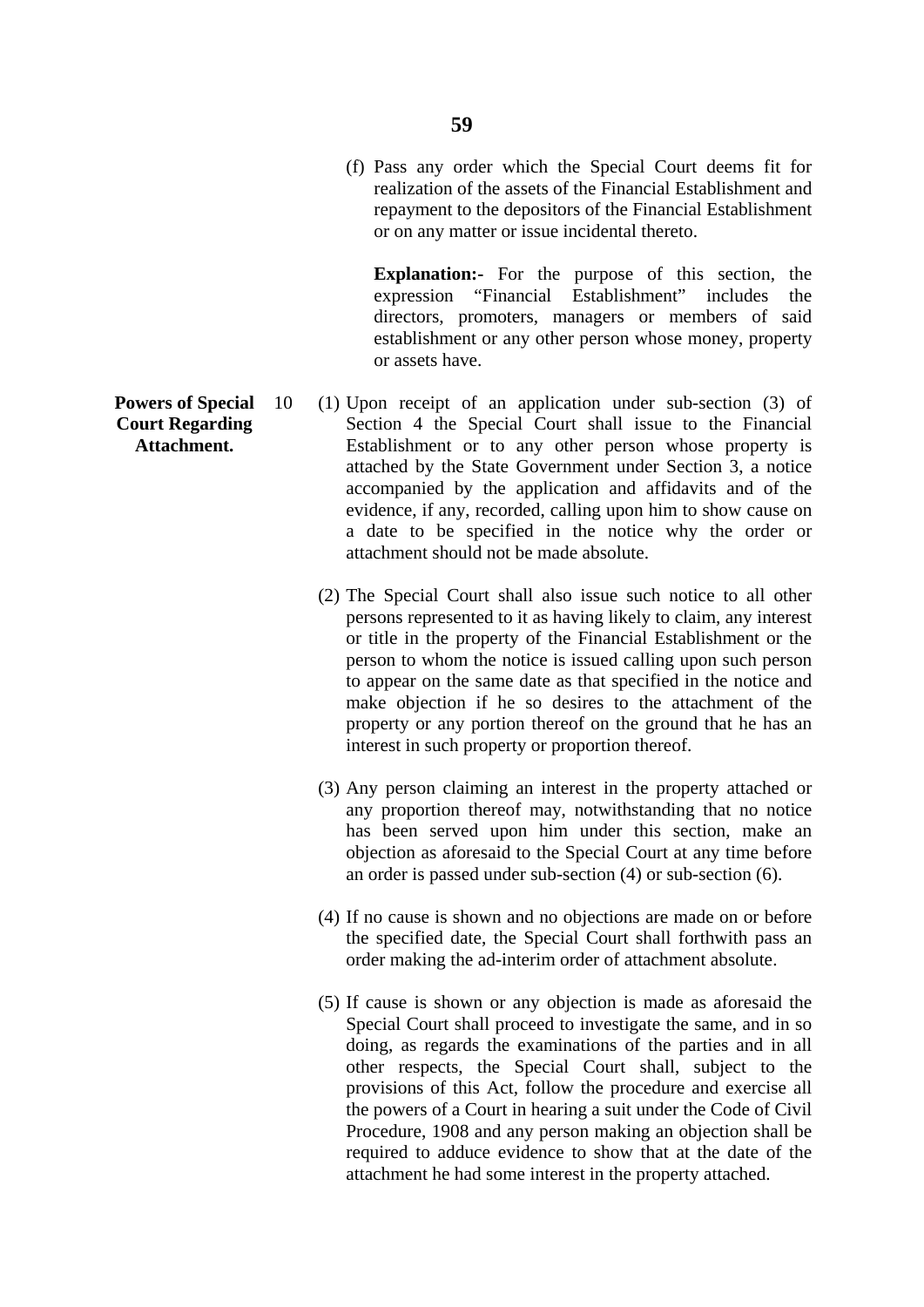(f) Pass any order which the Special Court deems fit for realization of the assets of the Financial Establishment and repayment to the depositors of the Financial Establishment or on any matter or issue incidental thereto.

**Explanation:-** For the purpose of this section, the expression "Financial Establishment" includes the directors, promoters, managers or members of said establishment or any other person whose money, property or assets have.

**Powers of Special Court Regarding Attachment.**

10 (1) Upon receipt of an application under sub-section (3) of Section 4 the Special Court shall issue to the Financial Establishment or to any other person whose property is attached by the State Government under Section 3, a notice accompanied by the application and affidavits and of the evidence, if any, recorded, calling upon him to show cause on a date to be specified in the notice why the order or attachment should not be made absolute.

(2) The Special Court shall also issue such notice to all other persons represented to it as having likely to claim, any interest or title in the property of the Financial Establishment or the person to whom the notice is issued calling upon such person to appear on the same date as that specified in the notice and make objection if he so desires to the attachment of the property or any portion thereof on the ground that he has an interest in such property or proportion thereof.

(3) Any person claiming an interest in the property attached or any proportion thereof may, notwithstanding that no notice has been served upon him under this section, make an objection as aforesaid to the Special Court at any time before an order is passed under sub-section (4) or sub-section (6).

(4) If no cause is shown and no objections are made on or before the specified date, the Special Court shall forthwith pass an order making the ad-interim order of attachment absolute.

(5) If cause is shown or any objection is made as aforesaid the Special Court shall proceed to investigate the same, and in so doing, as regards the examinations of the parties and in all other respects, the Special Court shall, subject to the provisions of this Act, follow the procedure and exercise all the powers of a Court in hearing a suit under the Code of Civil Procedure, 1908 and any person making an objection shall be required to adduce evidence to show that at the date of the attachment he had some interest in the property attached.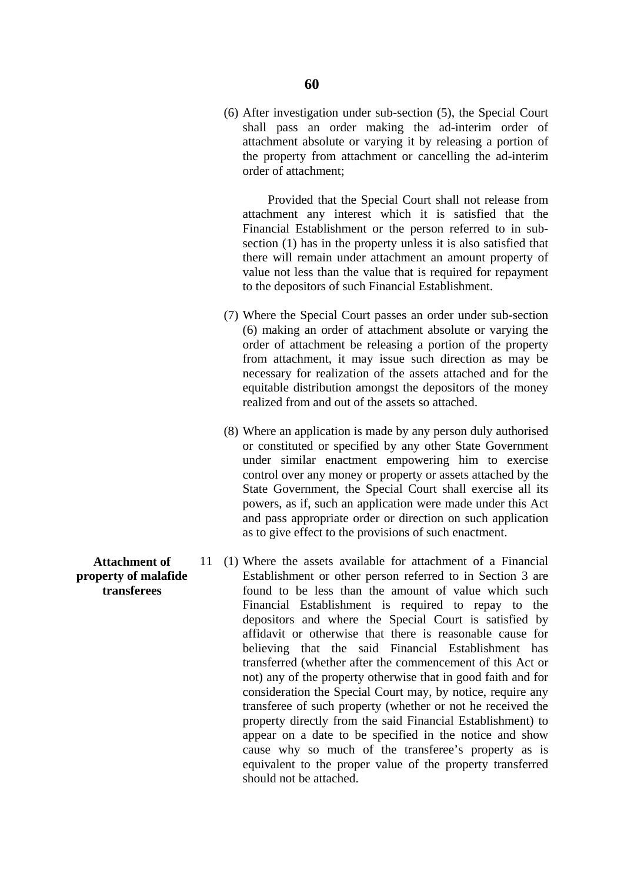(6) After investigation under sub-section (5), the Special Court shall pass an order making the ad-interim order of attachment absolute or varying it by releasing a portion of the property from attachment or cancelling the ad-interim order of attachment;

Provided that the Special Court shall not release from attachment any interest which it is satisfied that the Financial Establishment or the person referred to in sub-section (1) has in the property unless it is also satisfied that there will remain under attachment an amount property of value not less than the value that is required for repayment to the depositors of such Financial Establishment.

(7) Where the Special Court passes an order under sub-section (6) making an order of attachment absolute or varying the order of attachment be releasing a portion of the property from attachment, it may issue such direction as may be necessary for realization of the assets attached and for the equitable distribution amongst the depositors of the money realized from and out of the assets so attached.

(8) Where an application is made by any person duly authorised or constituted or specified by any other State Government under similar enactment empowering him to exercise control over any money or property or assets attached by the State Government, the Special Court shall exercise all its powers, as if, such an application were made under this Act and pass appropriate order or direction on such application as to give effect to the provisions of such enactment.

**Attachment of property of malafide transferees**

11 (1) Where the assets available for attachment of a Financial Establishment or other person referred to in Section 3 are found to be less than the amount of value which such Financial Establishment is required to repay to the depositors and where the Special Court is satisfied by affidavit or otherwise that there is reasonable cause for believing that the said Financial Establishment has transferred (whether after the commencement of this Act or not) any of the property otherwise that in good faith and for consideration the Special Court may, by notice, require any transferee of such property (whether or not he received the property directly from the said Financial Establishment) to appear on a date to be specified in the notice and show cause why so much of the transferee's property as is equivalent to the proper value of the property transferred should not be attached.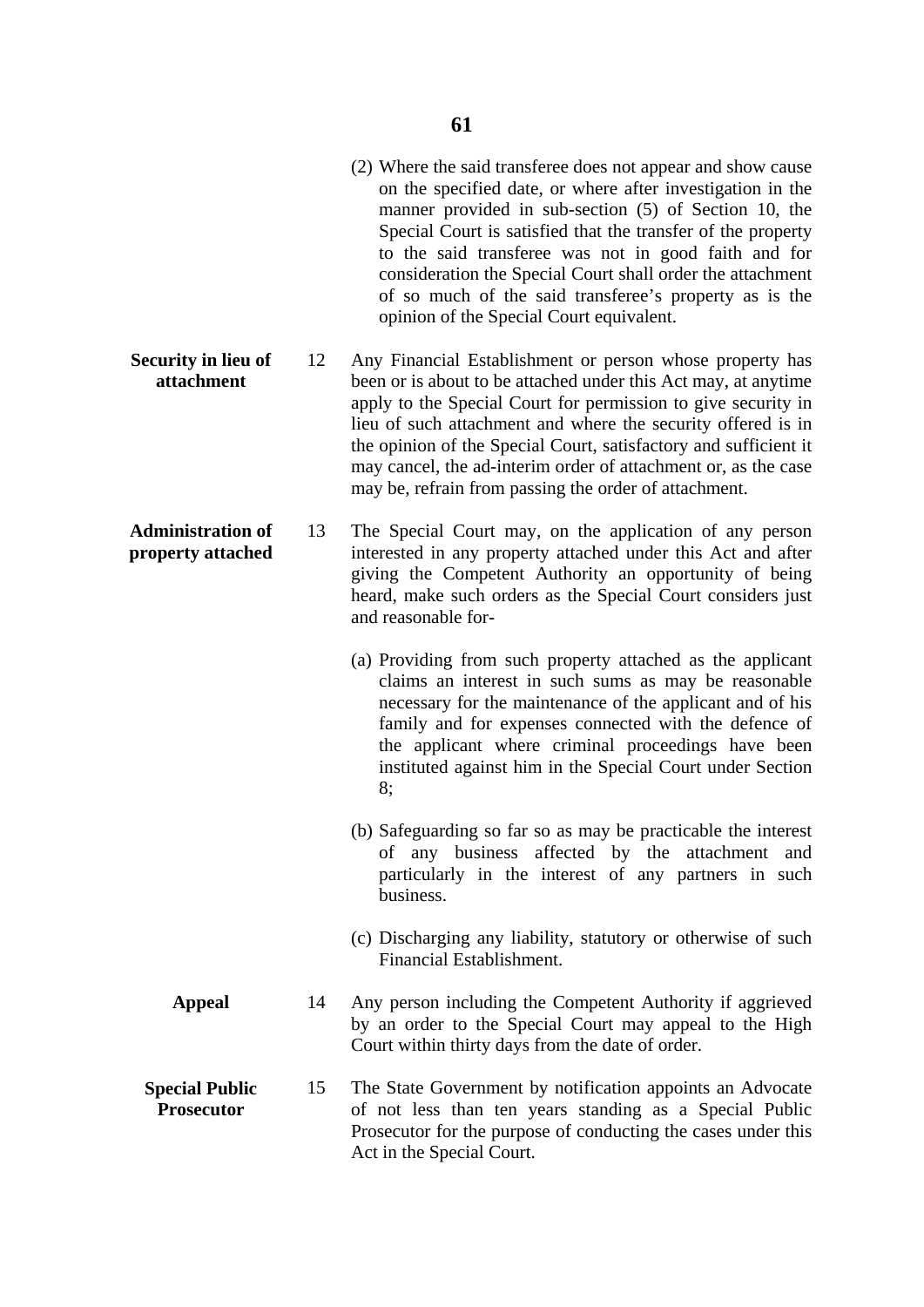(2) Where the said transferee does not appear and show cause on the specified date, or where after investigation in the manner provided in sub-section (5) of Section 10, the Special Court is satisfied that the transfer of the property to the said transferee was not in good faith and for consideration the Special Court shall order the attachment of so much of the said transferee's property as is the opinion of the Special Court equivalent.

**Security in lieu of attachment**

12 Any Financial Establishment or person whose property has been or is about to be attached under this Act may, at anytime apply to the Special Court for permission to give security in lieu of such attachment and where the security offered is in the opinion of the Special Court, satisfactory and sufficient it may cancel, the ad-interim order of attachment or, as the case may be, refrain from passing the order of attachment.

**Administration of property attached**

13 The Special Court may, on the application of any person interested in any property attached under this Act and after giving the Competent Authority an opportunity of being heard, make such orders as the Special Court considers just and reasonable for-

(a) Providing from such property attached as the applicant claims an interest in such sums as may be reasonable necessary for the maintenance of the applicant and of his family and for expenses connected with the defence of the applicant where criminal proceedings have been instituted against him in the Special Court under Section 8;

(b) Safeguarding so far so as may be practicable the interest of any business affected by the attachment and particularly in the interest of any partners in such business.

(c) Discharging any liability, statutory or otherwise of such Financial Establishment.

**Appeal**

14 Any person including the Competent Authority if aggrieved by an order to the Special Court may appeal to the High Court within thirty days from the date of order.

**Special Public Prosecutor**

15 The State Government by notification appoints an Advocate of not less than ten years standing as a Special Public Prosecutor for the purpose of conducting the cases under this Act in the Special Court.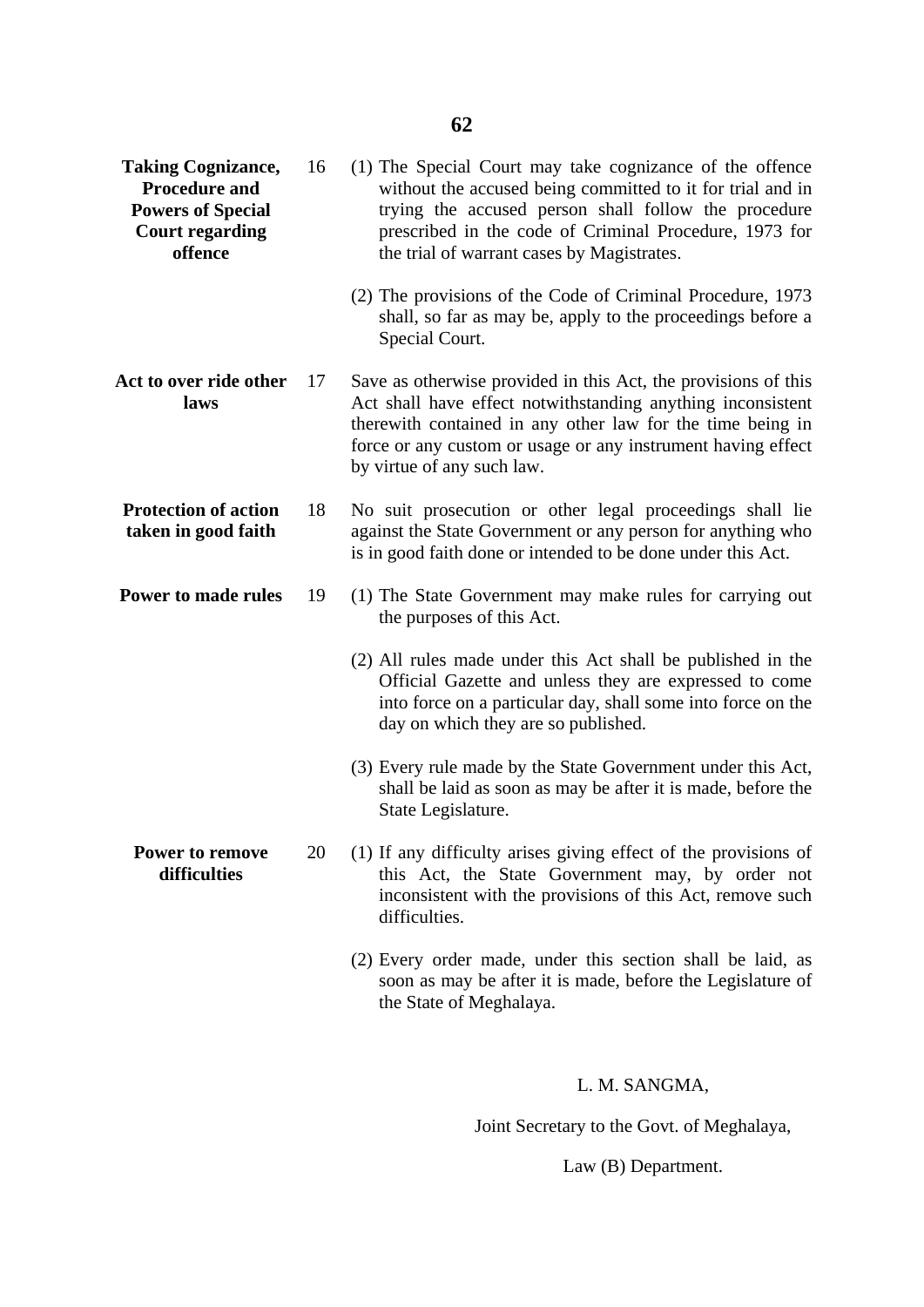**16. Taking Cognizance, Procedure and Powers of Special Court regarding offence**

(1) The Special Court may take cognizance of the offence without the accused being committed to it for trial and in trying the accused person shall follow the procedure prescribed in the code of Criminal Procedure, 1973 for the trial of warrant cases by Magistrates.

(2) The provisions of the Code of Criminal Procedure, 1973 shall, so far as may be, apply to the proceedings before a Special Court.

**17. Act to over ride other laws**

Save as otherwise provided in this Act, the provisions of this Act shall have effect notwithstanding anything inconsistent therewith contained in any other law for the time being in force or any custom or usage or any instrument having effect by virtue of any such law.

**18. Protection of action taken in good faith**

No suit prosecution or other legal proceedings shall lie against the State Government or any person for anything who is in good faith done or intended to be done under this Act.

**19. Power to made rules**

(1) The State Government may make rules for carrying out the purposes of this Act.

(2) All rules made under this Act shall be published in the Official Gazette and unless they are expressed to come into force on a particular day, shall some into force on the day on which they are so published.

(3) Every rule made by the State Government under this Act, shall be laid as soon as may be after it is made, before the State Legislature.

**20. Power to remove difficulties**

(1) If any difficulty arises giving effect of the provisions of this Act, the State Government may, by order not inconsistent with the provisions of this Act, remove such difficulties.

(2) Every order made, under this section shall be laid, as soon as may be after it is made, before the Legislature of the State of Meghalaya.

L. M. SANGMA,

Joint Secretary to the Govt. of Meghalaya,

Law (B) Department.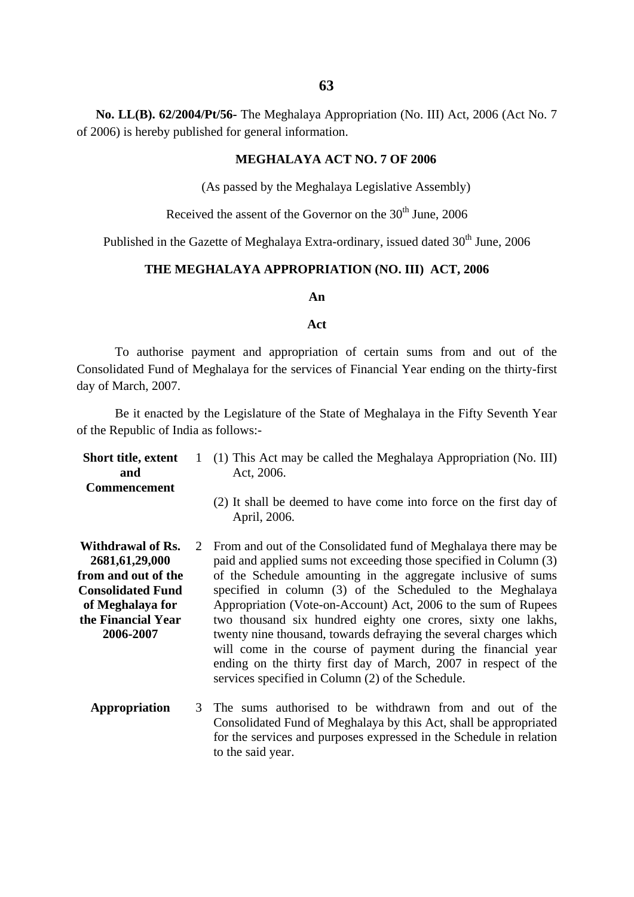**No. LL(B). 62/2004/Pt/56-** The Meghalaya Appropriation (No. III) Act, 2006 (Act No. 7 of 2006) is hereby published for general information.

**MEGHALAYA ACT NO. 7 OF 2006**

(As passed by the Meghalaya Legislative Assembly)

Received the assent of the Governor on the 30th June, 2006

Published in the Gazette of Meghalaya Extra-ordinary, issued dated 30th June, 2006

## THE MEGHALAYA APPROPRIATION (NO. III) ACT, 2006

**An**

**Act**

To authorise payment and appropriation of certain sums from and out of the Consolidated Fund of Meghalaya for the services of Financial Year ending on the thirty-first day of March, 2007.

Be it enacted by the Legislature of the State of Meghalaya in the Fifty Seventh Year of the Republic of India as follows:-

**Short title, extent and Commencement**

1 (1) This Act may be called the Meghalaya Appropriation (No. III) Act, 2006.

(2) It shall be deemed to have come into force on the first day of April, 2006.

**Withdrawal of Rs. 2681,61,29,000 from and out of the Consolidated Fund of Meghalaya for the Financial Year 2006-2007**

2 From and out of the Consolidated fund of Meghalaya there may be paid and applied sums not exceeding those specified in Column (3) of the Schedule amounting in the aggregate inclusive of sums specified in column (3) of the Scheduled to the Meghalaya Appropriation (Vote-on-Account) Act, 2006 to the sum of Rupees two thousand six hundred eighty one crores, sixty one lakhs, twenty nine thousand, towards defraying the several charges which will come in the course of payment during the financial year ending on the thirty first day of March, 2007 in respect of the services specified in Column (2) of the Schedule.

**Appropriation**

3 The sums authorised to be withdrawn from and out of the Consolidated Fund of Meghalaya by this Act, shall be appropriated for the services and purposes expressed in the Schedule in relation to the said year.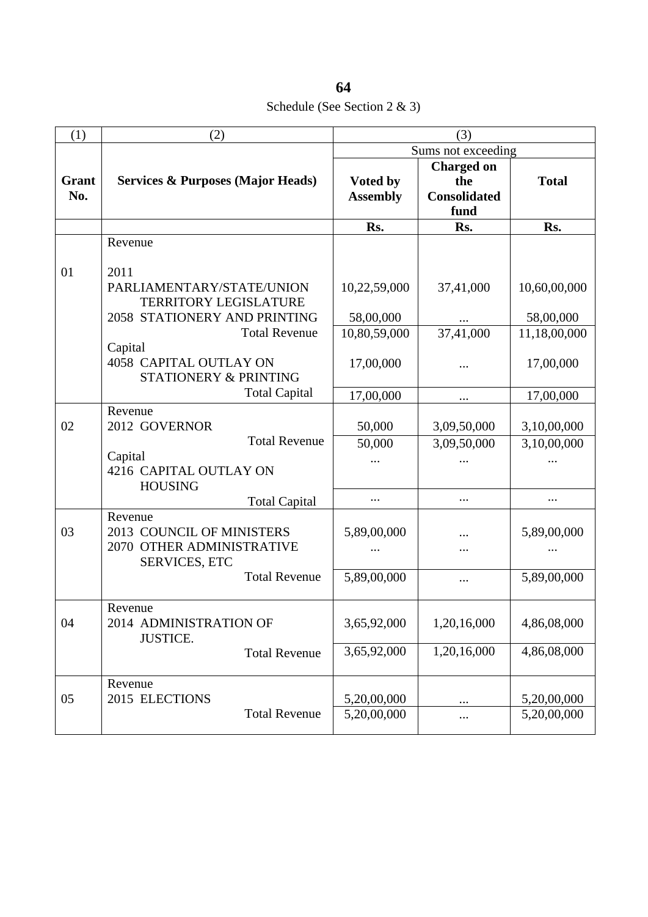Schedule (See Section 2 & 3)

| (1) | (2) | (3) | | |
|---|---|---|---|---|
| | | Sums not exceeding | | |
| **Grant No.** | **Services & Purposes (Major Heads)** | **Voted by Assembly** | **Charged on the Consolidated fund** | **Total** |
| | | **Rs.** | **Rs.** | **Rs.** |
| | Revenue | | | |
| 01 | 2011 PARLIAMENTARY/STATE/UNION TERRITORY LEGISLATURE | 10,22,59,000 | 37,41,000 | 10,60,00,000 |
| | 2058 STATIONERY AND PRINTING | 58,00,000 | ... | 58,00,000 |
| | Total Revenue | 10,80,59,000 | 37,41,000 | 11,18,00,000 |
| | Capital | | | |
| | 4058 CAPITAL OUTLAY ON STATIONERY & PRINTING | 17,00,000 | ... | 17,00,000 |
| | Total Capital | 17,00,000 | ... | 17,00,000 |
| | Revenue | | | |
| 02 | 2012 GOVERNOR | 50,000 | 3,09,50,000 | 3,10,00,000 |
| | Total Revenue | 50,000 | 3,09,50,000 | 3,10,00,000 |
| | Capital | ... | ... | ... |
| | 4216 CAPITAL OUTLAY ON HOUSING | | | |
| | Total Capital | ... | ... | ... |
| | Revenue | | | |
| 03 | 2013 COUNCIL OF MINISTERS | 5,89,00,000 | ... | 5,89,00,000 |
| | 2070 OTHER ADMINISTRATIVE SERVICES, ETC | ... | ... | ... |
| | Total Revenue | 5,89,00,000 | ... | 5,89,00,000 |
| | Revenue | | | |
| 04 | 2014 ADMINISTRATION OF JUSTICE. | 3,65,92,000 | 1,20,16,000 | 4,86,08,000 |
| | Total Revenue | 3,65,92,000 | 1,20,16,000 | 4,86,08,000 |
| | Revenue | | | |
| 05 | 2015 ELECTIONS | 5,20,00,000 | ... | 5,20,00,000 |
| | Total Revenue | 5,20,00,000 | ... | 5,20,00,000 |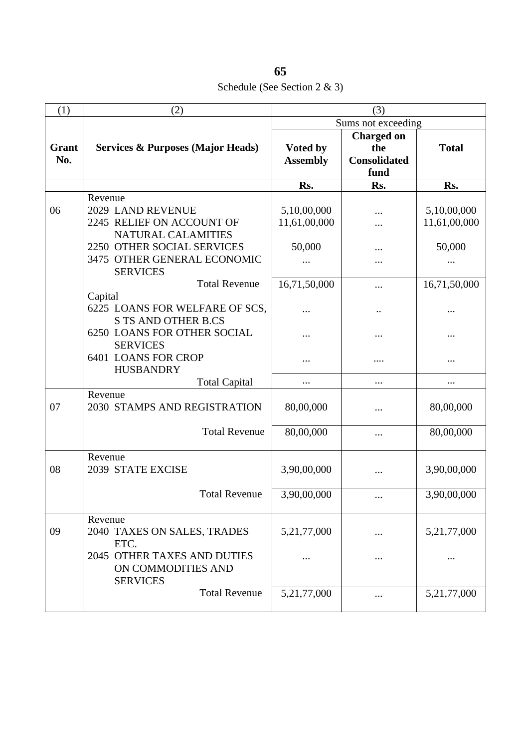Schedule (See Section 2 & 3)

| (1) | (2) | (3) | | |
|---|---|---|---|---|
| | | Sums not exceeding | | |
| **Grant No.** | **Services & Purposes (Major Heads)** | **Voted by Assembly** | **Charged on the Consolidated fund** | **Total** |
| | | **Rs.** | **Rs.** | **Rs.** |
| | Revenue | | | |
| 06 | 2029 LAND REVENUE | 5,10,00,000 | ... | 5,10,00,000 |
| | 2245 RELIEF ON ACCOUNT OF NATURAL CALAMITIES | 11,61,00,000 | ... | 11,61,00,000 |
| | 2250 OTHER SOCIAL SERVICES | 50,000 | ... | 50,000 |
| | 3475 OTHER GENERAL ECONOMIC SERVICES | ... | ... | ... |
| | Total Revenue | 16,71,50,000 | ... | 16,71,50,000 |
| | Capital | | | |
| | 6225 LOANS FOR WELFARE OF SCS, S TS AND OTHER B.CS | ... | .. | ... |
| | 6250 LOANS FOR OTHER SOCIAL SERVICES | ... | ... | ... |
| | 6401 LOANS FOR CROP HUSBANDRY | ... | .... | ... |
| | Total Capital | ... | ... | ... |
| | Revenue | | | |
| 07 | 2030 STAMPS AND REGISTRATION | 80,00,000 | ... | 80,00,000 |
| | Total Revenue | 80,00,000 | ... | 80,00,000 |
| | Revenue | | | |
| 08 | 2039 STATE EXCISE | 3,90,00,000 | ... | 3,90,00,000 |
| | Total Revenue | 3,90,00,000 | ... | 3,90,00,000 |
| | Revenue | | | |
| 09 | 2040 TAXES ON SALES, TRADES ETC. | 5,21,77,000 | ... | 5,21,77,000 |
| | 2045 OTHER TAXES AND DUTIES ON COMMODITIES AND SERVICES | ... | ... | ... |
| | Total Revenue | 5,21,77,000 | ... | 5,21,77,000 |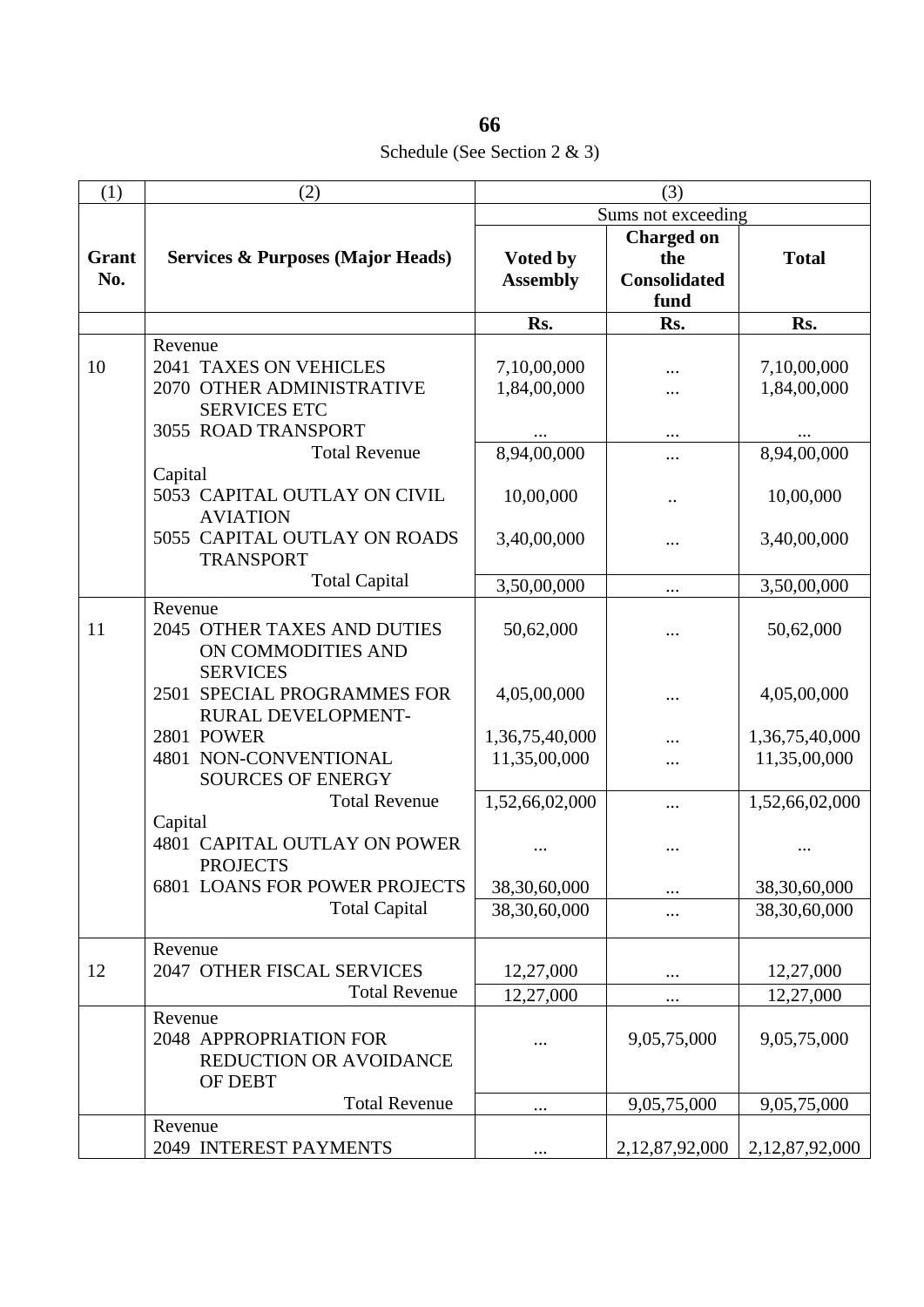Schedule (See Section 2 & 3)

| (1) | (2) | (3) | | |
|---|---|---|---|---|
| | | Sums not exceeding | | |
| **Grant No.** | **Services & Purposes (Major Heads)** | **Voted by Assembly** | **Charged on the Consolidated fund** | **Total** |
| | | **Rs.** | **Rs.** | **Rs.** |
| | Revenue | | | |
| 10 | 2041 TAXES ON VEHICLES | 7,10,00,000 | ... | 7,10,00,000 |
| | 2070 OTHER ADMINISTRATIVE SERVICES ETC | 1,84,00,000 | ... | 1,84,00,000 |
| | 3055 ROAD TRANSPORT | ... | ... | ... |
| | Total Revenue | 8,94,00,000 | ... | 8,94,00,000 |
| | Capital | | | |
| | 5053 CAPITAL OUTLAY ON CIVIL AVIATION | 10,00,000 | .. | 10,00,000 |
| | 5055 CAPITAL OUTLAY ON ROADS TRANSPORT | 3,40,00,000 | ... | 3,40,00,000 |
| | Total Capital | 3,50,00,000 | ... | 3,50,00,000 |
| | Revenue | | | |
| 11 | 2045 OTHER TAXES AND DUTIES ON COMMODITIES AND SERVICES | 50,62,000 | ... | 50,62,000 |
| | 2501 SPECIAL PROGRAMMES FOR RURAL DEVELOPMENT- | 4,05,00,000 | ... | 4,05,00,000 |
| | 2801 POWER | 1,36,75,40,000 | ... | 1,36,75,40,000 |
| | 4801 NON-CONVENTIONAL SOURCES OF ENERGY | 11,35,00,000 | ... | 11,35,00,000 |
| | Total Revenue | 1,52,66,02,000 | ... | 1,52,66,02,000 |
| | Capital | | | |
| | 4801 CAPITAL OUTLAY ON POWER PROJECTS | ... | ... | ... |
| | 6801 LOANS FOR POWER PROJECTS | 38,30,60,000 | ... | 38,30,60,000 |
| | Total Capital | 38,30,60,000 | ... | 38,30,60,000 |
| | Revenue | | | |
| 12 | 2047 OTHER FISCAL SERVICES | 12,27,000 | ... | 12,27,000 |
| | Total Revenue | 12,27,000 | ... | 12,27,000 |
| | Revenue | | | |
| | 2048 APPROPRIATION FOR REDUCTION OR AVOIDANCE OF DEBT | ... | 9,05,75,000 | 9,05,75,000 |
| | Total Revenue | ... | 9,05,75,000 | 9,05,75,000 |
| | Revenue | | | |
| | 2049 INTEREST PAYMENTS | ... | 2,12,87,92,000 | 2,12,87,92,000 |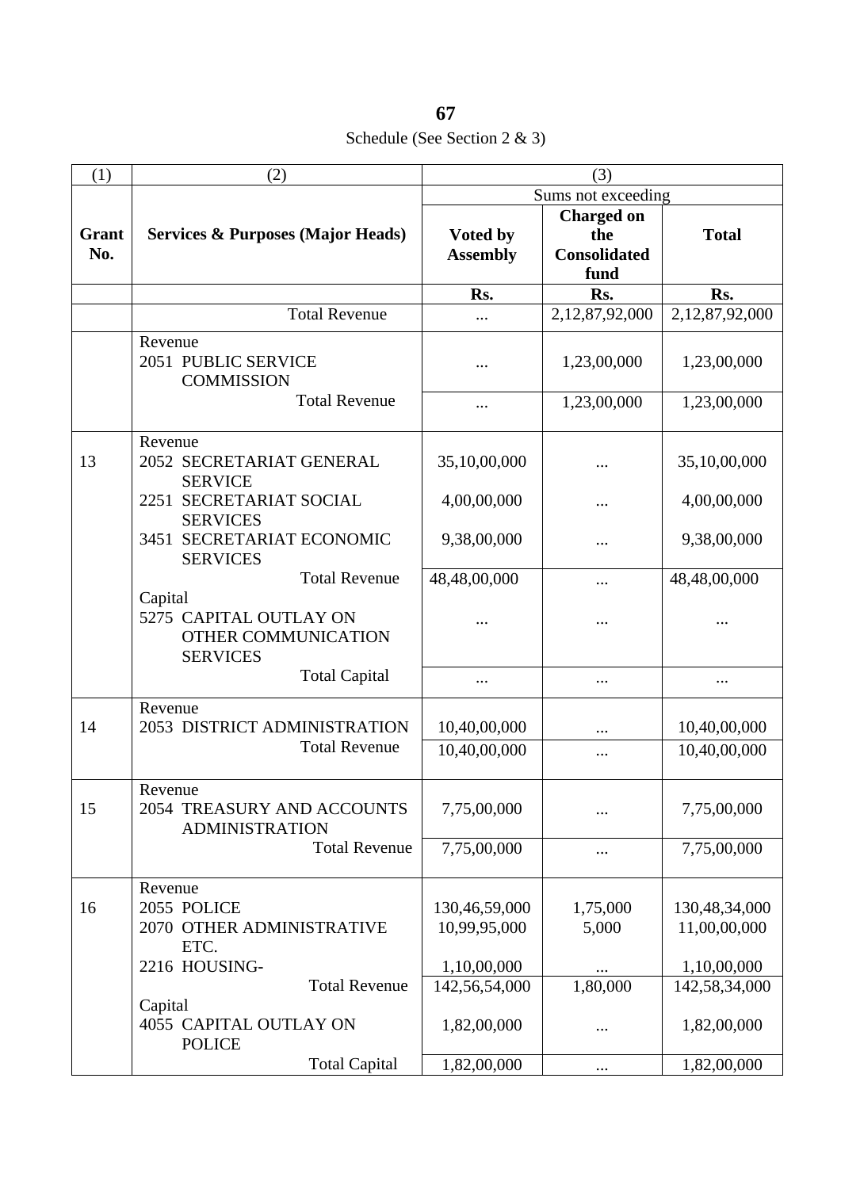Schedule (See Section 2 & 3)

| (1) | (2) | (3) | | |
|---|---|---|---|---|
| | | Sums not exceeding | | |
| **Grant No.** | **Services & Purposes (Major Heads)** | **Voted by Assembly** | **Charged on the Consolidated fund** | **Total** |
| | | **Rs.** | **Rs.** | **Rs.** |
| | Total Revenue | ... | 2,12,87,92,000 | 2,12,87,92,000 |
| | Revenue | | | |
| | 2051 PUBLIC SERVICE COMMISSION | ... | 1,23,00,000 | 1,23,00,000 |
| | Total Revenue | ... | 1,23,00,000 | 1,23,00,000 |
| | Revenue | | | |
| 13 | 2052 SECRETARIAT GENERAL SERVICE | 35,10,00,000 | ... | 35,10,00,000 |
| | 2251 SECRETARIAT SOCIAL SERVICES | 4,00,00,000 | ... | 4,00,00,000 |
| | 3451 SECRETARIAT ECONOMIC SERVICES | 9,38,00,000 | ... | 9,38,00,000 |
| | Total Revenue | 48,48,00,000 | ... | 48,48,00,000 |
| | Capital | | | |
| | 5275 CAPITAL OUTLAY ON OTHER COMMUNICATION SERVICES | ... | ... | ... |
| | Total Capital | ... | ... | ... |
| | Revenue | | | |
| 14 | 2053 DISTRICT ADMINISTRATION | 10,40,00,000 | ... | 10,40,00,000 |
| | Total Revenue | 10,40,00,000 | ... | 10,40,00,000 |
| | Revenue | | | |
| 15 | 2054 TREASURY AND ACCOUNTS ADMINISTRATION | 7,75,00,000 | ... | 7,75,00,000 |
| | Total Revenue | 7,75,00,000 | ... | 7,75,00,000 |
| | Revenue | | | |
| 16 | 2055 POLICE | 130,46,59,000 | 1,75,000 | 130,48,34,000 |
| | 2070 OTHER ADMINISTRATIVE ETC. | 10,99,95,000 | 5,000 | 11,00,00,000 |
| | 2216 HOUSING- | 1,10,00,000 | ... | 1,10,00,000 |
| | Total Revenue | 142,56,54,000 | 1,80,000 | 142,58,34,000 |
| | Capital | | | |
| | 4055 CAPITAL OUTLAY ON POLICE | 1,82,00,000 | ... | 1,82,00,000 |
| | Total Capital | 1,82,00,000 | ... | 1,82,00,000 |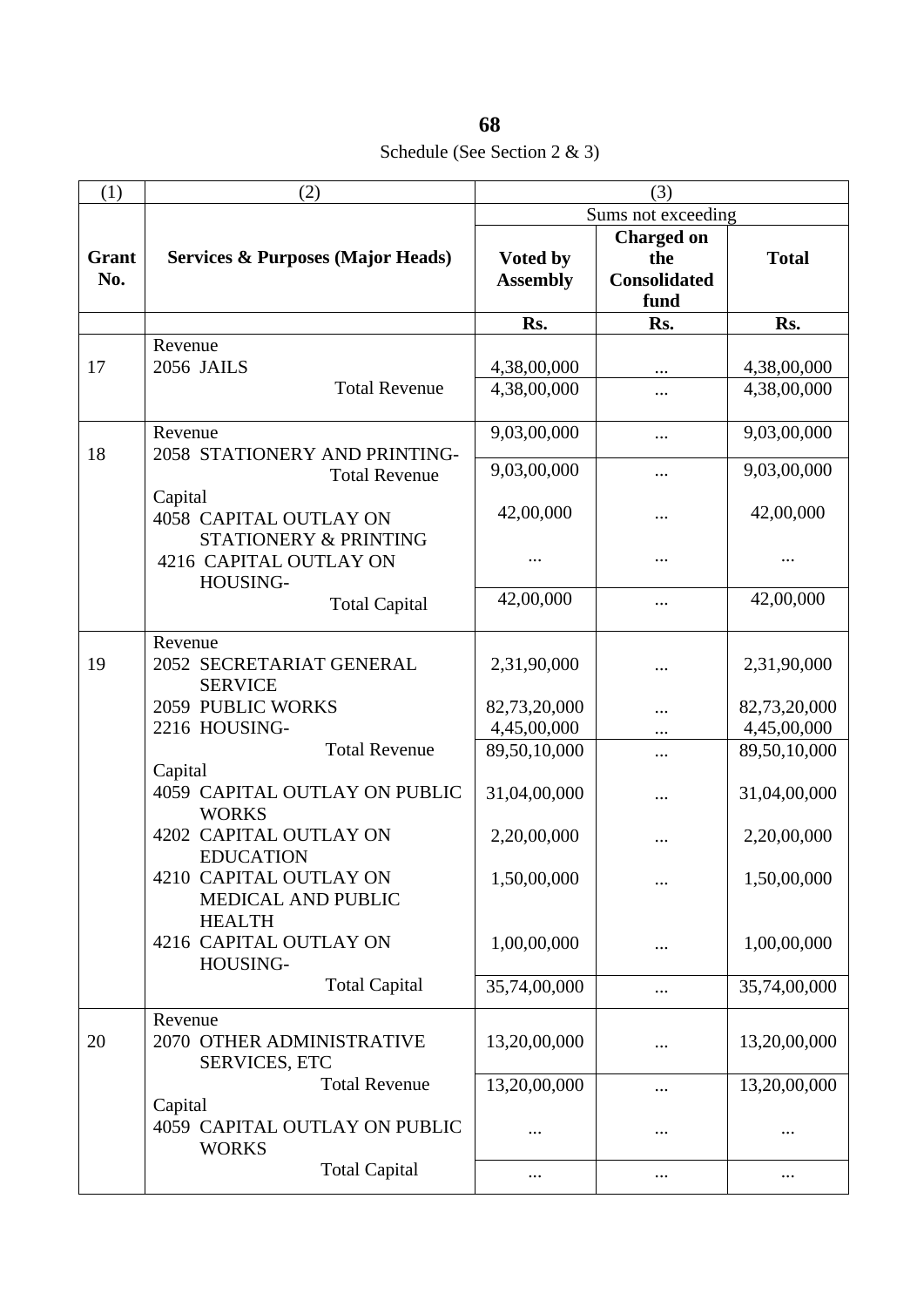Schedule (See Section 2 & 3)

| (1) | (2) | (3) | | |
|---|---|---|---|---|
| | | Sums not exceeding | | |
| **Grant No.** | **Services & Purposes (Major Heads)** | **Voted by Assembly** | **Charged on the Consolidated fund** | **Total** |
| | | **Rs.** | **Rs.** | **Rs.** |
| 17 | Revenue<br>2056 JAILS | 4,38,00,000 | ... | 4,38,00,000 |
| | Total Revenue | 4,38,00,000 | ... | 4,38,00,000 |
| 18 | Revenue<br>2058 STATIONERY AND PRINTING- | 9,03,00,000 | ... | 9,03,00,000 |
| | Total Revenue | 9,03,00,000 | ... | 9,03,00,000 |
| | Capital<br>4058 CAPITAL OUTLAY ON STATIONERY & PRINTING | 42,00,000 | ... | 42,00,000 |
| | 4216 CAPITAL OUTLAY ON HOUSING- | ... | ... | ... |
| | Total Capital | 42,00,000 | ... | 42,00,000 |
| 19 | Revenue<br>2052 SECRETARIAT GENERAL SERVICE | 2,31,90,000 | ... | 2,31,90,000 |
| | 2059 PUBLIC WORKS | 82,73,20,000 | ... | 82,73,20,000 |
| | 2216 HOUSING- | 4,45,00,000 | ... | 4,45,00,000 |
| | Total Revenue | 89,50,10,000 | ... | 89,50,10,000 |
| | Capital<br>4059 CAPITAL OUTLAY ON PUBLIC WORKS | 31,04,00,000 | ... | 31,04,00,000 |
| | 4202 CAPITAL OUTLAY ON EDUCATION | 2,20,00,000 | ... | 2,20,00,000 |
| | 4210 CAPITAL OUTLAY ON MEDICAL AND PUBLIC HEALTH | 1,50,00,000 | ... | 1,50,00,000 |
| | 4216 CAPITAL OUTLAY ON HOUSING- | 1,00,00,000 | ... | 1,00,00,000 |
| | Total Capital | 35,74,00,000 | ... | 35,74,00,000 |
| 20 | Revenue<br>2070 OTHER ADMINISTRATIVE SERVICES, ETC | 13,20,00,000 | ... | 13,20,00,000 |
| | Total Revenue | 13,20,00,000 | ... | 13,20,00,000 |
| | Capital<br>4059 CAPITAL OUTLAY ON PUBLIC WORKS | ... | ... | ... |
| | Total Capital | ... | ... | ... |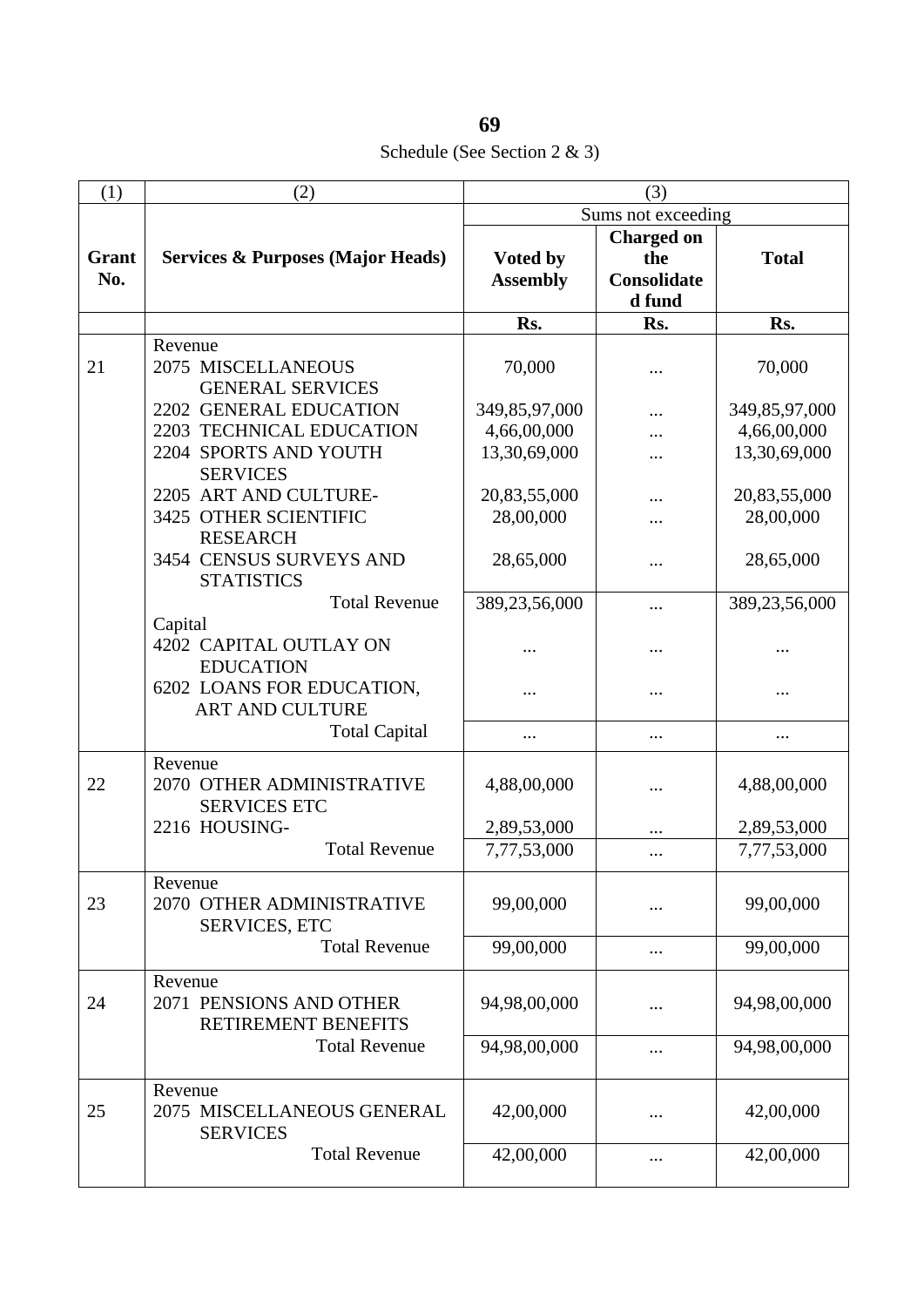Schedule (See Section 2 & 3)

| (1) | (2) | (3) | | |
|---|---|---|---|---|
| | | Sums not exceeding | | |
| **Grant No.** | **Services & Purposes (Major Heads)** | **Voted by Assembly** | **Charged on the Consolidated fund** | **Total** |
| | | **Rs.** | **Rs.** | **Rs.** |
| | Revenue | | | |
| 21 | 2075 MISCELLANEOUS GENERAL SERVICES | 70,000 | ... | 70,000 |
| | 2202 GENERAL EDUCATION | 349,85,97,000 | ... | 349,85,97,000 |
| | 2203 TECHNICAL EDUCATION | 4,66,00,000 | ... | 4,66,00,000 |
| | 2204 SPORTS AND YOUTH SERVICES | 13,30,69,000 | ... | 13,30,69,000 |
| | 2205 ART AND CULTURE- | 20,83,55,000 | ... | 20,83,55,000 |
| | 3425 OTHER SCIENTIFIC RESEARCH | 28,00,000 | ... | 28,00,000 |
| | 3454 CENSUS SURVEYS AND STATISTICS | 28,65,000 | ... | 28,65,000 |
| | Total Revenue | 389,23,56,000 | ... | 389,23,56,000 |
| | Capital | | | |
| | 4202 CAPITAL OUTLAY ON EDUCATION | ... | ... | ... |
| | 6202 LOANS FOR EDUCATION, ART AND CULTURE | ... | ... | ... |
| | Total Capital | ... | ... | ... |
| | Revenue | | | |
| 22 | 2070 OTHER ADMINISTRATIVE SERVICES ETC | 4,88,00,000 | ... | 4,88,00,000 |
| | 2216 HOUSING- | 2,89,53,000 | ... | 2,89,53,000 |
| | Total Revenue | 7,77,53,000 | ... | 7,77,53,000 |
| | Revenue | | | |
| 23 | 2070 OTHER ADMINISTRATIVE SERVICES, ETC | 99,00,000 | ... | 99,00,000 |
| | Total Revenue | 99,00,000 | ... | 99,00,000 |
| | Revenue | | | |
| 24 | 2071 PENSIONS AND OTHER RETIREMENT BENEFITS | 94,98,00,000 | ... | 94,98,00,000 |
| | Total Revenue | 94,98,00,000 | ... | 94,98,00,000 |
| | Revenue | | | |
| 25 | 2075 MISCELLANEOUS GENERAL SERVICES | 42,00,000 | ... | 42,00,000 |
| | Total Revenue | 42,00,000 | ... | 42,00,000 |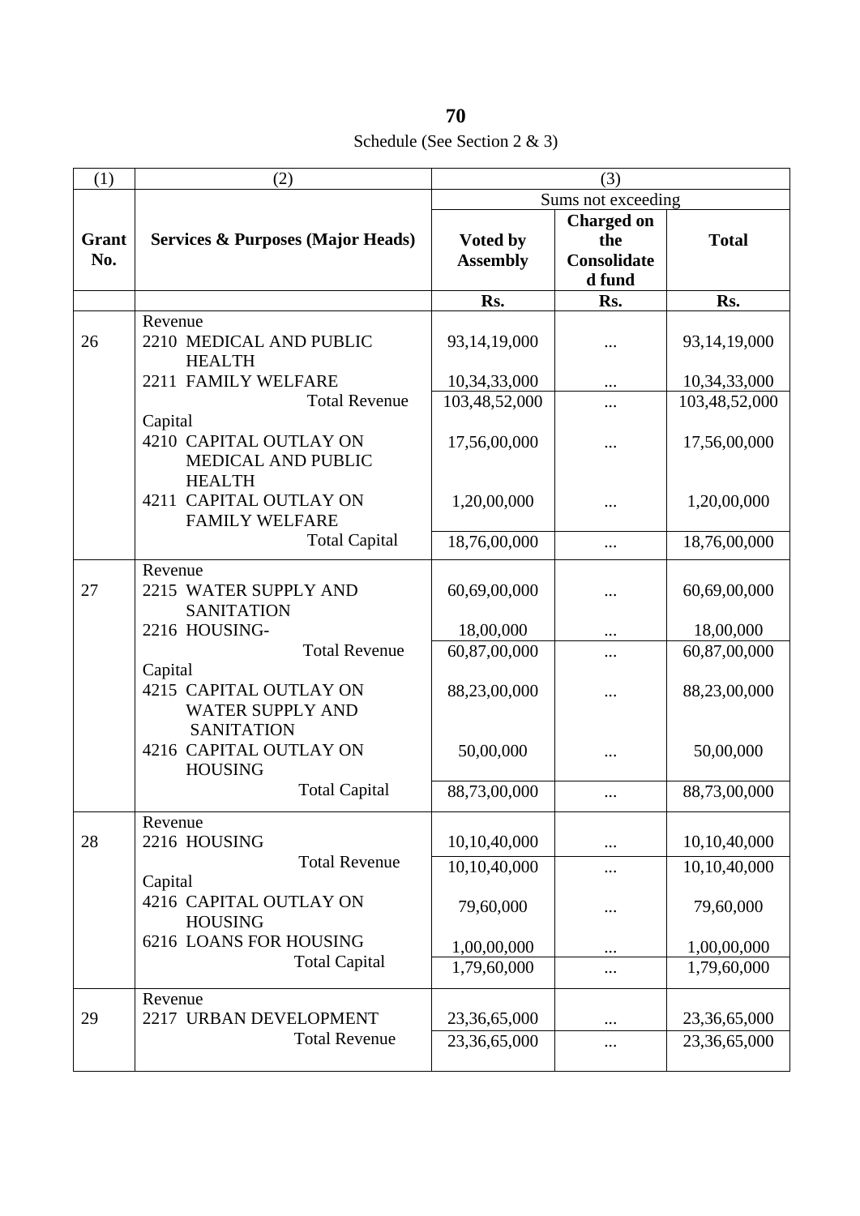Schedule (See Section 2 & 3)

| (1) | (2) | (3) | | |
|---|---|---|---|---|
| | | Sums not exceeding | | |
| **Grant No.** | **Services & Purposes (Major Heads)** | **Voted by Assembly** | **Charged on the Consolidated fund** | **Total** |
| | | **Rs.** | **Rs.** | **Rs.** |
| | Revenue | | | |
| 26 | 2210 MEDICAL AND PUBLIC HEALTH | 93,14,19,000 | ... | 93,14,19,000 |
| | 2211 FAMILY WELFARE | 10,34,33,000 | ... | 10,34,33,000 |
| | Total Revenue | 103,48,52,000 | ... | 103,48,52,000 |
| | Capital | | | |
| | 4210 CAPITAL OUTLAY ON MEDICAL AND PUBLIC HEALTH | 17,56,00,000 | ... | 17,56,00,000 |
| | 4211 CAPITAL OUTLAY ON FAMILY WELFARE | 1,20,00,000 | ... | 1,20,00,000 |
| | Total Capital | 18,76,00,000 | ... | 18,76,00,000 |
| | Revenue | | | |
| 27 | 2215 WATER SUPPLY AND SANITATION | 60,69,00,000 | ... | 60,69,00,000 |
| | 2216 HOUSING- | 18,00,000 | ... | 18,00,000 |
| | Total Revenue | 60,87,00,000 | ... | 60,87,00,000 |
| | Capital | | | |
| | 4215 CAPITAL OUTLAY ON WATER SUPPLY AND SANITATION | 88,23,00,000 | ... | 88,23,00,000 |
| | 4216 CAPITAL OUTLAY ON HOUSING | 50,00,000 | ... | 50,00,000 |
| | Total Capital | 88,73,00,000 | ... | 88,73,00,000 |
| | Revenue | | | |
| 28 | 2216 HOUSING | 10,10,40,000 | ... | 10,10,40,000 |
| | Total Revenue | 10,10,40,000 | ... | 10,10,40,000 |
| | Capital | | | |
| | 4216 CAPITAL OUTLAY ON HOUSING | 79,60,000 | ... | 79,60,000 |
| | 6216 LOANS FOR HOUSING | 1,00,00,000 | ... | 1,00,00,000 |
| | Total Capital | 1,79,60,000 | ... | 1,79,60,000 |
| | Revenue | | | |
| 29 | 2217 URBAN DEVELOPMENT | 23,36,65,000 | ... | 23,36,65,000 |
| | Total Revenue | 23,36,65,000 | ... | 23,36,65,000 |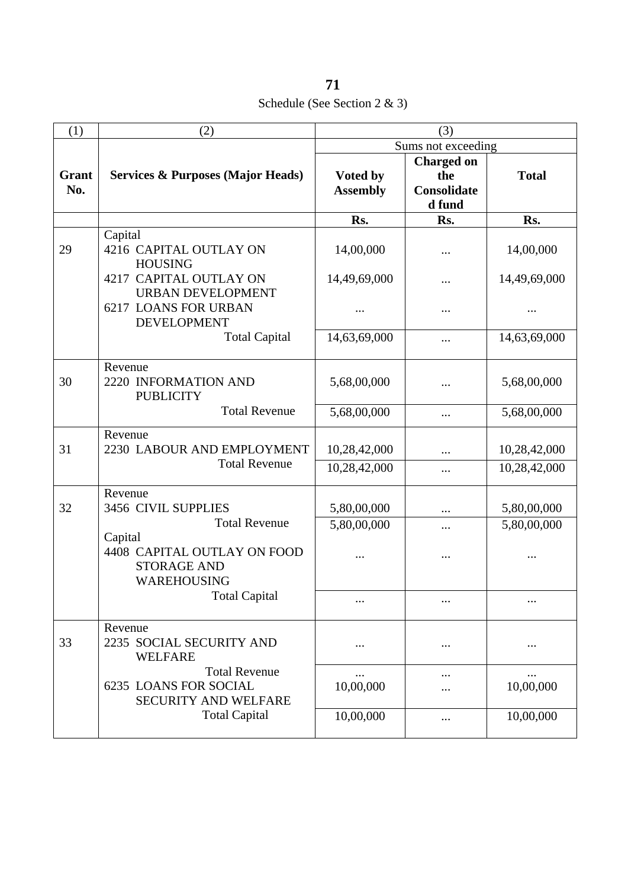Schedule (See Section 2 & 3)

| (1) | (2) | (3) | | |
|---|---|---|---|---|
| | | Sums not exceeding | | |
| **Grant No.** | **Services & Purposes (Major Heads)** | **Voted by Assembly** | **Charged on the Consolidated fund** | **Total** |
| | | **Rs.** | **Rs.** | **Rs.** |
| | Capital | | | |
| 29 | 4216 CAPITAL OUTLAY ON HOUSING | 14,00,000 | ... | 14,00,000 |
| | 4217 CAPITAL OUTLAY ON URBAN DEVELOPMENT | 14,49,69,000 | ... | 14,49,69,000 |
| | 6217 LOANS FOR URBAN DEVELOPMENT | ... | ... | ... |
| | Total Capital | 14,63,69,000 | ... | 14,63,69,000 |
| | Revenue | | | |
| 30 | 2220 INFORMATION AND PUBLICITY | 5,68,00,000 | ... | 5,68,00,000 |
| | Total Revenue | 5,68,00,000 | ... | 5,68,00,000 |
| | Revenue | | | |
| 31 | 2230 LABOUR AND EMPLOYMENT | 10,28,42,000 | ... | 10,28,42,000 |
| | Total Revenue | 10,28,42,000 | ... | 10,28,42,000 |
| | Revenue | | | |
| 32 | 3456 CIVIL SUPPLIES | 5,80,00,000 | ... | 5,80,00,000 |
| | Total Revenue | 5,80,00,000 | ... | 5,80,00,000 |
| | Capital | | | |
| | 4408 CAPITAL OUTLAY ON FOOD STORAGE AND WAREHOUSING | ... | ... | ... |
| | Total Capital | ... | ... | ... |
| | Revenue | | | |
| 33 | 2235 SOCIAL SECURITY AND WELFARE | ... | ... | ... |
| | Total Revenue | ... | ... | ... |
| | 6235 LOANS FOR SOCIAL SECURITY AND WELFARE | 10,00,000 | ... | 10,00,000 |
| | Total Capital | 10,00,000 | ... | 10,00,000 |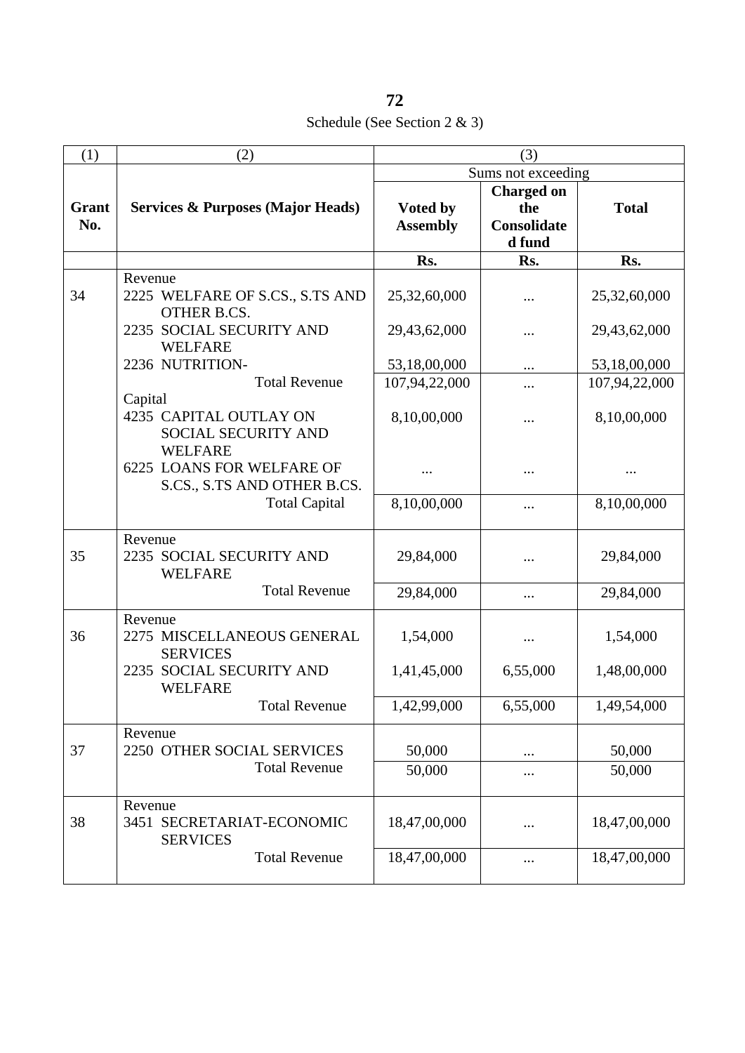Schedule (See Section 2 & 3)

| (1) | (2) | (3) | | |
|---|---|---|---|---|
| | | Sums not exceeding | | |
| **Grant No.** | **Services & Purposes (Major Heads)** | **Voted by Assembly** | **Charged on the Consolidated fund** | **Total** |
| | | **Rs.** | **Rs.** | **Rs.** |
| | Revenue | | | |
| 34 | 2225 WELFARE OF S.CS., S.TS AND OTHER B.CS. | 25,32,60,000 | ... | 25,32,60,000 |
| | 2235 SOCIAL SECURITY AND WELFARE | 29,43,62,000 | ... | 29,43,62,000 |
| | 2236 NUTRITION- | 53,18,00,000 | ... | 53,18,00,000 |
| | Total Revenue | 107,94,22,000 | ... | 107,94,22,000 |
| | Capital | | | |
| | 4235 CAPITAL OUTLAY ON SOCIAL SECURITY AND WELFARE | 8,10,00,000 | ... | 8,10,00,000 |
| | 6225 LOANS FOR WELFARE OF S.CS., S.TS AND OTHER B.CS. | ... | ... | ... |
| | Total Capital | 8,10,00,000 | ... | 8,10,00,000 |
| | Revenue | | | |
| 35 | 2235 SOCIAL SECURITY AND WELFARE | 29,84,000 | ... | 29,84,000 |
| | Total Revenue | 29,84,000 | ... | 29,84,000 |
| | Revenue | | | |
| 36 | 2275 MISCELLANEOUS GENERAL SERVICES | 1,54,000 | ... | 1,54,000 |
| | 2235 SOCIAL SECURITY AND WELFARE | 1,41,45,000 | 6,55,000 | 1,48,00,000 |
| | Total Revenue | 1,42,99,000 | 6,55,000 | 1,49,54,000 |
| | Revenue | | | |
| 37 | 2250 OTHER SOCIAL SERVICES | 50,000 | ... | 50,000 |
| | Total Revenue | 50,000 | ... | 50,000 |
| | Revenue | | | |
| 38 | 3451 SECRETARIAT-ECONOMIC SERVICES | 18,47,00,000 | ... | 18,47,00,000 |
| | Total Revenue | 18,47,00,000 | ... | 18,47,00,000 |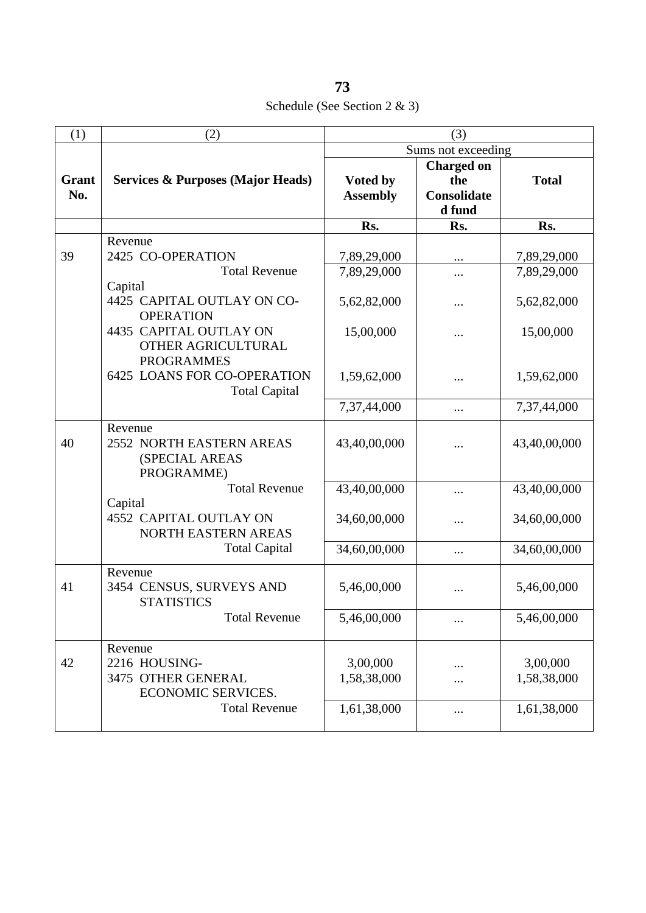Schedule (See Section 2 & 3)

| (1) | (2) | (3) | | |
|---|---|---|---|---|
| | | Sums not exceeding | | |
| **Grant No.** | **Services & Purposes (Major Heads)** | **Voted by Assembly** | **Charged on the Consolidated fund** | **Total** |
| | | **Rs.** | **Rs.** | **Rs.** |
| | Revenue | | | |
| 39 | 2425 CO-OPERATION | 7,89,29,000 | ... | 7,89,29,000 |
| | Total Revenue | 7,89,29,000 | ... | 7,89,29,000 |
| | Capital | | | |
| | 4425 CAPITAL OUTLAY ON CO-OPERATION | 5,62,82,000 | ... | 5,62,82,000 |
| | 4435 CAPITAL OUTLAY ON OTHER AGRICULTURAL PROGRAMMES | 15,00,000 | ... | 15,00,000 |
| | 6425 LOANS FOR CO-OPERATION | 1,59,62,000 | ... | 1,59,62,000 |
| | Total Capital | 7,37,44,000 | ... | 7,37,44,000 |
| | Revenue | | | |
| 40 | 2552 NORTH EASTERN AREAS (SPECIAL AREAS PROGRAMME) | 43,40,00,000 | ... | 43,40,00,000 |
| | Total Revenue | 43,40,00,000 | ... | 43,40,00,000 |
| | Capital | | | |
| | 4552 CAPITAL OUTLAY ON NORTH EASTERN AREAS | 34,60,00,000 | ... | 34,60,00,000 |
| | Total Capital | 34,60,00,000 | ... | 34,60,00,000 |
| | Revenue | | | |
| 41 | 3454 CENSUS, SURVEYS AND STATISTICS | 5,46,00,000 | ... | 5,46,00,000 |
| | Total Revenue | 5,46,00,000 | ... | 5,46,00,000 |
| | Revenue | | | |
| 42 | 2216 HOUSING- | 3,00,000 | ... | 3,00,000 |
| | 3475 OTHER GENERAL ECONOMIC SERVICES. | 1,58,38,000 | ... | 1,58,38,000 |
| | Total Revenue | 1,61,38,000 | ... | 1,61,38,000 |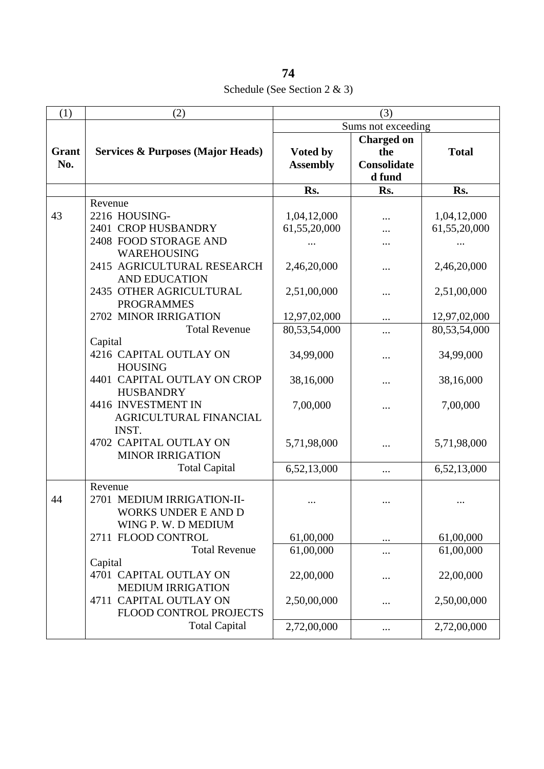Schedule (See Section 2 & 3)

| (1) | (2) | (3) | | |
|---|---|---|---|---|
| | | Sums not exceeding | | |
| Grant No. | Services & Purposes (Major Heads) | Voted by Assembly | Charged on the Consolidated fund | Total |
| | | Rs. | Rs. | Rs. |
| | Revenue | | | |
| 43 | 2216 HOUSING- | 1,04,12,000 | ... | 1,04,12,000 |
| | 2401 CROP HUSBANDRY | 61,55,20,000 | ... | 61,55,20,000 |
| | 2408 FOOD STORAGE AND WAREHOUSING | ... | ... | ... |
| | 2415 AGRICULTURAL RESEARCH AND EDUCATION | 2,46,20,000 | ... | 2,46,20,000 |
| | 2435 OTHER AGRICULTURAL PROGRAMMES | 2,51,00,000 | ... | 2,51,00,000 |
| | 2702 MINOR IRRIGATION | 12,97,02,000 | ... | 12,97,02,000 |
| | Total Revenue | 80,53,54,000 | ... | 80,53,54,000 |
| | Capital | | | |
| | 4216 CAPITAL OUTLAY ON HOUSING | 34,99,000 | ... | 34,99,000 |
| | 4401 CAPITAL OUTLAY ON CROP HUSBANDRY | 38,16,000 | ... | 38,16,000 |
| | 4416 INVESTMENT IN AGRICULTURAL FINANCIAL INST. | 7,00,000 | ... | 7,00,000 |
| | 4702 CAPITAL OUTLAY ON MINOR IRRIGATION | 5,71,98,000 | ... | 5,71,98,000 |
| | Total Capital | 6,52,13,000 | ... | 6,52,13,000 |
| | Revenue | | | |
| 44 | 2701 MEDIUM IRRIGATION-II-WORKS UNDER E AND D WING P. W. D MEDIUM | ... | ... | ... |
| | 2711 FLOOD CONTROL | 61,00,000 | ... | 61,00,000 |
| | Total Revenue | 61,00,000 | ... | 61,00,000 |
| | Capital | | | |
| | 4701 CAPITAL OUTLAY ON MEDIUM IRRIGATION | 22,00,000 | ... | 22,00,000 |
| | 4711 CAPITAL OUTLAY ON FLOOD CONTROL PROJECTS | 2,50,00,000 | ... | 2,50,00,000 |
| | Total Capital | 2,72,00,000 | ... | 2,72,00,000 |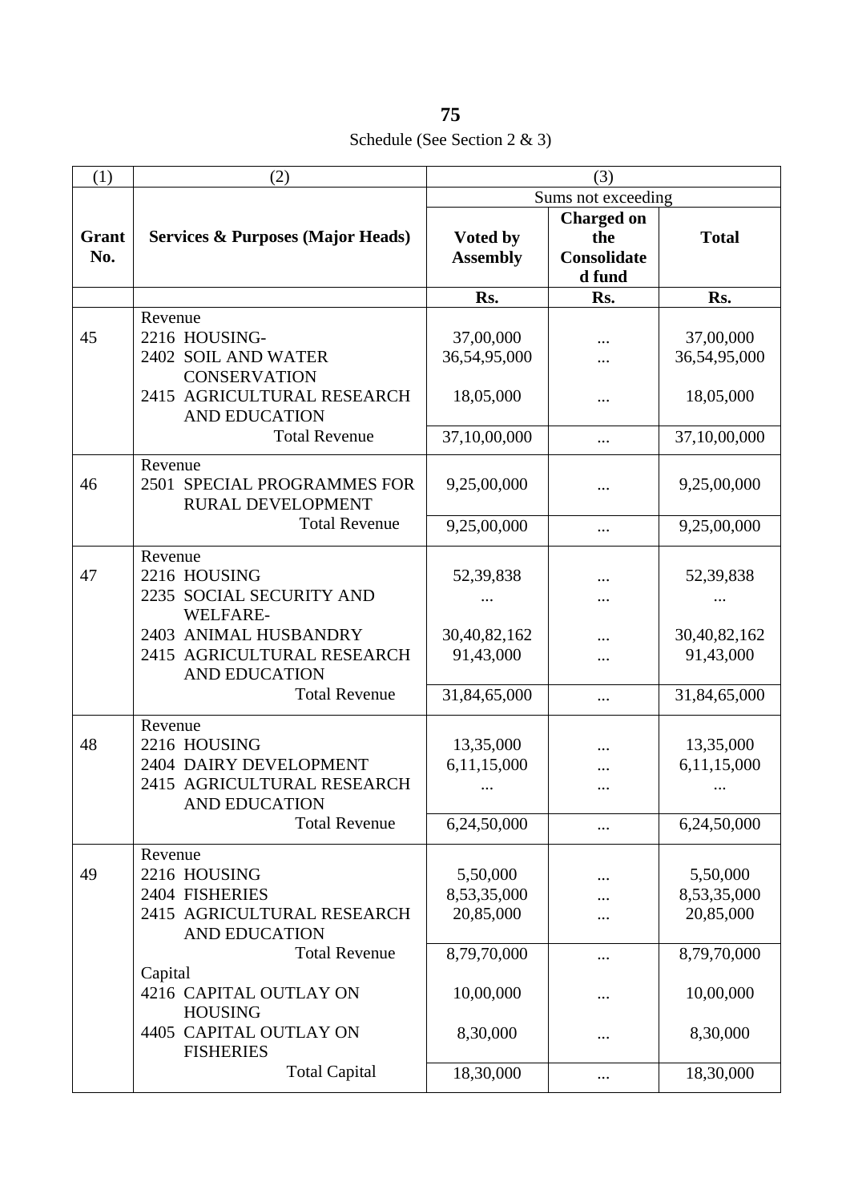Schedule (See Section 2 & 3)

| (1) | (2) | (3) | | |
|---|---|---|---|---|
| | | Sums not exceeding | | |
| **Grant No.** | **Services & Purposes (Major Heads)** | **Voted by Assembly** | **Charged on the Consolidated fund** | **Total** |
| | | **Rs.** | **Rs.** | **Rs.** |
| | Revenue | | | |
| 45 | 2216 HOUSING- | 37,00,000 | ... | 37,00,000 |
| | 2402 SOIL AND WATER CONSERVATION | 36,54,95,000 | ... | 36,54,95,000 |
| | 2415 AGRICULTURAL RESEARCH AND EDUCATION | 18,05,000 | ... | 18,05,000 |
| | Total Revenue | 37,10,00,000 | ... | 37,10,00,000 |
| | Revenue | | | |
| 46 | 2501 SPECIAL PROGRAMMES FOR RURAL DEVELOPMENT | 9,25,00,000 | ... | 9,25,00,000 |
| | Total Revenue | 9,25,00,000 | ... | 9,25,00,000 |
| | Revenue | | | |
| 47 | 2216 HOUSING | 52,39,838 | ... | 52,39,838 |
| | 2235 SOCIAL SECURITY AND WELFARE- | ... | ... | ... |
| | 2403 ANIMAL HUSBANDRY | 30,40,82,162 | ... | 30,40,82,162 |
| | 2415 AGRICULTURAL RESEARCH AND EDUCATION | 91,43,000 | ... | 91,43,000 |
| | Total Revenue | 31,84,65,000 | ... | 31,84,65,000 |
| | Revenue | | | |
| 48 | 2216 HOUSING | 13,35,000 | ... | 13,35,000 |
| | 2404 DAIRY DEVELOPMENT | 6,11,15,000 | ... | 6,11,15,000 |
| | 2415 AGRICULTURAL RESEARCH AND EDUCATION | ... | ... | ... |
| | Total Revenue | 6,24,50,000 | ... | 6,24,50,000 |
| | Revenue | | | |
| 49 | 2216 HOUSING | 5,50,000 | ... | 5,50,000 |
| | 2404 FISHERIES | 8,53,35,000 | ... | 8,53,35,000 |
| | 2415 AGRICULTURAL RESEARCH AND EDUCATION | 20,85,000 | ... | 20,85,000 |
| | Total Revenue | 8,79,70,000 | ... | 8,79,70,000 |
| | Capital | | | |
| | 4216 CAPITAL OUTLAY ON HOUSING | 10,00,000 | ... | 10,00,000 |
| | 4405 CAPITAL OUTLAY ON FISHERIES | 8,30,000 | ... | 8,30,000 |
| | Total Capital | 18,30,000 | ... | 18,30,000 |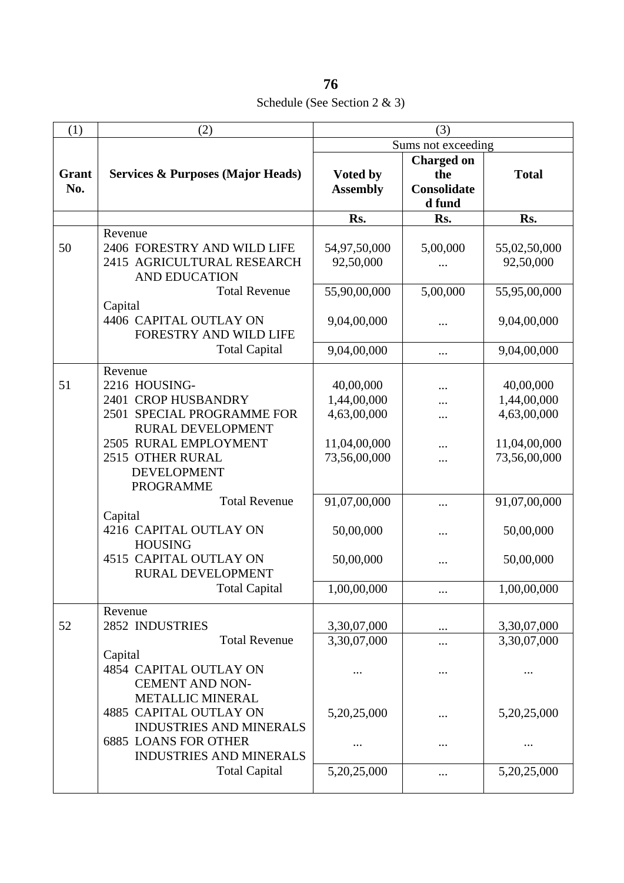Schedule (See Section 2 & 3)

| (1) | (2) | (3) | | |
|---|---|---|---|---|
| | | Sums not exceeding | | |
| Grant No. | Services & Purposes (Major Heads) | Voted by Assembly | Charged on the Consolidated fund | Total |
| | | Rs. | Rs. | Rs. |
| | Revenue | | | |
| 50 | 2406 FORESTRY AND WILD LIFE | 54,97,50,000 | 5,00,000 | 55,02,50,000 |
| | 2415 AGRICULTURAL RESEARCH AND EDUCATION | 92,50,000 | ... | 92,50,000 |
| | Total Revenue | 55,90,00,000 | 5,00,000 | 55,95,00,000 |
| | Capital | | | |
| | 4406 CAPITAL OUTLAY ON FORESTRY AND WILD LIFE | 9,04,00,000 | ... | 9,04,00,000 |
| | Total Capital | 9,04,00,000 | ... | 9,04,00,000 |
| | Revenue | | | |
| 51 | 2216 HOUSING- | 40,00,000 | ... | 40,00,000 |
| | 2401 CROP HUSBANDRY | 1,44,00,000 | ... | 1,44,00,000 |
| | 2501 SPECIAL PROGRAMME FOR RURAL DEVELOPMENT | 4,63,00,000 | ... | 4,63,00,000 |
| | 2505 RURAL EMPLOYMENT | 11,04,00,000 | ... | 11,04,00,000 |
| | 2515 OTHER RURAL DEVELOPMENT PROGRAMME | 73,56,00,000 | ... | 73,56,00,000 |
| | Total Revenue | 91,07,00,000 | ... | 91,07,00,000 |
| | Capital | | | |
| | 4216 CAPITAL OUTLAY ON HOUSING | 50,00,000 | ... | 50,00,000 |
| | 4515 CAPITAL OUTLAY ON RURAL DEVELOPMENT | 50,00,000 | ... | 50,00,000 |
| | Total Capital | 1,00,00,000 | ... | 1,00,00,000 |
| | Revenue | | | |
| 52 | 2852 INDUSTRIES | 3,30,07,000 | ... | 3,30,07,000 |
| | Total Revenue | 3,30,07,000 | ... | 3,30,07,000 |
| | Capital | | | |
| | 4854 CAPITAL OUTLAY ON CEMENT AND NON-METALLIC MINERAL | ... | ... | ... |
| | 4885 CAPITAL OUTLAY ON INDUSTRIES AND MINERALS | 5,20,25,000 | ... | 5,20,25,000 |
| | 6885 LOANS FOR OTHER INDUSTRIES AND MINERALS | ... | ... | ... |
| | Total Capital | 5,20,25,000 | ... | 5,20,25,000 |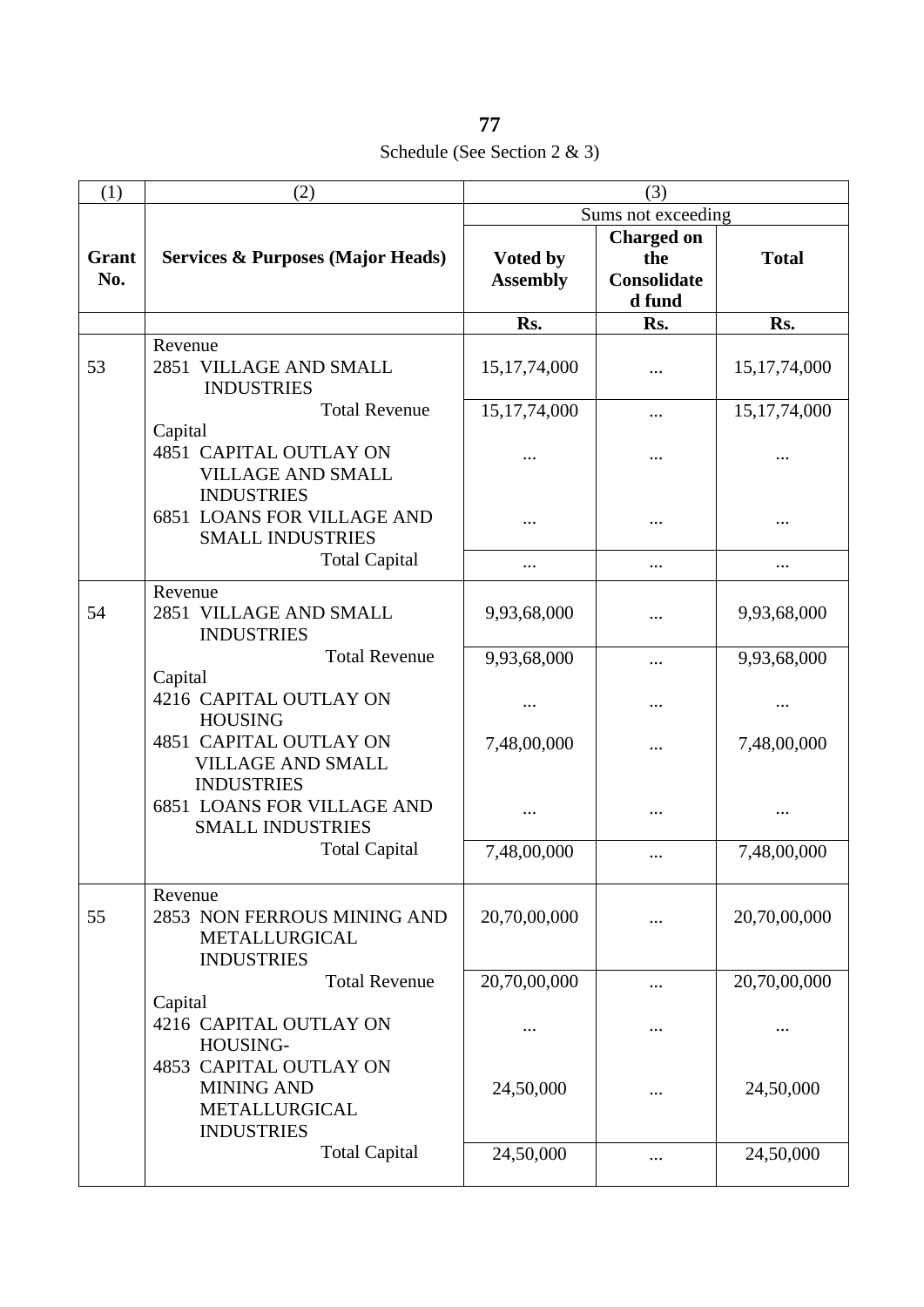Schedule (See Section 2 & 3)

| (1) | (2) | (3) | | |
|---|---|---|---|---|
| | | Sums not exceeding | | |
| **Grant No.** | **Services & Purposes (Major Heads)** | **Voted by Assembly** | **Charged on the Consolidated fund** | **Total** |
| | | **Rs.** | **Rs.** | **Rs.** |
| | Revenue | | | |
| 53 | 2851 VILLAGE AND SMALL INDUSTRIES | 15,17,74,000 | ... | 15,17,74,000 |
| | Total Revenue | 15,17,74,000 | ... | 15,17,74,000 |
| | Capital | | | |
| | 4851 CAPITAL OUTLAY ON VILLAGE AND SMALL INDUSTRIES | ... | ... | ... |
| | 6851 LOANS FOR VILLAGE AND SMALL INDUSTRIES | ... | ... | ... |
| | Total Capital | ... | ... | ... |
| | Revenue | | | |
| 54 | 2851 VILLAGE AND SMALL INDUSTRIES | 9,93,68,000 | ... | 9,93,68,000 |
| | Total Revenue | 9,93,68,000 | ... | 9,93,68,000 |
| | Capital | | | |
| | 4216 CAPITAL OUTLAY ON HOUSING | ... | ... | ... |
| | 4851 CAPITAL OUTLAY ON VILLAGE AND SMALL INDUSTRIES | 7,48,00,000 | ... | 7,48,00,000 |
| | 6851 LOANS FOR VILLAGE AND SMALL INDUSTRIES | ... | ... | ... |
| | Total Capital | 7,48,00,000 | ... | 7,48,00,000 |
| | Revenue | | | |
| 55 | 2853 NON FERROUS MINING AND METALLURGICAL INDUSTRIES | 20,70,00,000 | ... | 20,70,00,000 |
| | Total Revenue | 20,70,00,000 | ... | 20,70,00,000 |
| | Capital | | | |
| | 4216 CAPITAL OUTLAY ON HOUSING- | ... | ... | ... |
| | 4853 CAPITAL OUTLAY ON MINING AND METALLURGICAL INDUSTRIES | 24,50,000 | ... | 24,50,000 |
| | Total Capital | 24,50,000 | ... | 24,50,000 |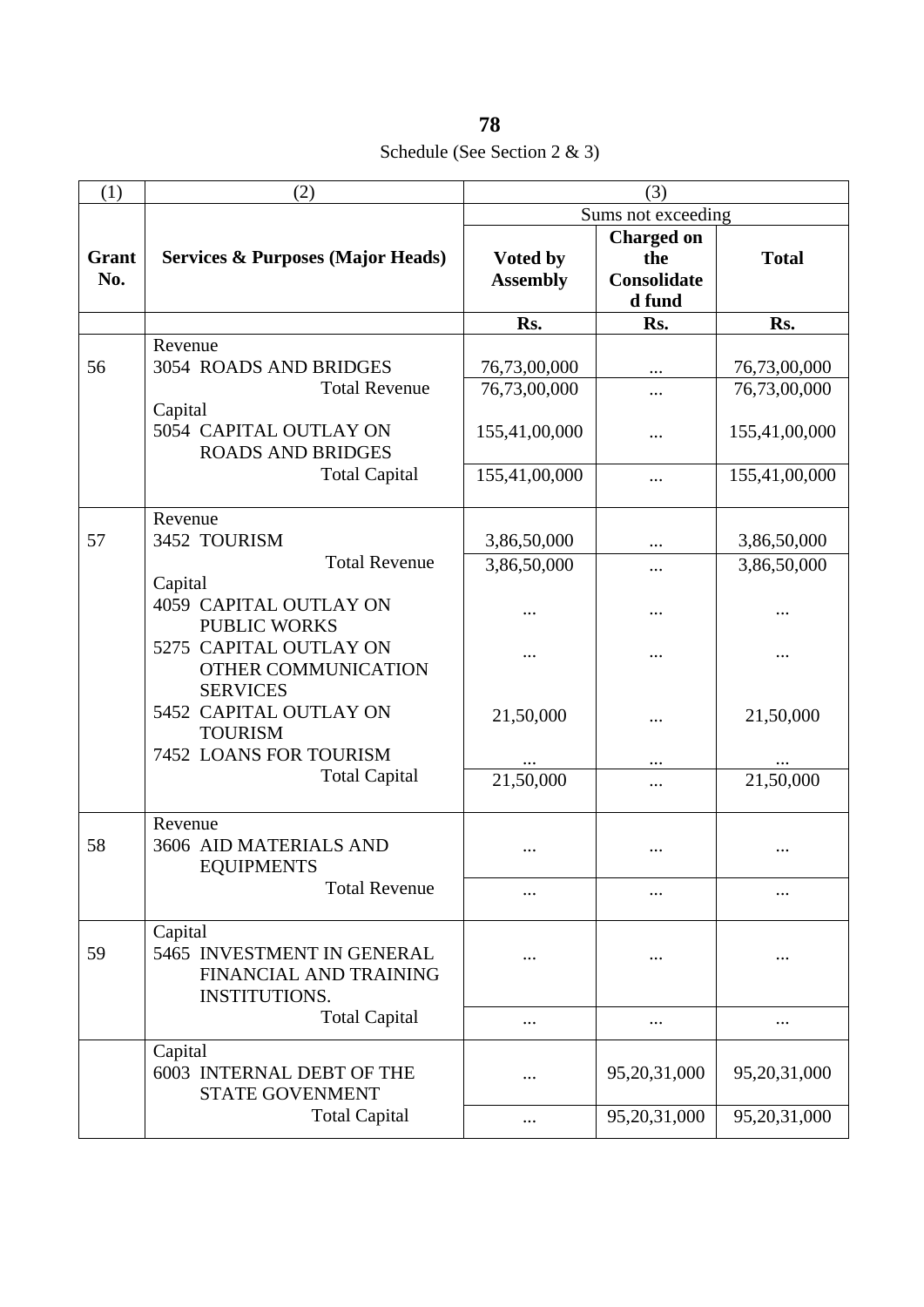Schedule (See Section 2 & 3)

| (1) | (2) | (3) | | |
|---|---|---|---|---|
| | | Sums not exceeding | | |
| **Grant No.** | **Services & Purposes (Major Heads)** | **Voted by Assembly** | **Charged on the Consolidated fund** | **Total** |
| | | **Rs.** | **Rs.** | **Rs.** |
| | Revenue | | | |
| 56 | 3054 ROADS AND BRIDGES | 76,73,00,000 | ... | 76,73,00,000 |
| | Total Revenue | 76,73,00,000 | ... | 76,73,00,000 |
| | Capital | | | |
| | 5054 CAPITAL OUTLAY ON ROADS AND BRIDGES | 155,41,00,000 | ... | 155,41,00,000 |
| | Total Capital | 155,41,00,000 | ... | 155,41,00,000 |
| | Revenue | | | |
| 57 | 3452 TOURISM | 3,86,50,000 | ... | 3,86,50,000 |
| | Total Revenue | 3,86,50,000 | ... | 3,86,50,000 |
| | Capital | | | |
| | 4059 CAPITAL OUTLAY ON PUBLIC WORKS | ... | ... | ... |
| | 5275 CAPITAL OUTLAY ON OTHER COMMUNICATION SERVICES | ... | ... | ... |
| | 5452 CAPITAL OUTLAY ON TOURISM | 21,50,000 | ... | 21,50,000 |
| | 7452 LOANS FOR TOURISM | ... | ... | ... |
| | Total Capital | 21,50,000 | ... | 21,50,000 |
| | Revenue | | | |
| 58 | 3606 AID MATERIALS AND EQUIPMENTS | ... | ... | ... |
| | Total Revenue | ... | ... | ... |
| | Capital | | | |
| 59 | 5465 INVESTMENT IN GENERAL FINANCIAL AND TRAINING INSTITUTIONS. | ... | ... | ... |
| | Total Capital | ... | ... | ... |
| | Capital | | | |
| | 6003 INTERNAL DEBT OF THE STATE GOVENMENT | ... | 95,20,31,000 | 95,20,31,000 |
| | Total Capital | ... | 95,20,31,000 | 95,20,31,000 |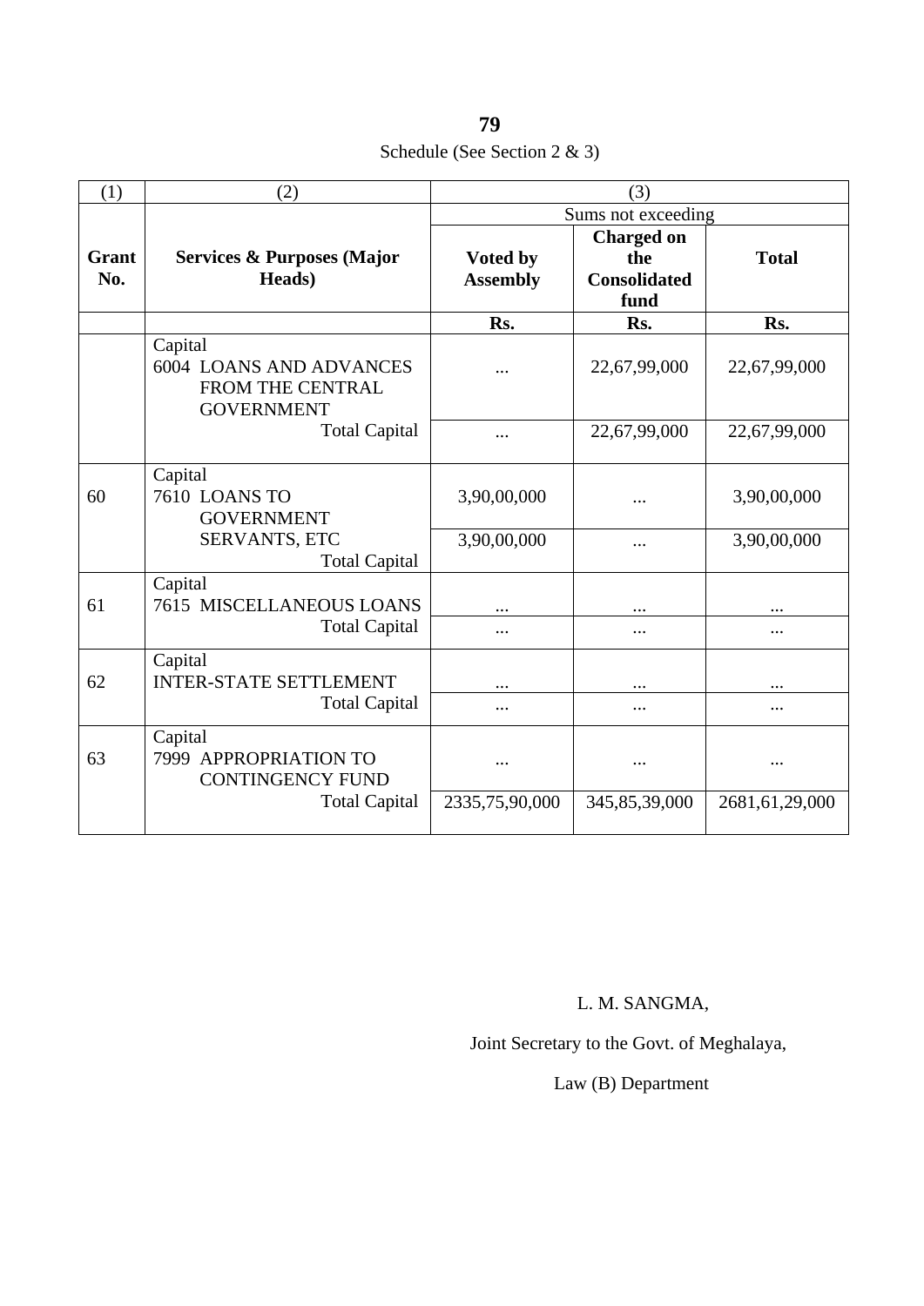**79**

Schedule (See Section 2 & 3)

| (1) | (2) | (3) | | |
|---|---|---|---|---|
| | | Sums not exceeding | | |
| **Grant No.** | **Services & Purposes (Major Heads)** | **Voted by Assembly** | **Charged on the Consolidated fund** | **Total** |
| | | **Rs.** | **Rs.** | **Rs.** |
| | Capital<br>6004 LOANS AND ADVANCES FROM THE CENTRAL GOVERNMENT | ... | 22,67,99,000 | 22,67,99,000 |
| | Total Capital | ... | 22,67,99,000 | 22,67,99,000 |
| 60 | Capital<br>7610 LOANS TO GOVERNMENT SERVANTS, ETC | 3,90,00,000 | ... | 3,90,00,000 |
| | Total Capital | 3,90,00,000 | ... | 3,90,00,000 |
| 61 | Capital<br>7615 MISCELLANEOUS LOANS | ... | ... | ... |
| | Total Capital | ... | ... | ... |
| 62 | Capital<br>INTER-STATE SETTLEMENT | ... | ... | ... |
| | Total Capital | ... | ... | ... |
| 63 | Capital<br>7999 APPROPRIATION TO CONTINGENCY FUND | ... | ... | ... |
| | Total Capital | 2335,75,90,000 | 345,85,39,000 | 2681,61,29,000 |

L. M. SANGMA,

Joint Secretary to the Govt. of Meghalaya,

Law (B) Department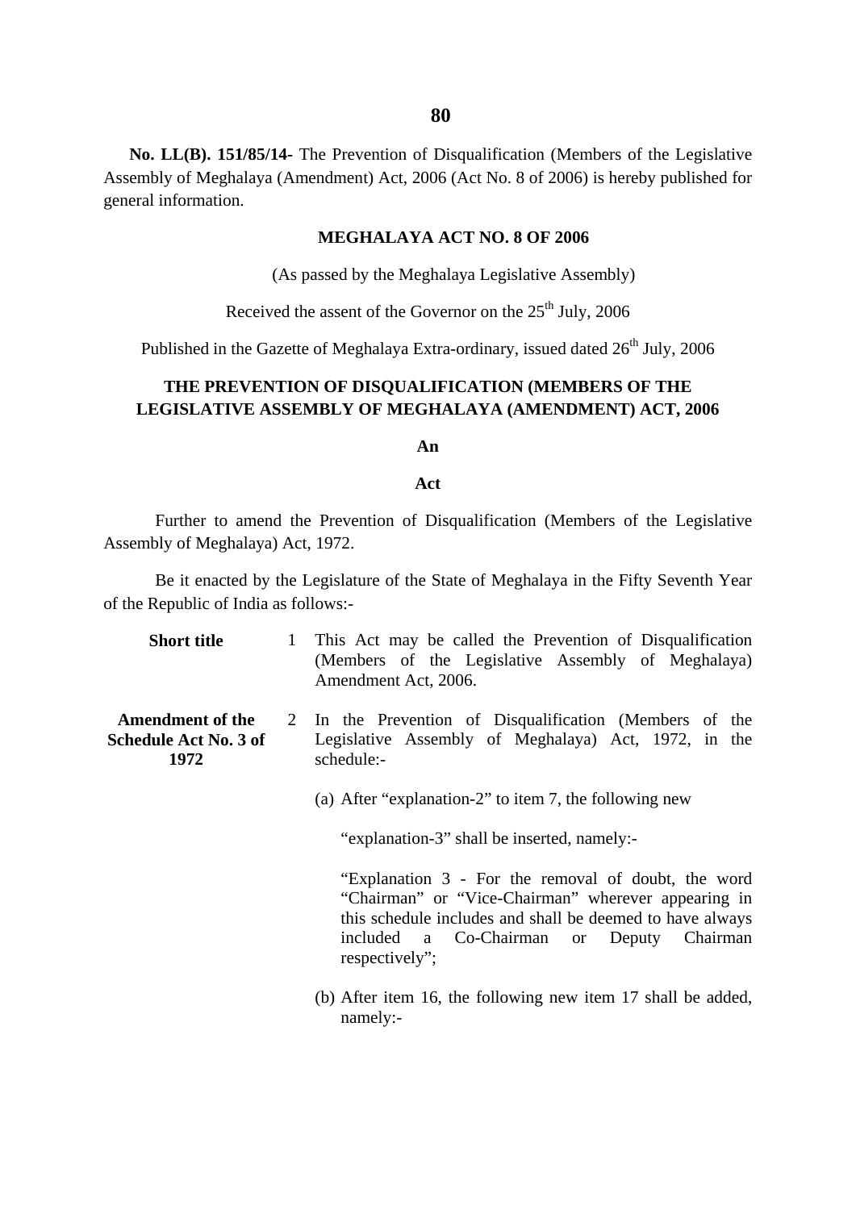**No. LL(B). 151/85/14-** The Prevention of Disqualification (Members of the Legislative Assembly of Meghalaya (Amendment) Act, 2006 (Act No. 8 of 2006) is hereby published for general information.

## MEGHALAYA ACT NO. 8 OF 2006

(As passed by the Meghalaya Legislative Assembly)

Received the assent of the Governor on the 25th July, 2006

Published in the Gazette of Meghalaya Extra-ordinary, issued dated 26th July, 2006

## THE PREVENTION OF DISQUALIFICATION (MEMBERS OF THE LEGISLATIVE ASSEMBLY OF MEGHALAYA (AMENDMENT) ACT, 2006

**An**

**Act**

Further to amend the Prevention of Disqualification (Members of the Legislative Assembly of Meghalaya) Act, 1972.

Be it enacted by the Legislature of the State of Meghalaya in the Fifty Seventh Year of the Republic of India as follows:-

**Short title**

1 This Act may be called the Prevention of Disqualification (Members of the Legislative Assembly of Meghalaya) Amendment Act, 2006.

**Amendment of the Schedule Act No. 3 of 1972**

2 In the Prevention of Disqualification (Members of the Legislative Assembly of Meghalaya) Act, 1972, in the schedule:-

(a) After "explanation-2" to item 7, the following new

"explanation-3" shall be inserted, namely:-

"Explanation 3 - For the removal of doubt, the word "Chairman" or "Vice-Chairman" wherever appearing in this schedule includes and shall be deemed to have always included a Co-Chairman or Deputy Chairman respectively";

(b) After item 16, the following new item 17 shall be added, namely:-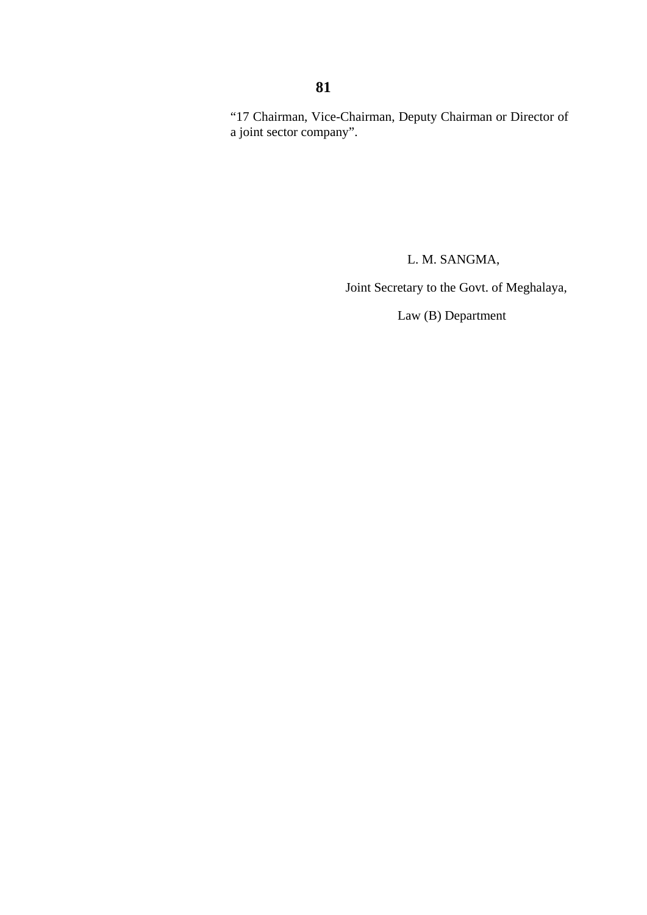"17 Chairman, Vice-Chairman, Deputy Chairman or Director of a joint sector company".

L. M. SANGMA,

Joint Secretary to the Govt. of Meghalaya,

Law (B) Department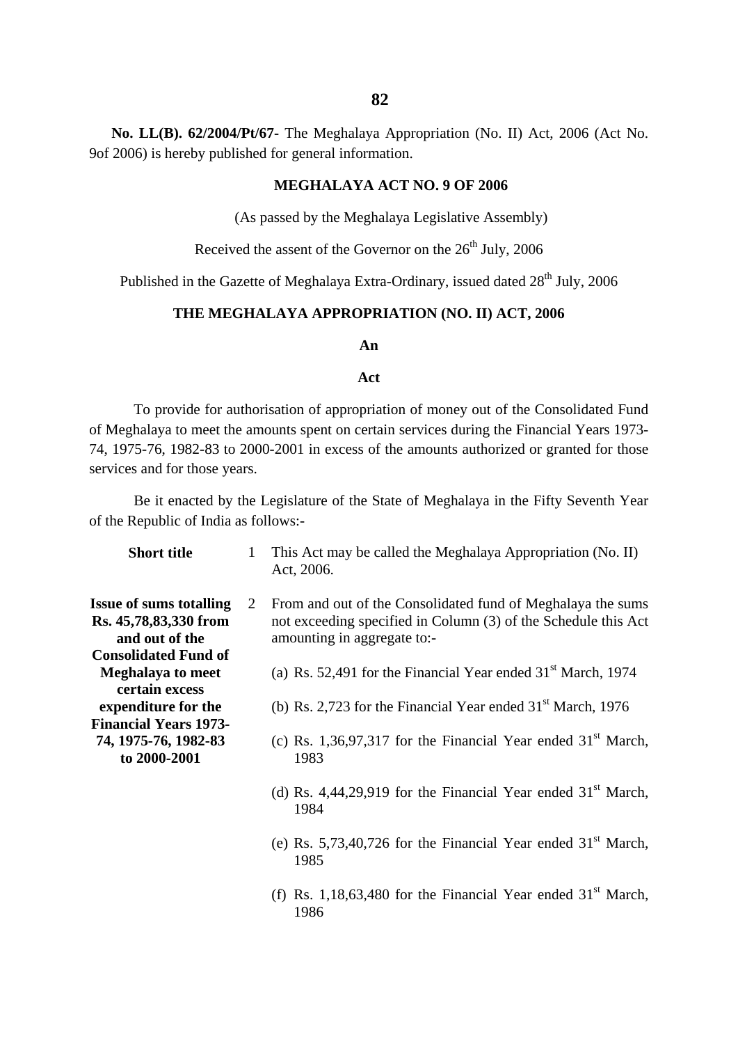**No. LL(B). 62/2004/Pt/67-** The Meghalaya Appropriation (No. II) Act, 2006 (Act No. 9of 2006) is hereby published for general information.

**MEGHALAYA ACT NO. 9 OF 2006**

(As passed by the Meghalaya Legislative Assembly)

Received the assent of the Governor on the 26th July, 2006

Published in the Gazette of Meghalaya Extra-Ordinary, issued dated 28th July, 2006

## THE MEGHALAYA APPROPRIATION (NO. II) ACT, 2006

**An**

**Act**

To provide for authorisation of appropriation of money out of the Consolidated Fund of Meghalaya to meet the amounts spent on certain services during the Financial Years 1973-74, 1975-76, 1982-83 to 2000-2001 in excess of the amounts authorized or granted for those services and for those years.

Be it enacted by the Legislature of the State of Meghalaya in the Fifty Seventh Year of the Republic of India as follows:-

**Short title**

1 This Act may be called the Meghalaya Appropriation (No. II) Act, 2006.

**Issue of sums totalling Rs. 45,78,83,330 from and out of the Consolidated Fund of Meghalaya to meet certain excess expenditure for the Financial Years 1973-74, 1975-76, 1982-83 to 2000-2001**

2 From and out of the Consolidated fund of Meghalaya the sums not exceeding specified in Column (3) of the Schedule this Act amounting in aggregate to:-

(a) Rs. 52,491 for the Financial Year ended 31st March, 1974

(b) Rs. 2,723 for the Financial Year ended 31st March, 1976

(c) Rs. 1,36,97,317 for the Financial Year ended 31st March, 1983

(d) Rs. 4,44,29,919 for the Financial Year ended 31st March, 1984

(e) Rs. 5,73,40,726 for the Financial Year ended 31st March, 1985

(f) Rs. 1,18,63,480 for the Financial Year ended 31st March, 1986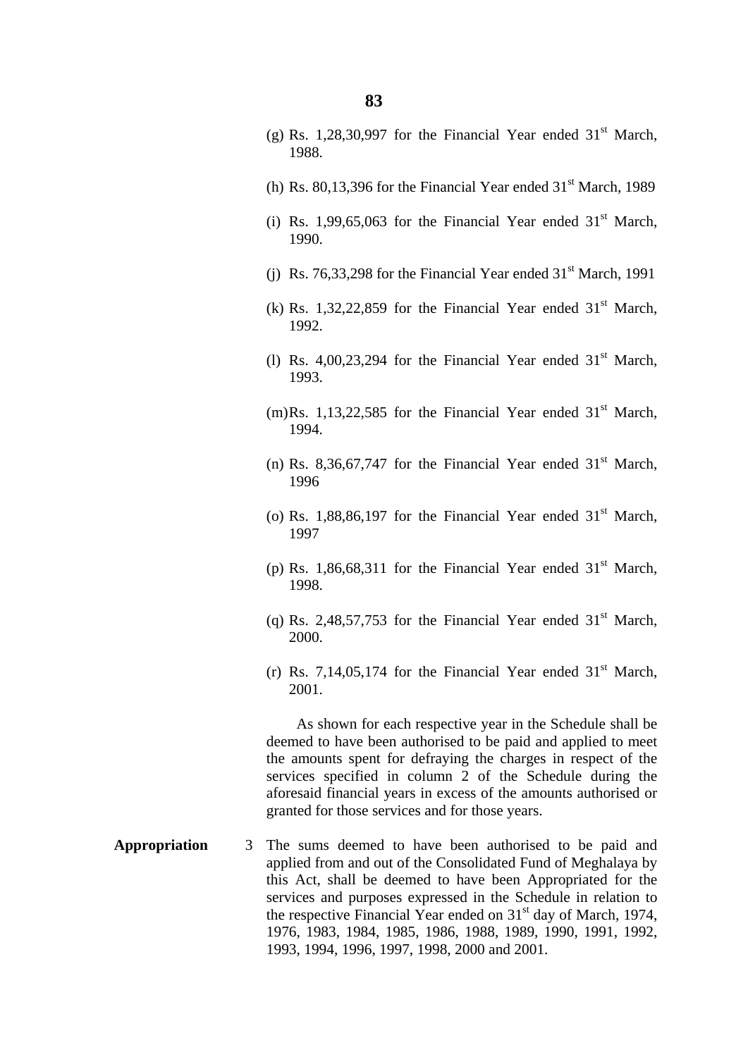(g) Rs. 1,28,30,997 for the Financial Year ended 31st March, 1988.

(h) Rs. 80,13,396 for the Financial Year ended 31st March, 1989

(i) Rs. 1,99,65,063 for the Financial Year ended 31st March, 1990.

(j) Rs. 76,33,298 for the Financial Year ended 31st March, 1991

(k) Rs. 1,32,22,859 for the Financial Year ended 31st March, 1992.

(l) Rs. 4,00,23,294 for the Financial Year ended 31st March, 1993.

(m) Rs. 1,13,22,585 for the Financial Year ended 31st March, 1994.

(n) Rs. 8,36,67,747 for the Financial Year ended 31st March, 1996

(o) Rs. 1,88,86,197 for the Financial Year ended 31st March, 1997

(p) Rs. 1,86,68,311 for the Financial Year ended 31st March, 1998.

(q) Rs. 2,48,57,753 for the Financial Year ended 31st March, 2000.

(r) Rs. 7,14,05,174 for the Financial Year ended 31st March, 2001.

As shown for each respective year in the Schedule shall be deemed to have been authorised to be paid and applied to meet the amounts spent for defraying the charges in respect of the services specified in column 2 of the Schedule during the aforesaid financial years in excess of the amounts authorised or granted for those services and for those years.

**Appropriation** 3 The sums deemed to have been authorised to be paid and applied from and out of the Consolidated Fund of Meghalaya by this Act, shall be deemed to have been Appropriated for the services and purposes expressed in the Schedule in relation to the respective Financial Year ended on 31st day of March, 1974, 1976, 1983, 1984, 1985, 1986, 1988, 1989, 1990, 1991, 1992, 1993, 1994, 1996, 1997, 1998, 2000 and 2001.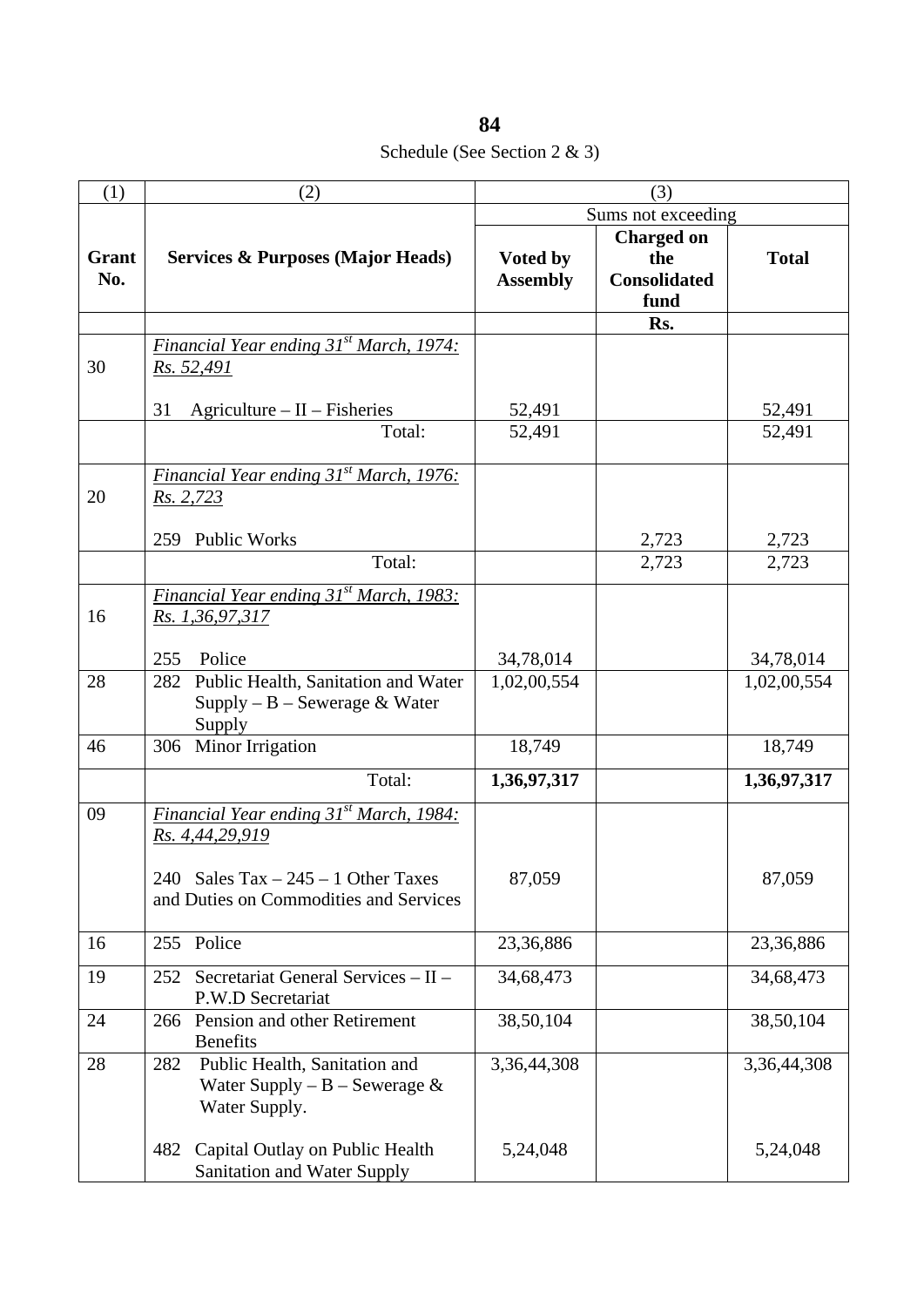Schedule (See Section 2 & 3)

| (1) | (2) | (3) | | |
|---|---|---|---|---|
| | | Sums not exceeding | | |
| **Grant No.** | **Services & Purposes (Major Heads)** | **Voted by Assembly** | **Charged on the Consolidated fund** | **Total** |
| | | | **Rs.** | |
| 30 | *Financial Year ending 31st March, 1974: Rs. 52,491*<br><br>31 Agriculture – II – Fisheries | 52,491 | | 52,491 |
| | Total: | 52,491 | | 52,491 |
| 20 | *Financial Year ending 31st March, 1976: Rs. 2,723*<br><br>259 Public Works | | 2,723 | 2,723 |
| | Total: | | 2,723 | 2,723 |
| 16 | *Financial Year ending 31st March, 1983: Rs. 1,36,97,317*<br><br>255 Police | 34,78,014 | | 34,78,014 |
| 28 | 282 Public Health, Sanitation and Water Supply – B – Sewerage & Water Supply | 1,02,00,554 | | 1,02,00,554 |
| 46 | 306 Minor Irrigation | 18,749 | | 18,749 |
| | Total: | **1,36,97,317** | | **1,36,97,317** |
| 09 | *Financial Year ending 31st March, 1984: Rs. 4,44,29,919*<br><br>240 Sales Tax – 245 – 1 Other Taxes and Duties on Commodities and Services | 87,059 | | 87,059 |
| 16 | 255 Police | 23,36,886 | | 23,36,886 |
| 19 | 252 Secretariat General Services – II – P.W.D Secretariat | 34,68,473 | | 34,68,473 |
| 24 | 266 Pension and other Retirement Benefits | 38,50,104 | | 38,50,104 |
| 28 | 282 Public Health, Sanitation and Water Supply – B – Sewerage & Water Supply.<br><br>482 Capital Outlay on Public Health Sanitation and Water Supply | 3,36,44,308<br><br>5,24,048 | | 3,36,44,308<br><br>5,24,048 |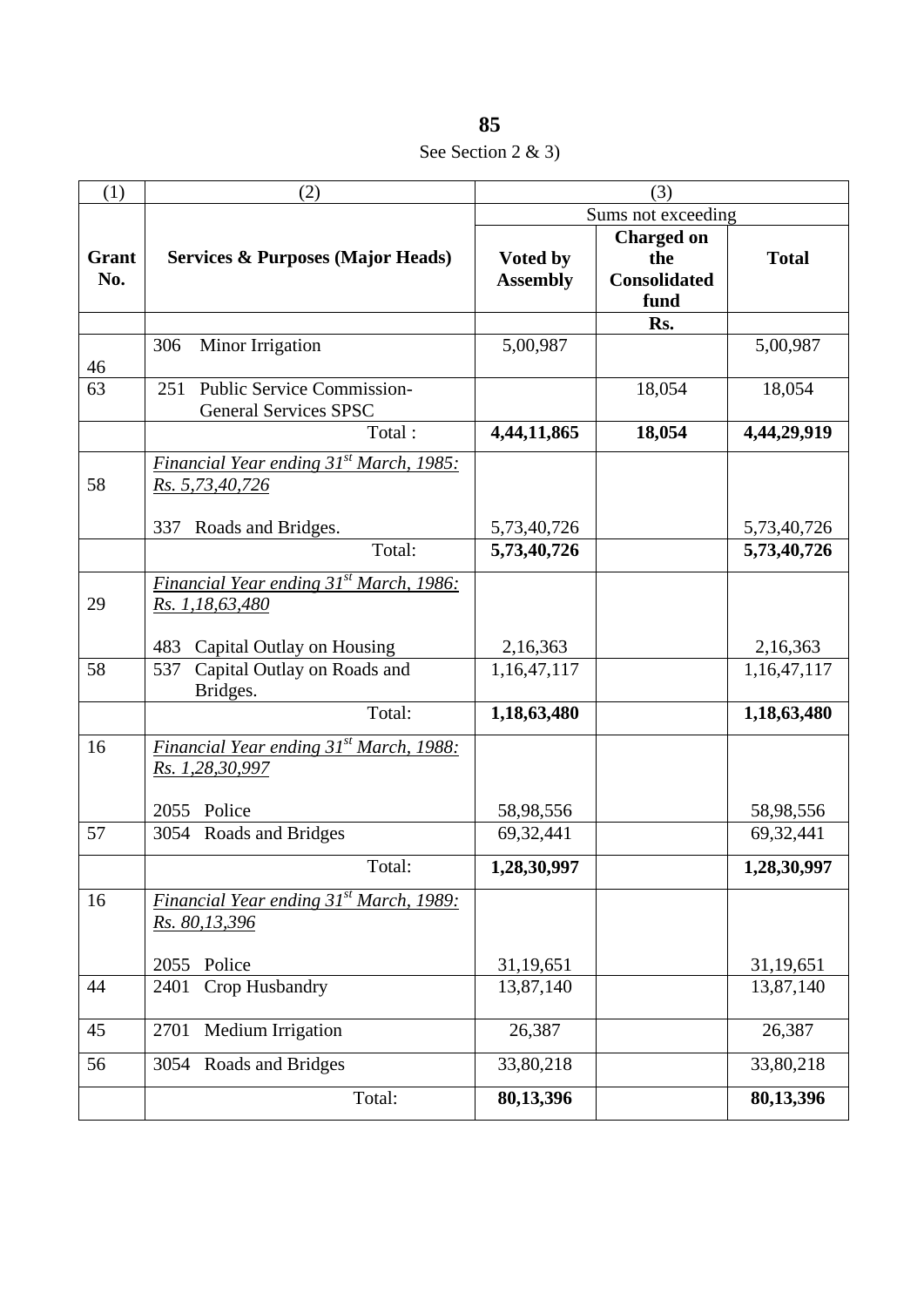See Section 2 & 3)

| (1) | (2) | (3) | | |
|---|---|---|---|---|
| | | Sums not exceeding | | |
| **Grant No.** | **Services & Purposes (Major Heads)** | **Voted by Assembly** | **Charged on the Consolidated fund** | **Total** |
| | | | **Rs.** | |
| 46 | 306 Minor Irrigation | 5,00,987 | | 5,00,987 |
| 63 | 251 Public Service Commission-General Services SPSC | | 18,054 | 18,054 |
| | Total : | **4,44,11,865** | **18,054** | **4,44,29,919** |
| 58 | *Financial Year ending 31st March, 1985: Rs. 5,73,40,726* <br> 337 Roads and Bridges. | 5,73,40,726 | | 5,73,40,726 |
| | Total: | **5,73,40,726** | | **5,73,40,726** |
| 29 | *Financial Year ending 31st March, 1986: Rs. 1,18,63,480* <br> 483 Capital Outlay on Housing | 2,16,363 | | 2,16,363 |
| 58 | 537 Capital Outlay on Roads and Bridges. | 1,16,47,117 | | 1,16,47,117 |
| | Total: | **1,18,63,480** | | **1,18,63,480** |
| 16 | *Financial Year ending 31st March, 1988: Rs. 1,28,30,997* <br> 2055 Police | 58,98,556 | | 58,98,556 |
| 57 | 3054 Roads and Bridges | 69,32,441 | | 69,32,441 |
| | Total: | **1,28,30,997** | | **1,28,30,997** |
| 16 | *Financial Year ending 31st March, 1989: Rs. 80,13,396* <br> 2055 Police | 31,19,651 | | 31,19,651 |
| 44 | 2401 Crop Husbandry | 13,87,140 | | 13,87,140 |
| 45 | 2701 Medium Irrigation | 26,387 | | 26,387 |
| 56 | 3054 Roads and Bridges | 33,80,218 | | 33,80,218 |
| | Total: | **80,13,396** | | **80,13,396** |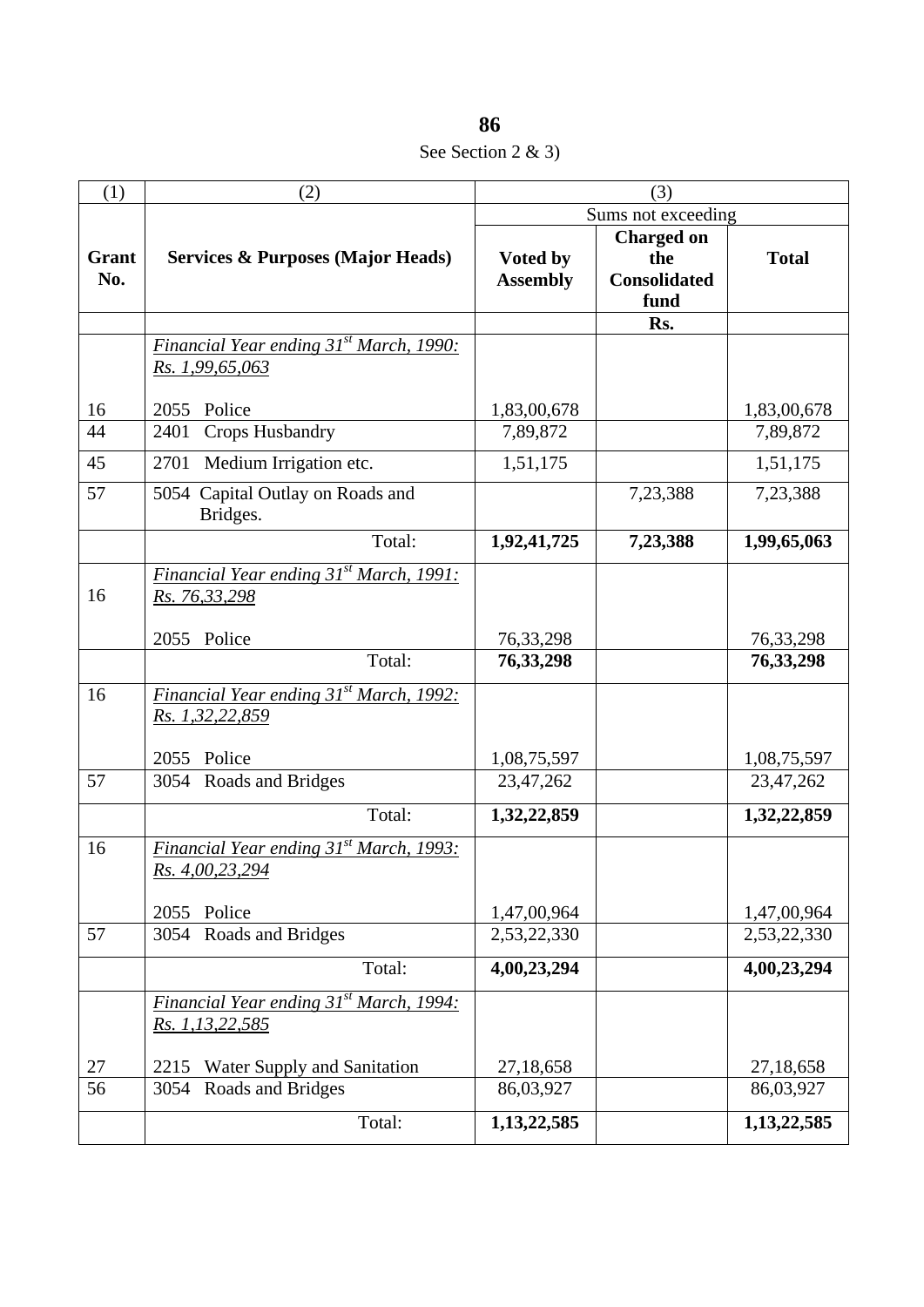# 86

See Section 2 & 3)

| (1) | (2) | (3) | | |
|---|---|---|---|---|
| | | Sums not exceeding | | |
| **Grant No.** | **Services & Purposes (Major Heads)** | **Voted by Assembly** | **Charged on the Consolidated fund** | **Total** |
| | | | **Rs.** | |
| | *Financial Year ending 31st March, 1990: Rs. 1,99,65,063* | | | |
| 16 | 2055 Police | 1,83,00,678 | | 1,83,00,678 |
| 44 | 2401 Crops Husbandry | 7,89,872 | | 7,89,872 |
| 45 | 2701 Medium Irrigation etc. | 1,51,175 | | 1,51,175 |
| 57 | 5054 Capital Outlay on Roads and Bridges. | | 7,23,388 | 7,23,388 |
| | Total: | **1,92,41,725** | **7,23,388** | **1,99,65,063** |
| 16 | *Financial Year ending 31st March, 1991: Rs. 76,33,298* | | | |
| | 2055 Police | 76,33,298 | | 76,33,298 |
| | Total: | **76,33,298** | | **76,33,298** |
| 16 | *Financial Year ending 31st March, 1992: Rs. 1,32,22,859* | | | |
| | 2055 Police | 1,08,75,597 | | 1,08,75,597 |
| 57 | 3054 Roads and Bridges | 23,47,262 | | 23,47,262 |
| | Total: | **1,32,22,859** | | **1,32,22,859** |
| 16 | *Financial Year ending 31st March, 1993: Rs. 4,00,23,294* | | | |
| | 2055 Police | 1,47,00,964 | | 1,47,00,964 |
| 57 | 3054 Roads and Bridges | 2,53,22,330 | | 2,53,22,330 |
| | Total: | **4,00,23,294** | | **4,00,23,294** |
| | *Financial Year ending 31st March, 1994: Rs. 1,13,22,585* | | | |
| 27 | 2215 Water Supply and Sanitation | 27,18,658 | | 27,18,658 |
| 56 | 3054 Roads and Bridges | 86,03,927 | | 86,03,927 |
| | Total: | **1,13,22,585** | | **1,13,22,585** |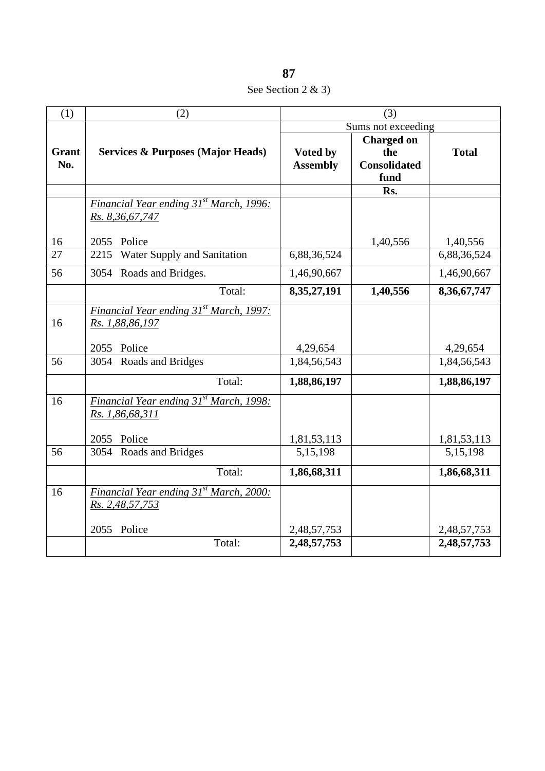See Section 2 & 3)

| (1) | (2) | (3) | | |
|---|---|---|---|---|
| | | Sums not exceeding | | |
| **Grant No.** | **Services & Purposes (Major Heads)** | **Voted by Assembly** | **Charged on the Consolidated fund** | **Total** |
| | | | **Rs.** | |
| | *Financial Year ending 31st March, 1996: Rs. 8,36,67,747* | | | |
| 16 | 2055 Police | | 1,40,556 | 1,40,556 |
| 27 | 2215 Water Supply and Sanitation | 6,88,36,524 | | 6,88,36,524 |
| 56 | 3054 Roads and Bridges. | 1,46,90,667 | | 1,46,90,667 |
| | Total: | **8,35,27,191** | **1,40,556** | **8,36,67,747** |
| 16 | *Financial Year ending 31st March, 1997: Rs. 1,88,86,197* | | | |
| | 2055 Police | 4,29,654 | | 4,29,654 |
| 56 | 3054 Roads and Bridges | 1,84,56,543 | | 1,84,56,543 |
| | Total: | **1,88,86,197** | | **1,88,86,197** |
| 16 | *Financial Year ending 31st March, 1998: Rs. 1,86,68,311* | | | |
| | 2055 Police | 1,81,53,113 | | 1,81,53,113 |
| 56 | 3054 Roads and Bridges | 5,15,198 | | 5,15,198 |
| | Total: | **1,86,68,311** | | **1,86,68,311** |
| 16 | *Financial Year ending 31st March, 2000: Rs. 2,48,57,753* | | | |
| | 2055 Police | 2,48,57,753 | | 2,48,57,753 |
| | Total: | **2,48,57,753** | | **2,48,57,753** |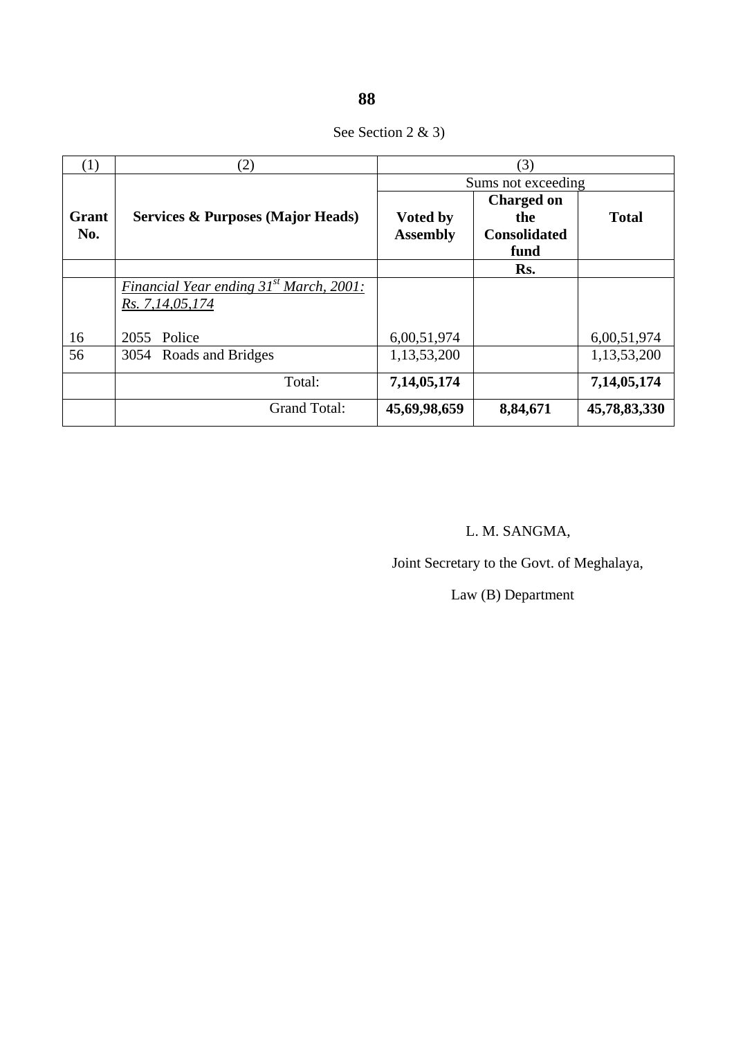See Section 2 & 3)

| (1) | (2) | (3) | | |
|---|---|---|---|---|
| | | Sums not exceeding | | |
| **Grant No.** | **Services & Purposes (Major Heads)** | **Voted by Assembly** | **Charged on the Consolidated fund** | **Total** |
| | | | **Rs.** | |
| | *Financial Year ending 31st March, 2001: Rs. 7,14,05,174* | | | |
| 16 | 2055 Police | 6,00,51,974 | | 6,00,51,974 |
| 56 | 3054 Roads and Bridges | 1,13,53,200 | | 1,13,53,200 |
| | Total: | **7,14,05,174** | | **7,14,05,174** |
| | Grand Total: | **45,69,98,659** | **8,84,671** | **45,78,83,330** |

L. M. SANGMA,

Joint Secretary to the Govt. of Meghalaya,

Law (B) Department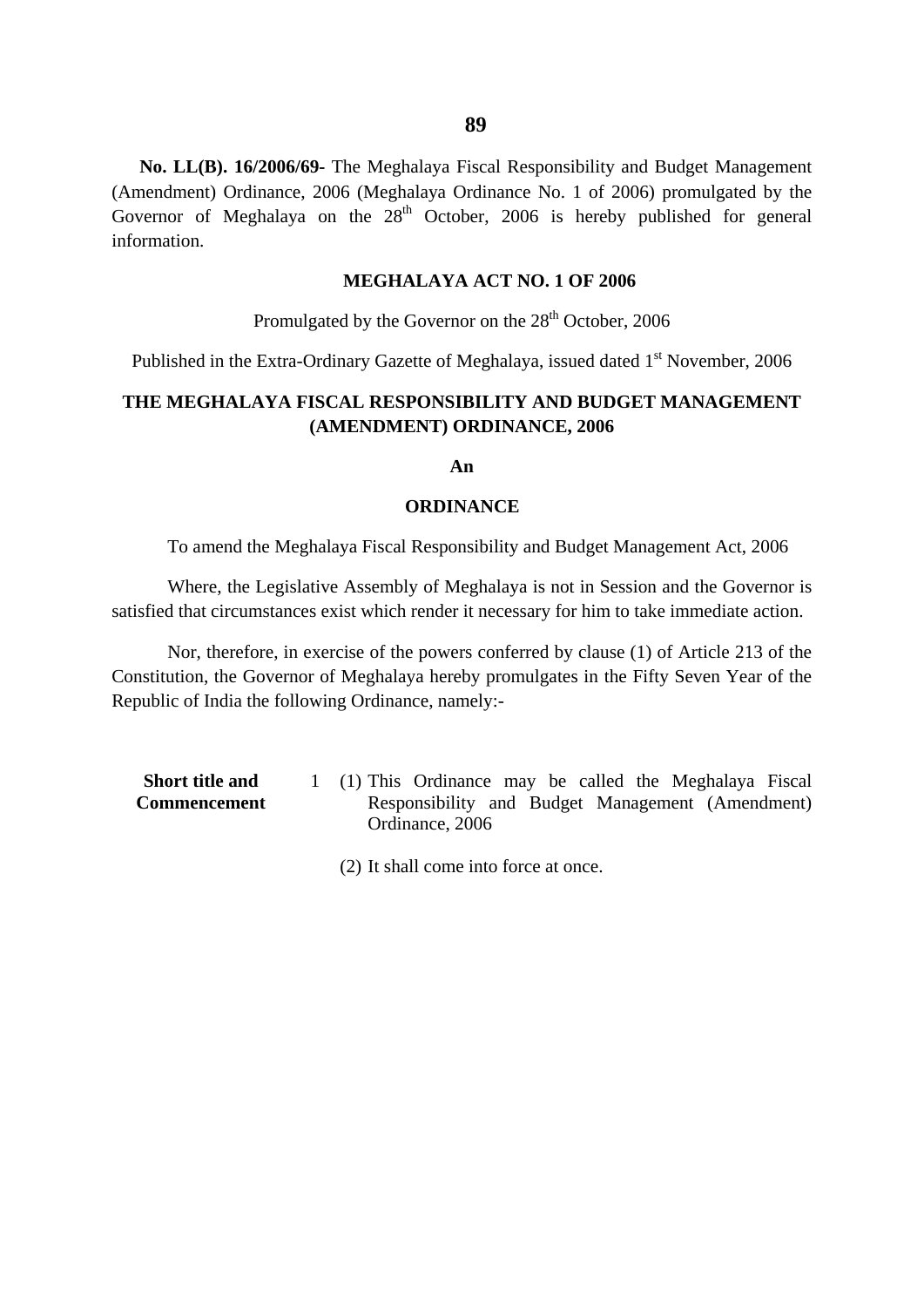**No. LL(B). 16/2006/69-** The Meghalaya Fiscal Responsibility and Budget Management (Amendment) Ordinance, 2006 (Meghalaya Ordinance No. 1 of 2006) promulgated by the Governor of Meghalaya on the 28th October, 2006 is hereby published for general information.

**MEGHALAYA ACT NO. 1 OF 2006**

Promulgated by the Governor on the 28th October, 2006

Published in the Extra-Ordinary Gazette of Meghalaya, issued dated 1st November, 2006

## THE MEGHALAYA FISCAL RESPONSIBILITY AND BUDGET MANAGEMENT (AMENDMENT) ORDINANCE, 2006

**An**

**ORDINANCE**

To amend the Meghalaya Fiscal Responsibility and Budget Management Act, 2006

Where, the Legislative Assembly of Meghalaya is not in Session and the Governor is satisfied that circumstances exist which render it necessary for him to take immediate action.

Nor, therefore, in exercise of the powers conferred by clause (1) of Article 213 of the Constitution, the Governor of Meghalaya hereby promulgates in the Fifty Seven Year of the Republic of India the following Ordinance, namely:-

**Short title and Commencement**

1 (1) This Ordinance may be called the Meghalaya Fiscal Responsibility and Budget Management (Amendment) Ordinance, 2006

(2) It shall come into force at once.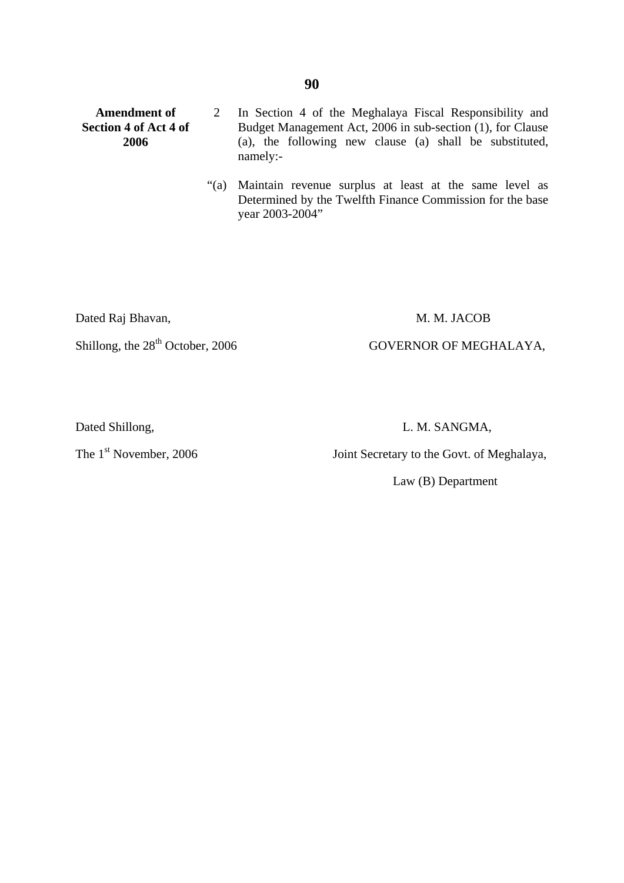**Amendment of Section 4 of Act 4 of 2006**

2 In Section 4 of the Meghalaya Fiscal Responsibility and Budget Management Act, 2006 in sub-section (1), for Clause (a), the following new clause (a) shall be substituted, namely:-

"(a) Maintain revenue surplus at least at the same level as Determined by the Twelfth Finance Commission for the base year 2003-2004"

Dated Raj Bhavan,

Shillong, the 28th October, 2006

M. M. JACOB

GOVERNOR OF MEGHALAYA,

Dated Shillong,

The 1st November, 2006

L. M. SANGMA,

Joint Secretary to the Govt. of Meghalaya,

Law (B) Department